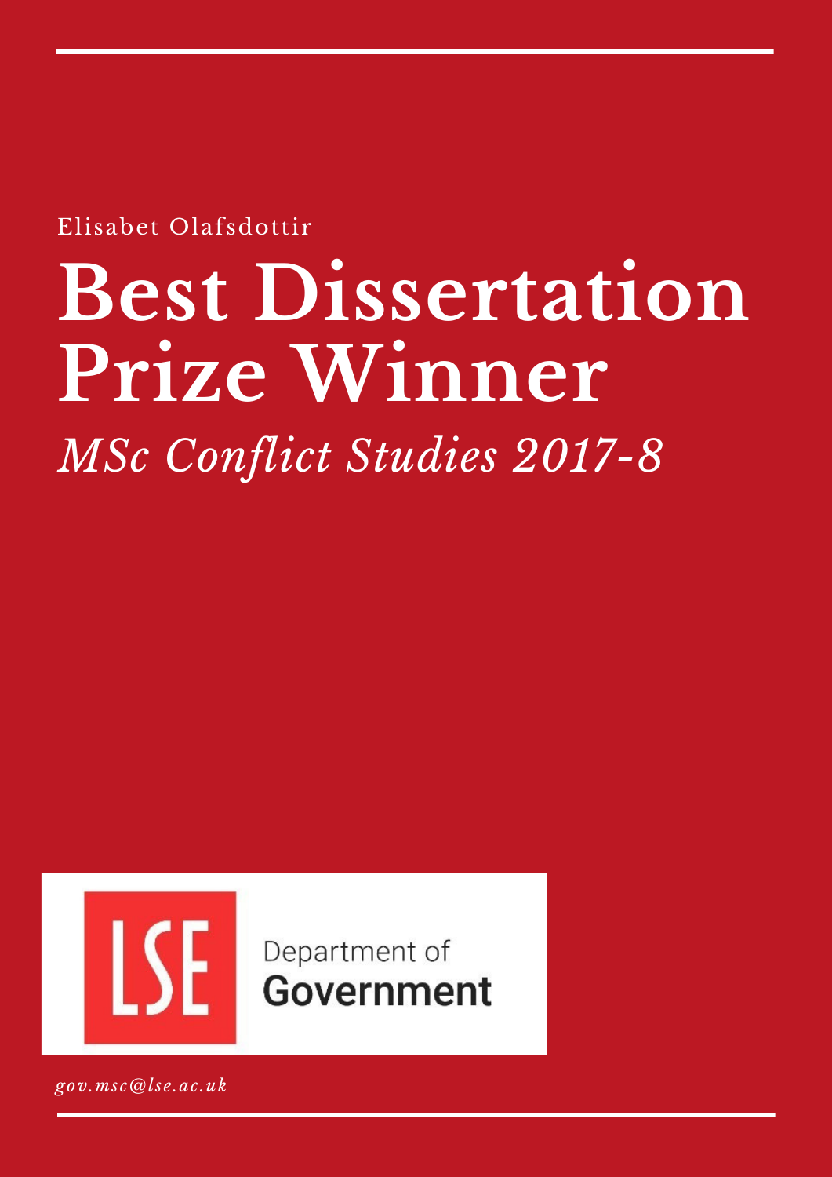Elisabet Olafsdottir

# Best Dissertation Prize Winner

*MSc Conflict Studies 2017-8*

Department of
**Government**

*gov.msc@lse.ac.uk*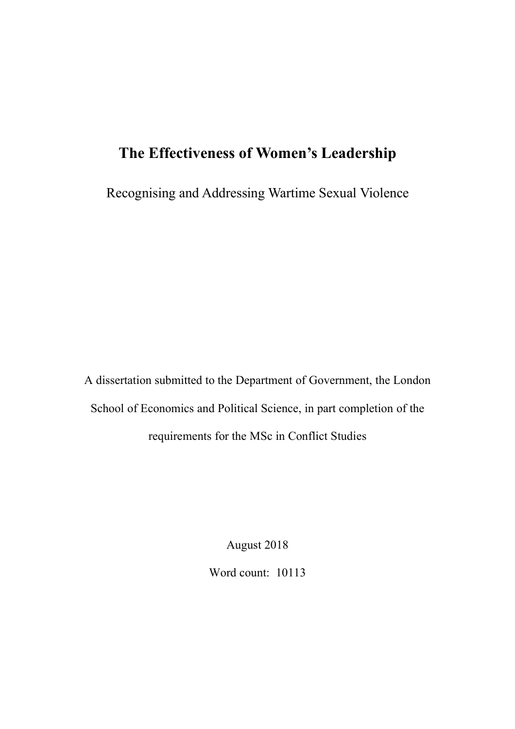# The Effectiveness of Women's Leadership

Recognising and Addressing Wartime Sexual Violence

A dissertation submitted to the Department of Government, the London School of Economics and Political Science, in part completion of the requirements for the MSc in Conflict Studies

August 2018

Word count: 10113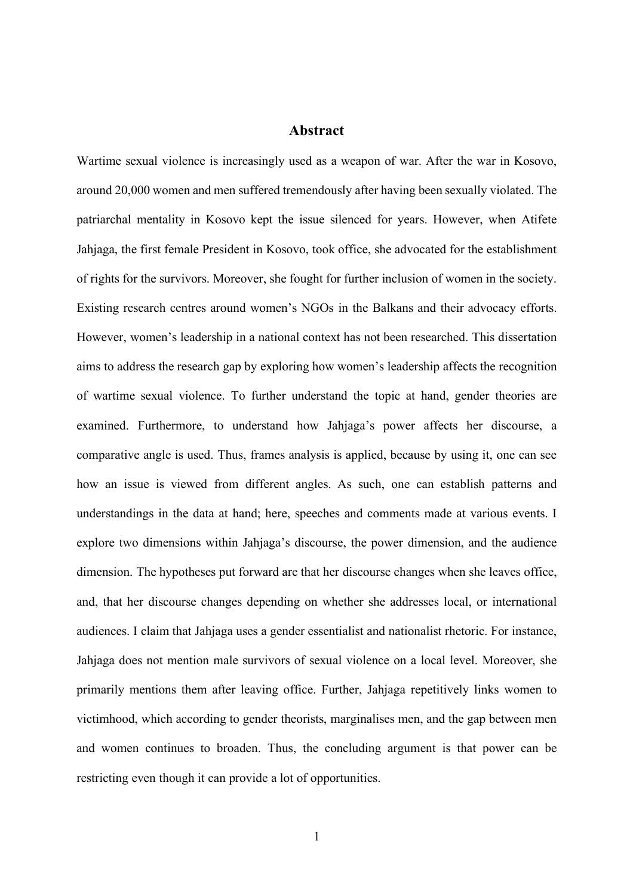# Abstract

Wartime sexual violence is increasingly used as a weapon of war. After the war in Kosovo, around 20,000 women and men suffered tremendously after having been sexually violated. The patriarchal mentality in Kosovo kept the issue silenced for years. However, when Atifete Jahjaga, the first female President in Kosovo, took office, she advocated for the establishment of rights for the survivors. Moreover, she fought for further inclusion of women in the society. Existing research centres around women's NGOs in the Balkans and their advocacy efforts. However, women's leadership in a national context has not been researched. This dissertation aims to address the research gap by exploring how women's leadership affects the recognition of wartime sexual violence. To further understand the topic at hand, gender theories are examined. Furthermore, to understand how Jahjaga's power affects her discourse, a comparative angle is used. Thus, frames analysis is applied, because by using it, one can see how an issue is viewed from different angles. As such, one can establish patterns and understandings in the data at hand; here, speeches and comments made at various events. I explore two dimensions within Jahjaga's discourse, the power dimension, and the audience dimension. The hypotheses put forward are that her discourse changes when she leaves office, and, that her discourse changes depending on whether she addresses local, or international audiences. I claim that Jahjaga uses a gender essentialist and nationalist rhetoric. For instance, Jahjaga does not mention male survivors of sexual violence on a local level. Moreover, she primarily mentions them after leaving office. Further, Jahjaga repetitively links women to victimhood, which according to gender theorists, marginalises men, and the gap between men and women continues to broaden. Thus, the concluding argument is that power can be restricting even though it can provide a lot of opportunities.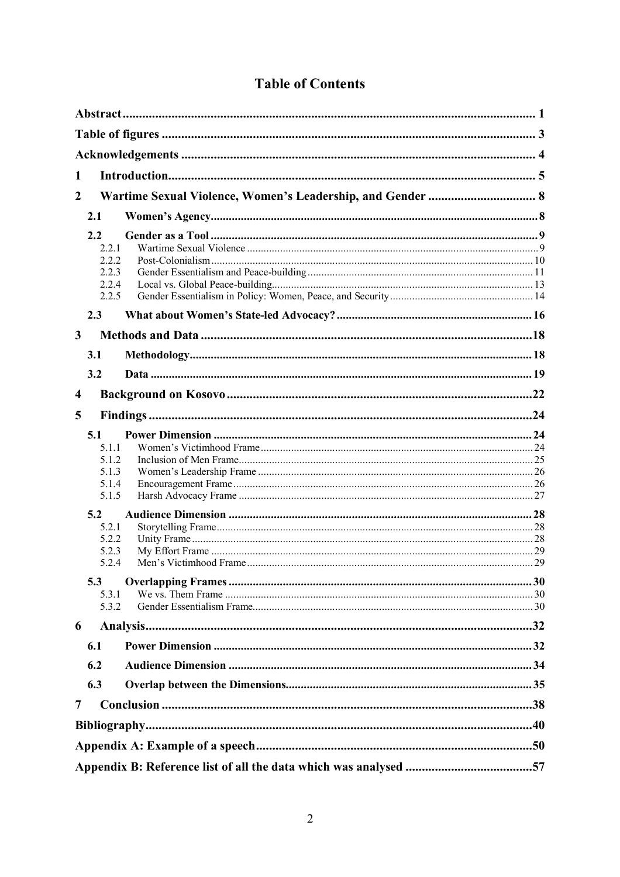# Table of Contents

| | |
|---|---|
| **Abstract** | **1** |
| **Table of figures** | **3** |
| **Acknowledgements** | **4** |
| **1 Introduction** | **5** |
| **2 Wartime Sexual Violence, Women's Leadership, and Gender** | **8** |
| **2.1 Women's Agency** | **8** |
| **2.2 Gender as a Tool** | **9** |
| 2.2.1 Wartime Sexual Violence | 9 |
| 2.2.2 Post-Colonialism | 10 |
| 2.2.3 Gender Essentialism and Peace-building | 11 |
| 2.2.4 Local vs. Global Peace-building | 13 |
| 2.2.5 Gender Essentialism in Policy: Women, Peace, and Security | 14 |
| **2.3 What about Women's State-led Advocacy?** | **16** |
| **3 Methods and Data** | **18** |
| **3.1 Methodology** | **18** |
| **3.2 Data** | **19** |
| **4 Background on Kosovo** | **22** |
| **5 Findings** | **24** |
| **5.1 Power Dimension** | **24** |
| 5.1.1 Women's Victimhood Frame | 24 |
| 5.1.2 Inclusion of Men Frame | 25 |
| 5.1.3 Women's Leadership Frame | 26 |
| 5.1.4 Encouragement Frame | 26 |
| 5.1.5 Harsh Advocacy Frame | 27 |
| **5.2 Audience Dimension** | **28** |
| 5.2.1 Storytelling Frame | 28 |
| 5.2.2 Unity Frame | 28 |
| 5.2.3 My Effort Frame | 29 |
| 5.2.4 Men's Victimhood Frame | 29 |
| **5.3 Overlapping Frames** | **30** |
| 5.3.1 We vs. Them Frame | 30 |
| 5.3.2 Gender Essentialism Frame | 30 |
| **6 Analysis** | **32** |
| **6.1 Power Dimension** | **32** |
| **6.2 Audience Dimension** | **34** |
| **6.3 Overlap between the Dimensions** | **35** |
| **7 Conclusion** | **38** |
| **Bibliography** | **40** |
| **Appendix A: Example of a speech** | **50** |
| **Appendix B: Reference list of all the data which was analysed** | **57** |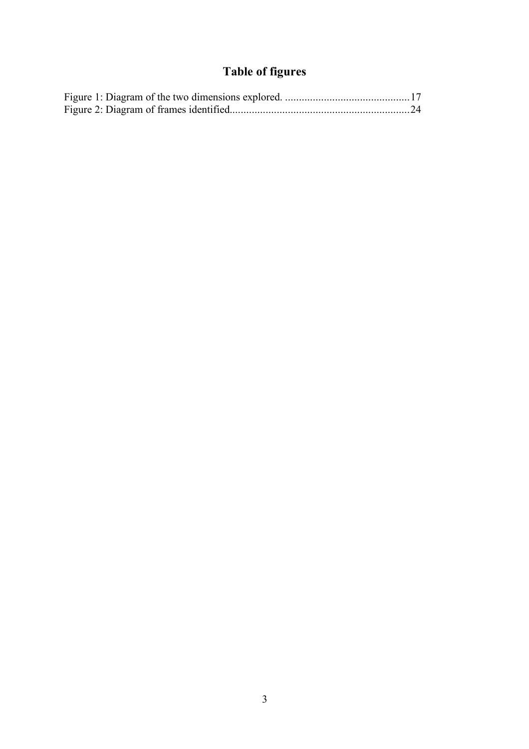# Table of figures

Figure 1: Diagram of the two dimensions explored. ............................................17
Figure 2: Diagram of frames identified.................................................................24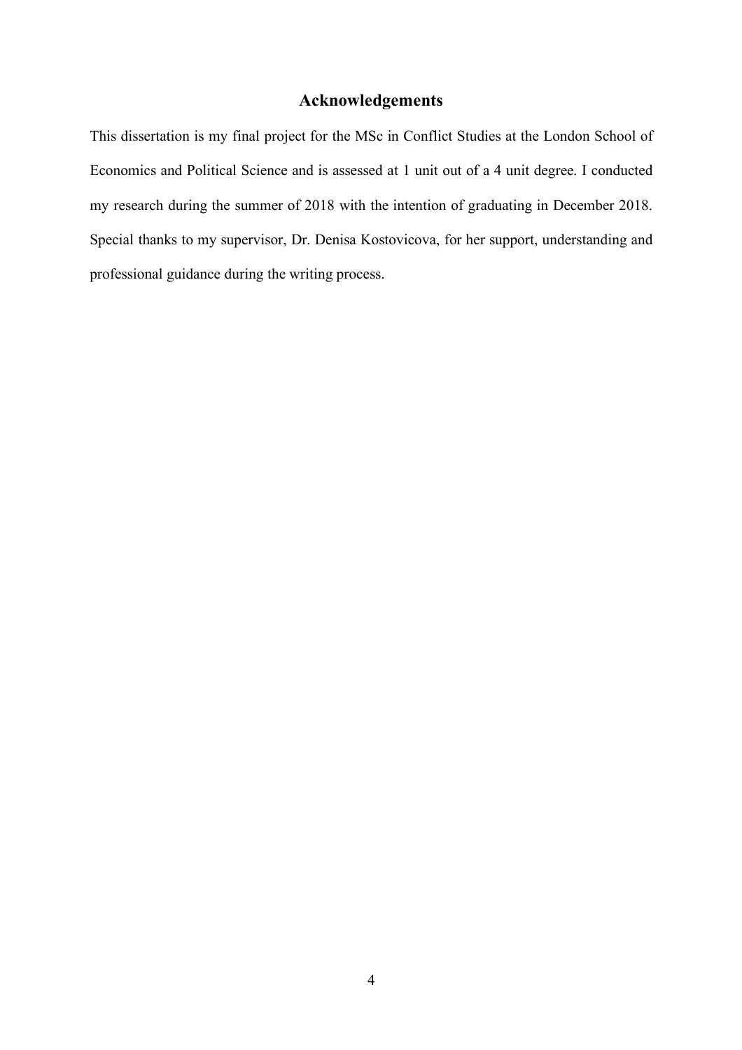## Acknowledgements

This dissertation is my final project for the MSc in Conflict Studies at the London School of Economics and Political Science and is assessed at 1 unit out of a 4 unit degree. I conducted my research during the summer of 2018 with the intention of graduating in December 2018. Special thanks to my supervisor, Dr. Denisa Kostovicova, for her support, understanding and professional guidance during the writing process.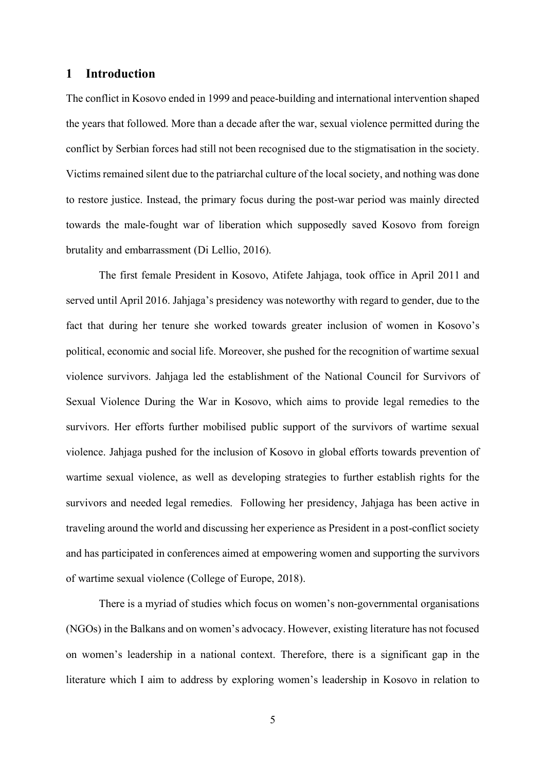## 1 Introduction

The conflict in Kosovo ended in 1999 and peace-building and international intervention shaped the years that followed. More than a decade after the war, sexual violence permitted during the conflict by Serbian forces had still not been recognised due to the stigmatisation in the society. Victims remained silent due to the patriarchal culture of the local society, and nothing was done to restore justice. Instead, the primary focus during the post-war period was mainly directed towards the male-fought war of liberation which supposedly saved Kosovo from foreign brutality and embarrassment (Di Lellio, 2016).

The first female President in Kosovo, Atifete Jahjaga, took office in April 2011 and served until April 2016. Jahjaga's presidency was noteworthy with regard to gender, due to the fact that during her tenure she worked towards greater inclusion of women in Kosovo's political, economic and social life. Moreover, she pushed for the recognition of wartime sexual violence survivors. Jahjaga led the establishment of the National Council for Survivors of Sexual Violence During the War in Kosovo, which aims to provide legal remedies to the survivors. Her efforts further mobilised public support of the survivors of wartime sexual violence. Jahjaga pushed for the inclusion of Kosovo in global efforts towards prevention of wartime sexual violence, as well as developing strategies to further establish rights for the survivors and needed legal remedies. Following her presidency, Jahjaga has been active in traveling around the world and discussing her experience as President in a post-conflict society and has participated in conferences aimed at empowering women and supporting the survivors of wartime sexual violence (College of Europe, 2018).

There is a myriad of studies which focus on women's non-governmental organisations (NGOs) in the Balkans and on women's advocacy. However, existing literature has not focused on women's leadership in a national context. Therefore, there is a significant gap in the literature which I aim to address by exploring women's leadership in Kosovo in relation to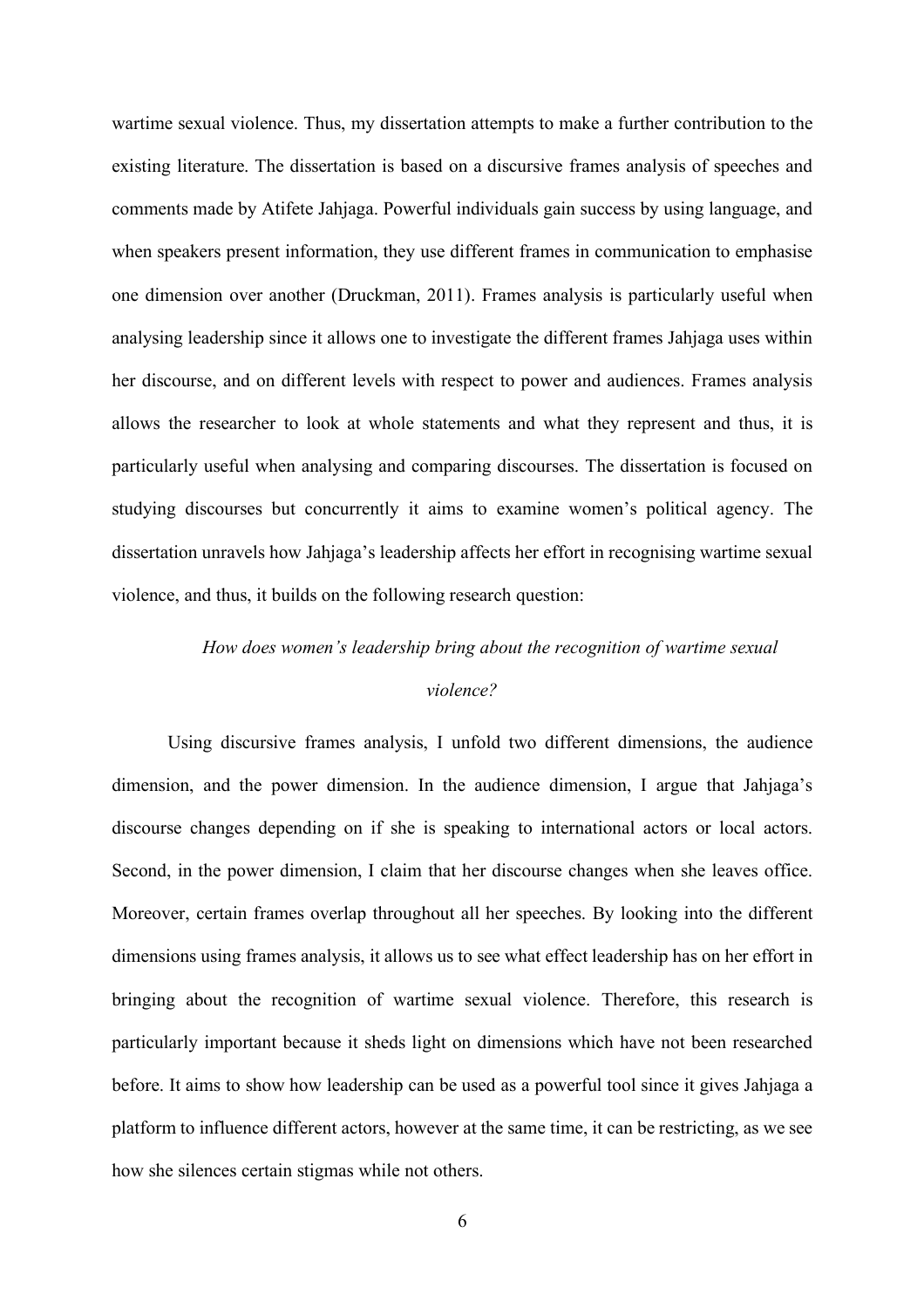wartime sexual violence. Thus, my dissertation attempts to make a further contribution to the existing literature. The dissertation is based on a discursive frames analysis of speeches and comments made by Atifete Jahjaga. Powerful individuals gain success by using language, and when speakers present information, they use different frames in communication to emphasise one dimension over another (Druckman, 2011). Frames analysis is particularly useful when analysing leadership since it allows one to investigate the different frames Jahjaga uses within her discourse, and on different levels with respect to power and audiences. Frames analysis allows the researcher to look at whole statements and what they represent and thus, it is particularly useful when analysing and comparing discourses. The dissertation is focused on studying discourses but concurrently it aims to examine women's political agency. The dissertation unravels how Jahjaga's leadership affects her effort in recognising wartime sexual violence, and thus, it builds on the following research question:

*How does women's leadership bring about the recognition of wartime sexual violence?*

Using discursive frames analysis, I unfold two different dimensions, the audience dimension, and the power dimension. In the audience dimension, I argue that Jahjaga's discourse changes depending on if she is speaking to international actors or local actors. Second, in the power dimension, I claim that her discourse changes when she leaves office. Moreover, certain frames overlap throughout all her speeches. By looking into the different dimensions using frames analysis, it allows us to see what effect leadership has on her effort in bringing about the recognition of wartime sexual violence. Therefore, this research is particularly important because it sheds light on dimensions which have not been researched before. It aims to show how leadership can be used as a powerful tool since it gives Jahjaga a platform to influence different actors, however at the same time, it can be restricting, as we see how she silences certain stigmas while not others.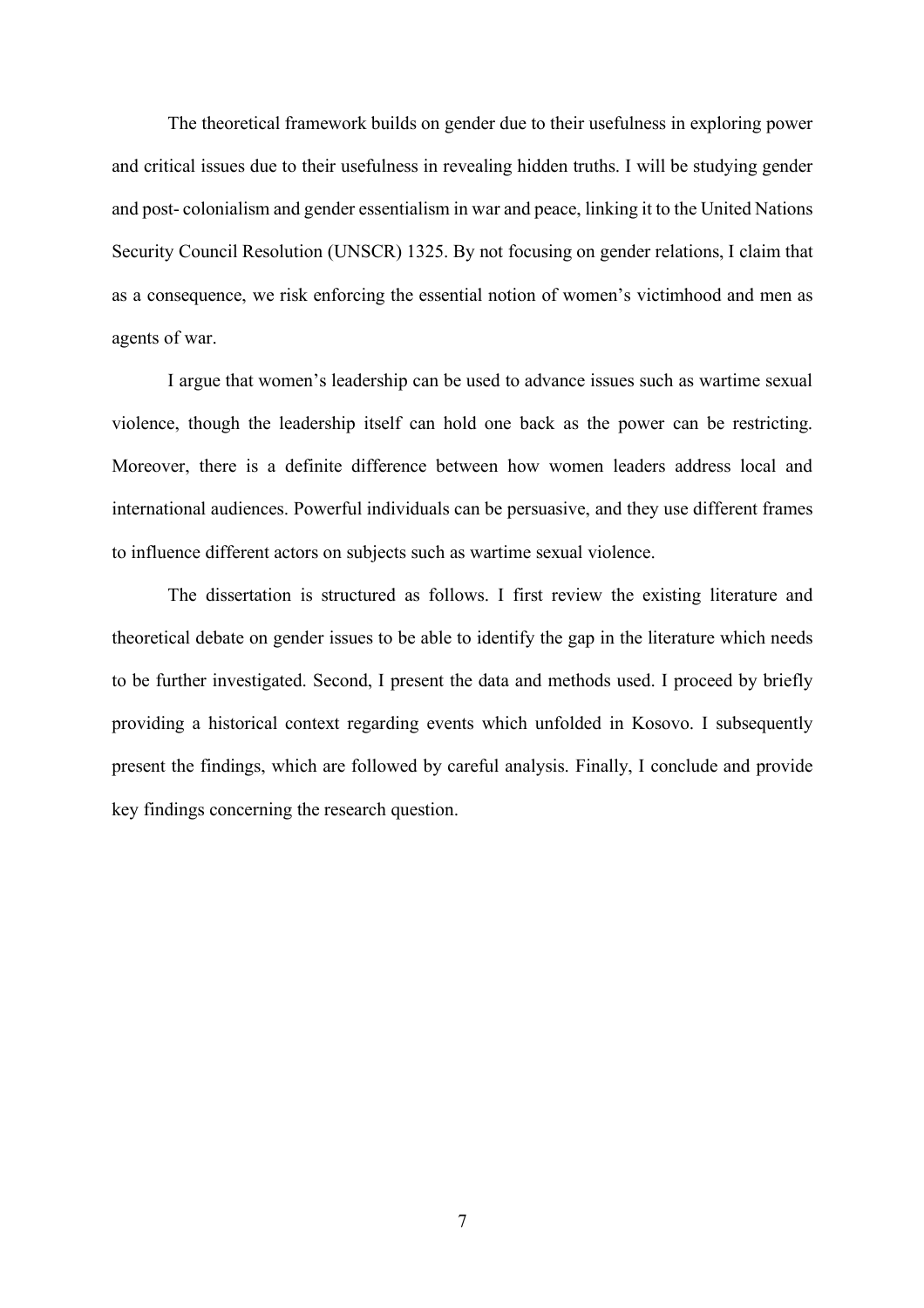The theoretical framework builds on gender due to their usefulness in exploring power and critical issues due to their usefulness in revealing hidden truths. I will be studying gender and post- colonialism and gender essentialism in war and peace, linking it to the United Nations Security Council Resolution (UNSCR) 1325. By not focusing on gender relations, I claim that as a consequence, we risk enforcing the essential notion of women's victimhood and men as agents of war.

I argue that women's leadership can be used to advance issues such as wartime sexual violence, though the leadership itself can hold one back as the power can be restricting. Moreover, there is a definite difference between how women leaders address local and international audiences. Powerful individuals can be persuasive, and they use different frames to influence different actors on subjects such as wartime sexual violence.

The dissertation is structured as follows. I first review the existing literature and theoretical debate on gender issues to be able to identify the gap in the literature which needs to be further investigated. Second, I present the data and methods used. I proceed by briefly providing a historical context regarding events which unfolded in Kosovo. I subsequently present the findings, which are followed by careful analysis. Finally, I conclude and provide key findings concerning the research question.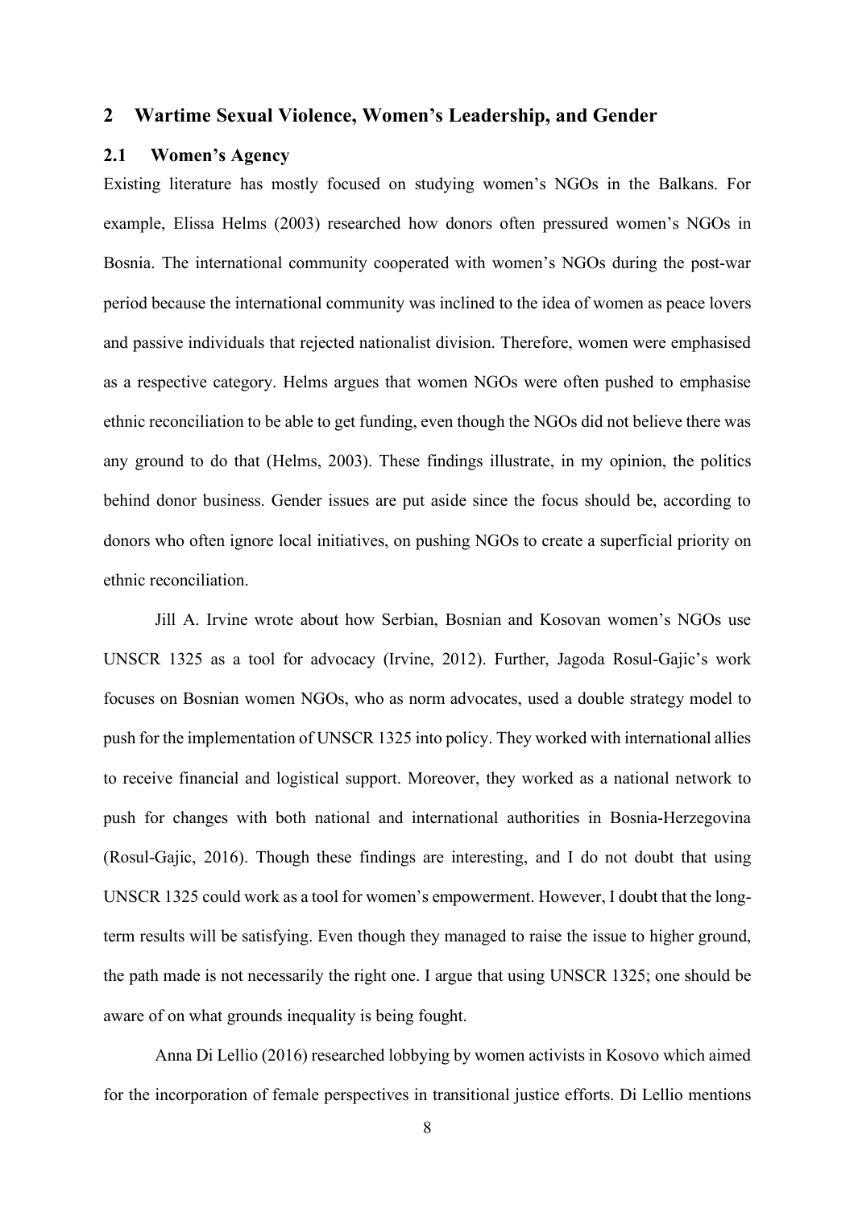## 2 Wartime Sexual Violence, Women's Leadership, and Gender

### 2.1 Women's Agency

Existing literature has mostly focused on studying women's NGOs in the Balkans. For example, Elissa Helms (2003) researched how donors often pressured women's NGOs in Bosnia. The international community cooperated with women's NGOs during the post-war period because the international community was inclined to the idea of women as peace lovers and passive individuals that rejected nationalist division. Therefore, women were emphasised as a respective category. Helms argues that women NGOs were often pushed to emphasise ethnic reconciliation to be able to get funding, even though the NGOs did not believe there was any ground to do that (Helms, 2003). These findings illustrate, in my opinion, the politics behind donor business. Gender issues are put aside since the focus should be, according to donors who often ignore local initiatives, on pushing NGOs to create a superficial priority on ethnic reconciliation.

Jill A. Irvine wrote about how Serbian, Bosnian and Kosovan women's NGOs use UNSCR 1325 as a tool for advocacy (Irvine, 2012). Further, Jagoda Rosul-Gajic's work focuses on Bosnian women NGOs, who as norm advocates, used a double strategy model to push for the implementation of UNSCR 1325 into policy. They worked with international allies to receive financial and logistical support. Moreover, they worked as a national network to push for changes with both national and international authorities in Bosnia-Herzegovina (Rosul-Gajic, 2016). Though these findings are interesting, and I do not doubt that using UNSCR 1325 could work as a tool for women's empowerment. However, I doubt that the long-term results will be satisfying. Even though they managed to raise the issue to higher ground, the path made is not necessarily the right one. I argue that using UNSCR 1325; one should be aware of on what grounds inequality is being fought.

Anna Di Lellio (2016) researched lobbying by women activists in Kosovo which aimed for the incorporation of female perspectives in transitional justice efforts. Di Lellio mentions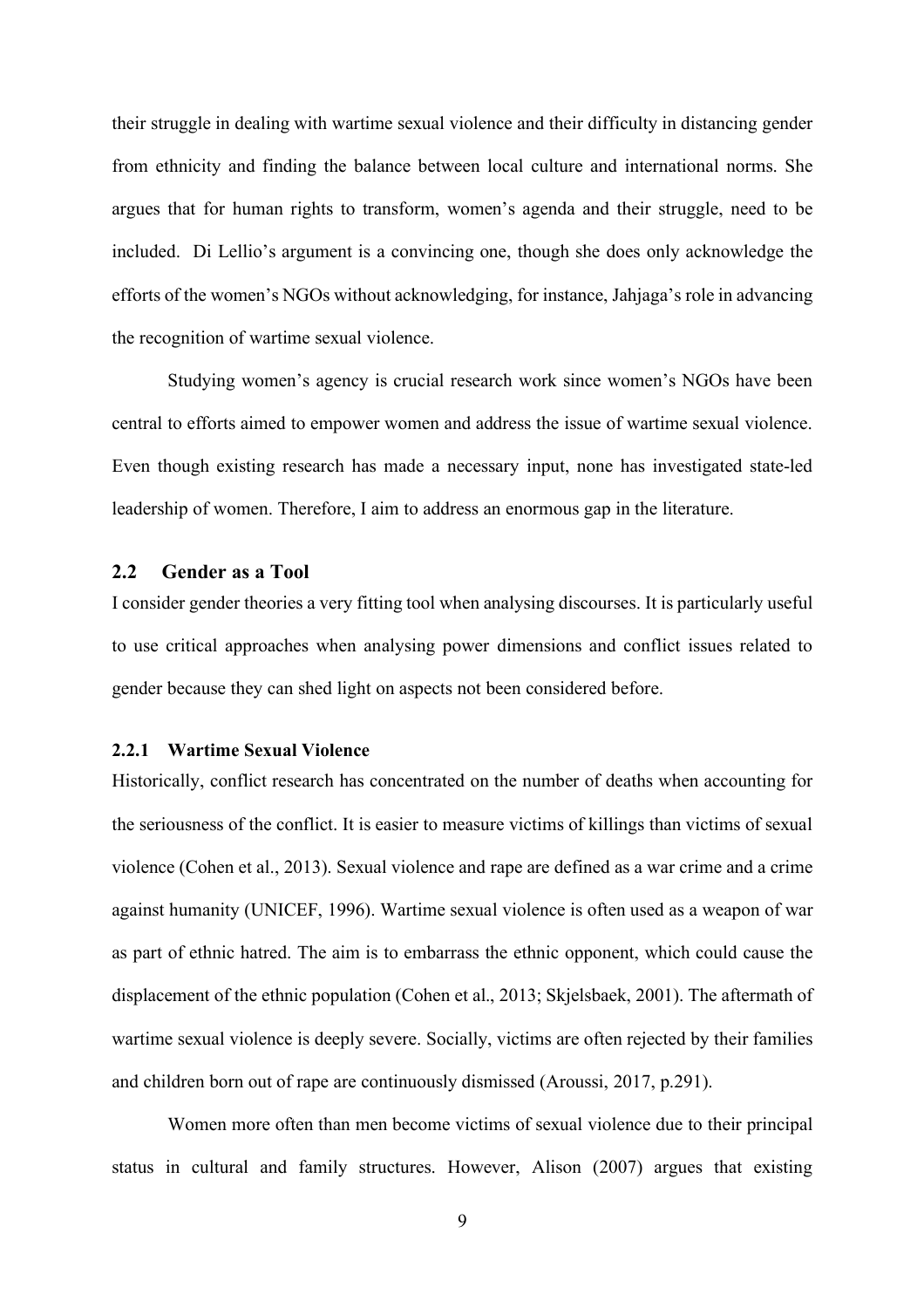their struggle in dealing with wartime sexual violence and their difficulty in distancing gender from ethnicity and finding the balance between local culture and international norms. She argues that for human rights to transform, women's agenda and their struggle, need to be included. Di Lellio's argument is a convincing one, though she does only acknowledge the efforts of the women's NGOs without acknowledging, for instance, Jahjaga's role in advancing the recognition of wartime sexual violence.

Studying women's agency is crucial research work since women's NGOs have been central to efforts aimed to empower women and address the issue of wartime sexual violence. Even though existing research has made a necessary input, none has investigated state-led leadership of women. Therefore, I aim to address an enormous gap in the literature.

## 2.2 Gender as a Tool

I consider gender theories a very fitting tool when analysing discourses. It is particularly useful to use critical approaches when analysing power dimensions and conflict issues related to gender because they can shed light on aspects not been considered before.

### 2.2.1 Wartime Sexual Violence

Historically, conflict research has concentrated on the number of deaths when accounting for the seriousness of the conflict. It is easier to measure victims of killings than victims of sexual violence (Cohen et al., 2013). Sexual violence and rape are defined as a war crime and a crime against humanity (UNICEF, 1996). Wartime sexual violence is often used as a weapon of war as part of ethnic hatred. The aim is to embarrass the ethnic opponent, which could cause the displacement of the ethnic population (Cohen et al., 2013; Skjelsbaek, 2001). The aftermath of wartime sexual violence is deeply severe. Socially, victims are often rejected by their families and children born out of rape are continuously dismissed (Aroussi, 2017, p.291).

Women more often than men become victims of sexual violence due to their principal status in cultural and family structures. However, Alison (2007) argues that existing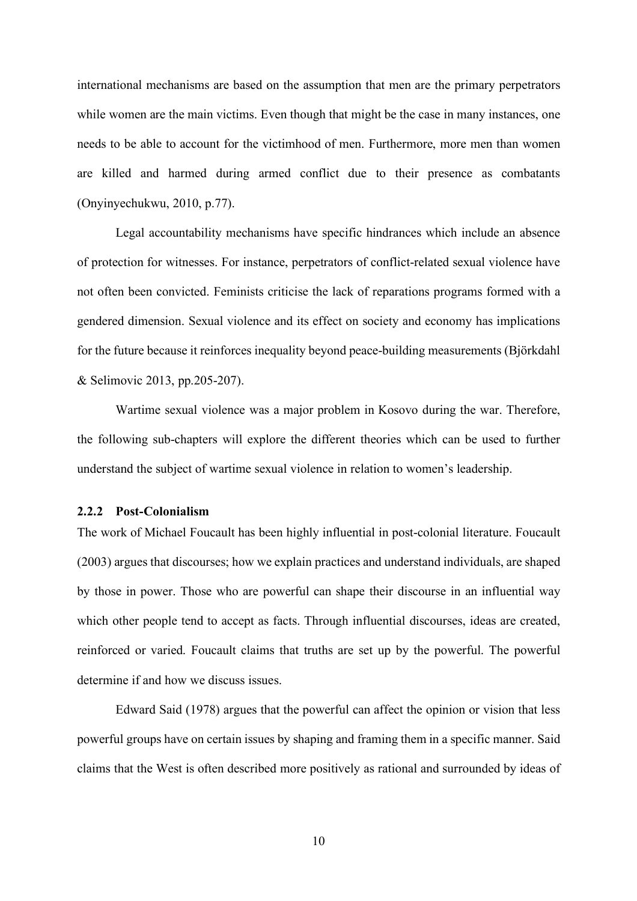international mechanisms are based on the assumption that men are the primary perpetrators while women are the main victims. Even though that might be the case in many instances, one needs to be able to account for the victimhood of men. Furthermore, more men than women are killed and harmed during armed conflict due to their presence as combatants (Onyinyechukwu, 2010, p.77).

Legal accountability mechanisms have specific hindrances which include an absence of protection for witnesses. For instance, perpetrators of conflict-related sexual violence have not often been convicted. Feminists criticise the lack of reparations programs formed with a gendered dimension. Sexual violence and its effect on society and economy has implications for the future because it reinforces inequality beyond peace-building measurements (Björkdahl & Selimovic 2013, pp.205-207).

Wartime sexual violence was a major problem in Kosovo during the war. Therefore, the following sub-chapters will explore the different theories which can be used to further understand the subject of wartime sexual violence in relation to women's leadership.

### 2.2.2 Post-Colonialism

The work of Michael Foucault has been highly influential in post-colonial literature. Foucault (2003) argues that discourses; how we explain practices and understand individuals, are shaped by those in power. Those who are powerful can shape their discourse in an influential way which other people tend to accept as facts. Through influential discourses, ideas are created, reinforced or varied. Foucault claims that truths are set up by the powerful. The powerful determine if and how we discuss issues.

Edward Said (1978) argues that the powerful can affect the opinion or vision that less powerful groups have on certain issues by shaping and framing them in a specific manner. Said claims that the West is often described more positively as rational and surrounded by ideas of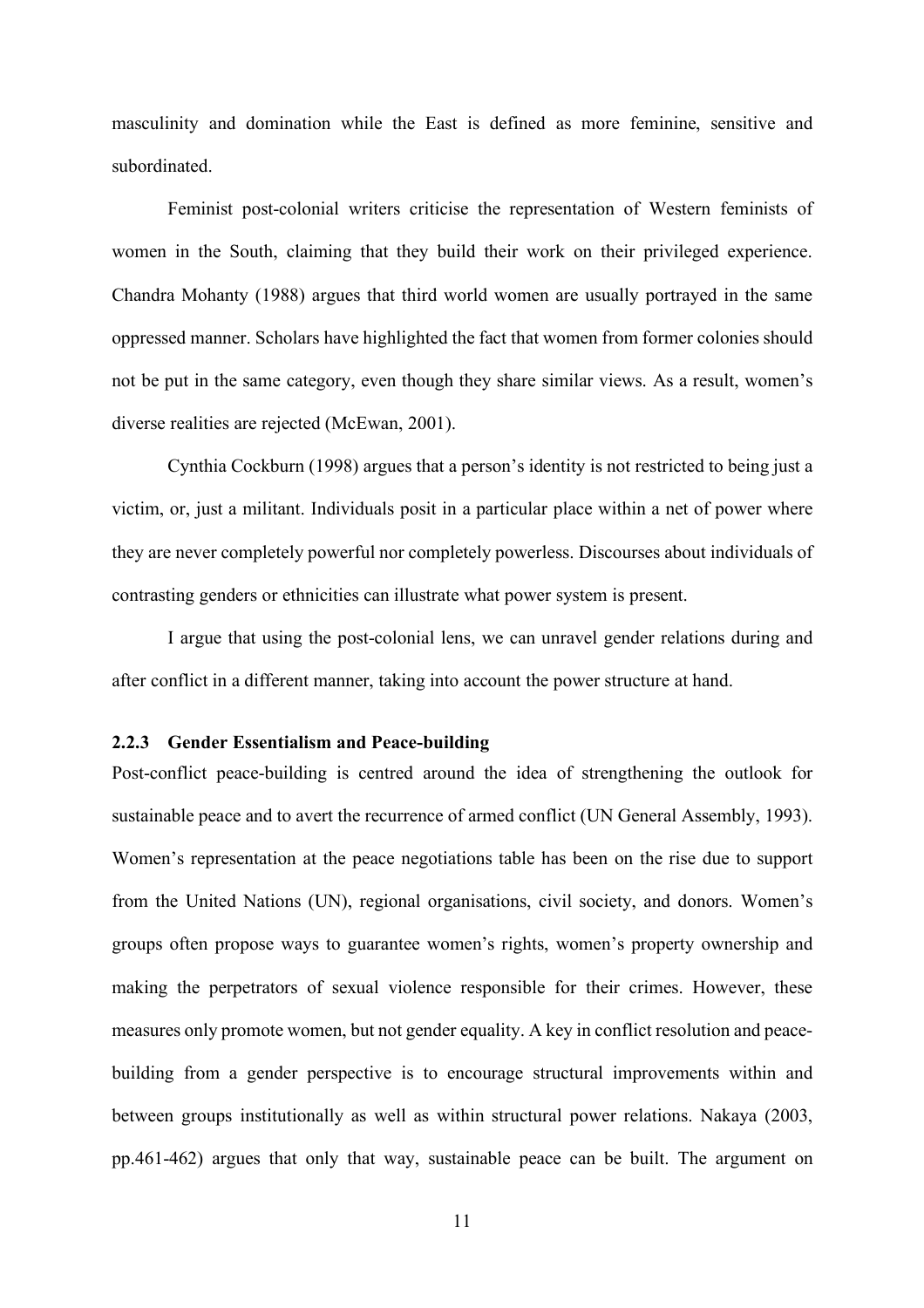masculinity and domination while the East is defined as more feminine, sensitive and subordinated.

Feminist post-colonial writers criticise the representation of Western feminists of women in the South, claiming that they build their work on their privileged experience. Chandra Mohanty (1988) argues that third world women are usually portrayed in the same oppressed manner. Scholars have highlighted the fact that women from former colonies should not be put in the same category, even though they share similar views. As a result, women's diverse realities are rejected (McEwan, 2001).

Cynthia Cockburn (1998) argues that a person's identity is not restricted to being just a victim, or, just a militant. Individuals posit in a particular place within a net of power where they are never completely powerful nor completely powerless. Discourses about individuals of contrasting genders or ethnicities can illustrate what power system is present.

I argue that using the post-colonial lens, we can unravel gender relations during and after conflict in a different manner, taking into account the power structure at hand.

### 2.2.3 Gender Essentialism and Peace-building

Post-conflict peace-building is centred around the idea of strengthening the outlook for sustainable peace and to avert the recurrence of armed conflict (UN General Assembly, 1993). Women's representation at the peace negotiations table has been on the rise due to support from the United Nations (UN), regional organisations, civil society, and donors. Women's groups often propose ways to guarantee women's rights, women's property ownership and making the perpetrators of sexual violence responsible for their crimes. However, these measures only promote women, but not gender equality. A key in conflict resolution and peace-building from a gender perspective is to encourage structural improvements within and between groups institutionally as well as within structural power relations. Nakaya (2003, pp.461-462) argues that only that way, sustainable peace can be built. The argument on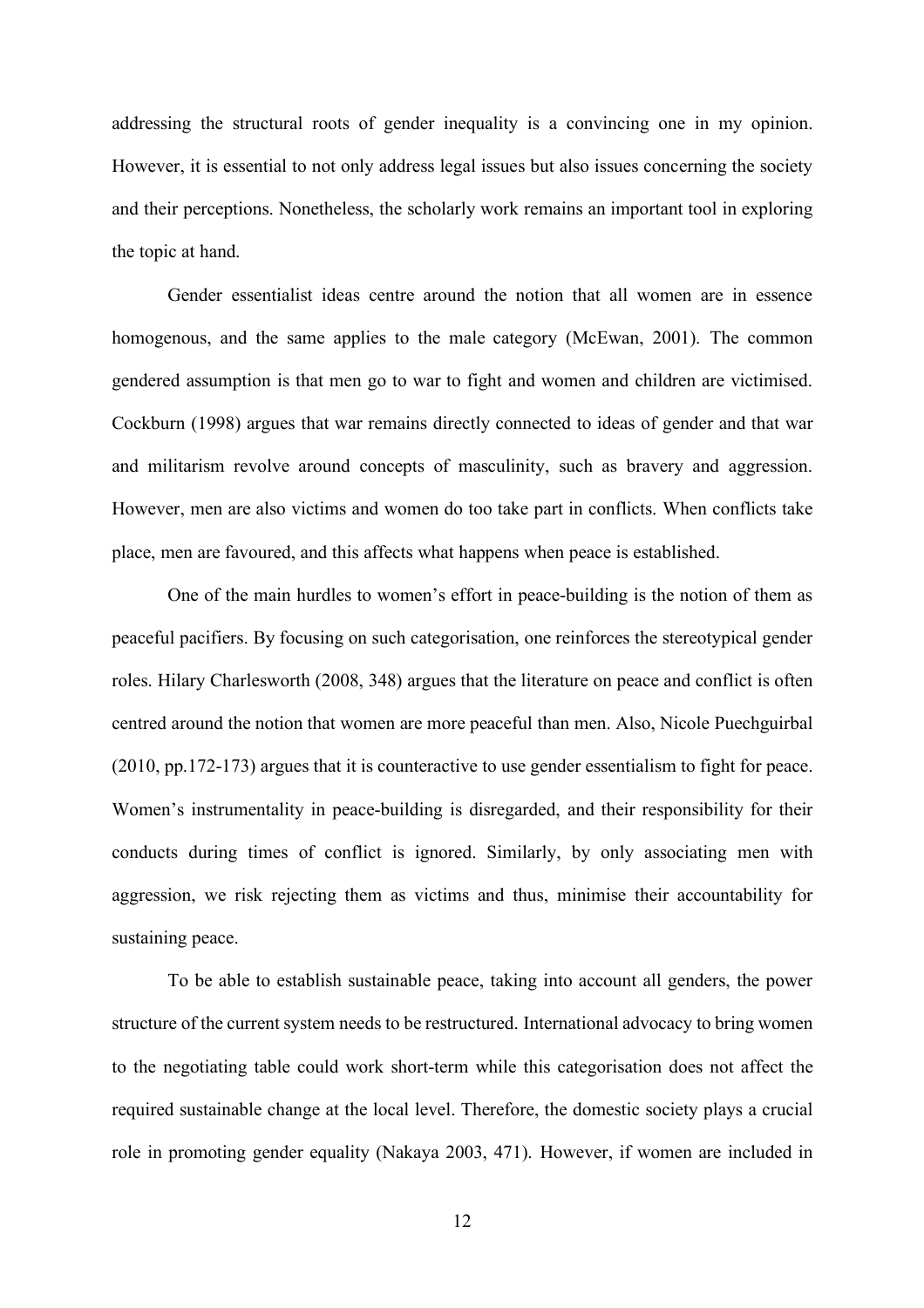addressing the structural roots of gender inequality is a convincing one in my opinion. However, it is essential to not only address legal issues but also issues concerning the society and their perceptions. Nonetheless, the scholarly work remains an important tool in exploring the topic at hand.

Gender essentialist ideas centre around the notion that all women are in essence homogenous, and the same applies to the male category (McEwan, 2001). The common gendered assumption is that men go to war to fight and women and children are victimised. Cockburn (1998) argues that war remains directly connected to ideas of gender and that war and militarism revolve around concepts of masculinity, such as bravery and aggression. However, men are also victims and women do too take part in conflicts. When conflicts take place, men are favoured, and this affects what happens when peace is established.

One of the main hurdles to women's effort in peace-building is the notion of them as peaceful pacifiers. By focusing on such categorisation, one reinforces the stereotypical gender roles. Hilary Charlesworth (2008, 348) argues that the literature on peace and conflict is often centred around the notion that women are more peaceful than men. Also, Nicole Puechguirbal (2010, pp.172-173) argues that it is counteractive to use gender essentialism to fight for peace. Women's instrumentality in peace-building is disregarded, and their responsibility for their conducts during times of conflict is ignored. Similarly, by only associating men with aggression, we risk rejecting them as victims and thus, minimise their accountability for sustaining peace.

To be able to establish sustainable peace, taking into account all genders, the power structure of the current system needs to be restructured. International advocacy to bring women to the negotiating table could work short-term while this categorisation does not affect the required sustainable change at the local level. Therefore, the domestic society plays a crucial role in promoting gender equality (Nakaya 2003, 471). However, if women are included in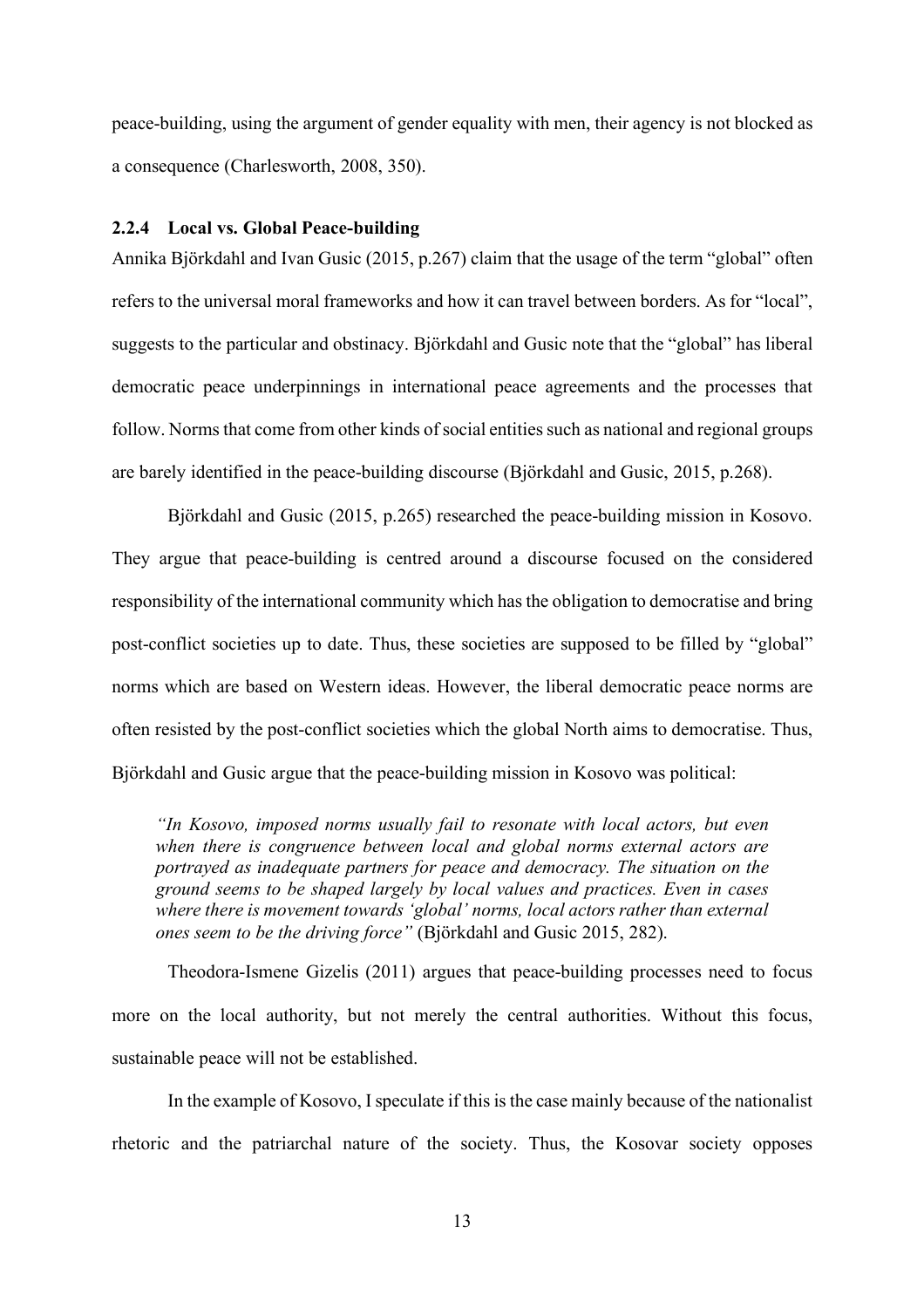peace-building, using the argument of gender equality with men, their agency is not blocked as a consequence (Charlesworth, 2008, 350).

### 2.2.4 Local vs. Global Peace-building

Annika Björkdahl and Ivan Gusic (2015, p.267) claim that the usage of the term "global" often refers to the universal moral frameworks and how it can travel between borders. As for "local", suggests to the particular and obstinacy. Björkdahl and Gusic note that the "global" has liberal democratic peace underpinnings in international peace agreements and the processes that follow. Norms that come from other kinds of social entities such as national and regional groups are barely identified in the peace-building discourse (Björkdahl and Gusic, 2015, p.268).

Björkdahl and Gusic (2015, p.265) researched the peace-building mission in Kosovo. They argue that peace-building is centred around a discourse focused on the considered responsibility of the international community which has the obligation to democratise and bring post-conflict societies up to date. Thus, these societies are supposed to be filled by "global" norms which are based on Western ideas. However, the liberal democratic peace norms are often resisted by the post-conflict societies which the global North aims to democratise. Thus, Björkdahl and Gusic argue that the peace-building mission in Kosovo was political:

> *"In Kosovo, imposed norms usually fail to resonate with local actors, but even when there is congruence between local and global norms external actors are portrayed as inadequate partners for peace and democracy. The situation on the ground seems to be shaped largely by local values and practices. Even in cases where there is movement towards 'global' norms, local actors rather than external ones seem to be the driving force"* (Björkdahl and Gusic 2015, 282).

Theodora-Ismene Gizelis (2011) argues that peace-building processes need to focus more on the local authority, but not merely the central authorities. Without this focus, sustainable peace will not be established.

In the example of Kosovo, I speculate if this is the case mainly because of the nationalist rhetoric and the patriarchal nature of the society. Thus, the Kosovar society opposes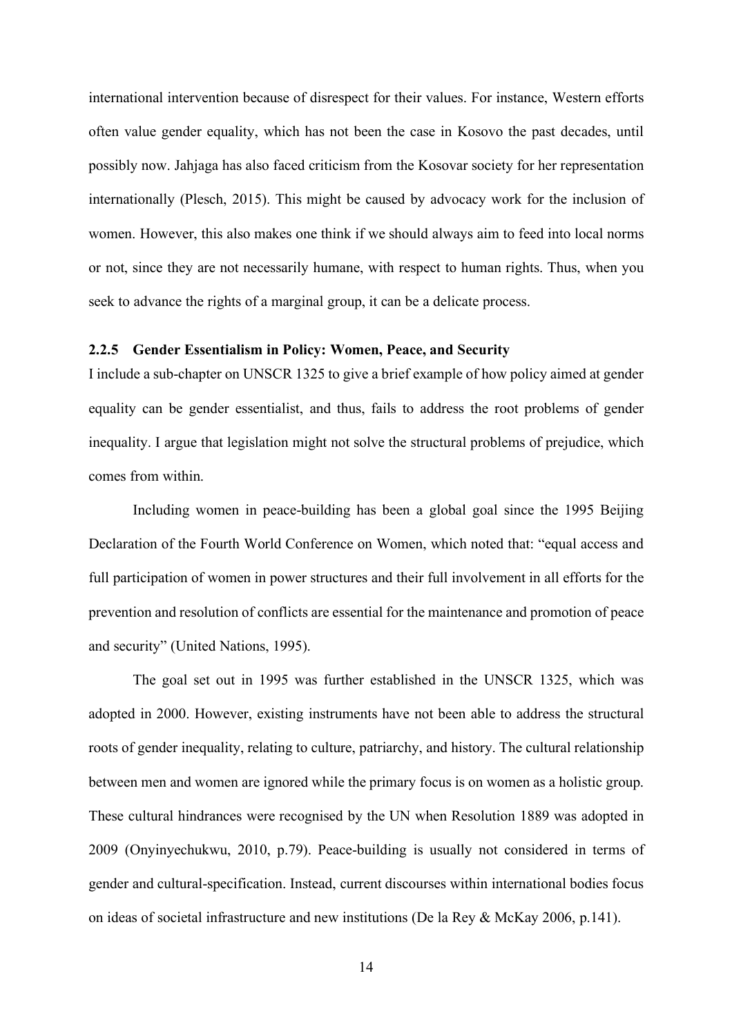international intervention because of disrespect for their values. For instance, Western efforts often value gender equality, which has not been the case in Kosovo the past decades, until possibly now. Jahjaga has also faced criticism from the Kosovar society for her representation internationally (Plesch, 2015). This might be caused by advocacy work for the inclusion of women. However, this also makes one think if we should always aim to feed into local norms or not, since they are not necessarily humane, with respect to human rights. Thus, when you seek to advance the rights of a marginal group, it can be a delicate process.

### 2.2.5 Gender Essentialism in Policy: Women, Peace, and Security

I include a sub-chapter on UNSCR 1325 to give a brief example of how policy aimed at gender equality can be gender essentialist, and thus, fails to address the root problems of gender inequality. I argue that legislation might not solve the structural problems of prejudice, which comes from within.

Including women in peace-building has been a global goal since the 1995 Beijing Declaration of the Fourth World Conference on Women, which noted that: "equal access and full participation of women in power structures and their full involvement in all efforts for the prevention and resolution of conflicts are essential for the maintenance and promotion of peace and security" (United Nations, 1995).

The goal set out in 1995 was further established in the UNSCR 1325, which was adopted in 2000. However, existing instruments have not been able to address the structural roots of gender inequality, relating to culture, patriarchy, and history. The cultural relationship between men and women are ignored while the primary focus is on women as a holistic group. These cultural hindrances were recognised by the UN when Resolution 1889 was adopted in 2009 (Onyinyechukwu, 2010, p.79). Peace-building is usually not considered in terms of gender and cultural-specification. Instead, current discourses within international bodies focus on ideas of societal infrastructure and new institutions (De la Rey & McKay 2006, p.141).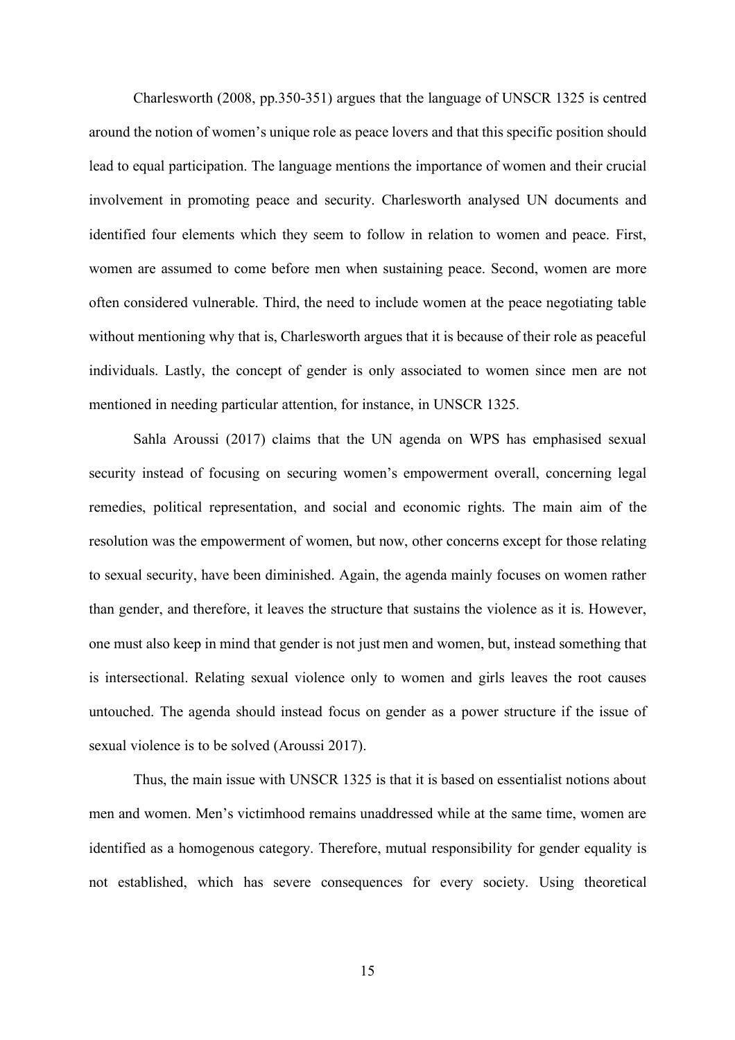Charlesworth (2008, pp.350-351) argues that the language of UNSCR 1325 is centred around the notion of women's unique role as peace lovers and that this specific position should lead to equal participation. The language mentions the importance of women and their crucial involvement in promoting peace and security. Charlesworth analysed UN documents and identified four elements which they seem to follow in relation to women and peace. First, women are assumed to come before men when sustaining peace. Second, women are more often considered vulnerable. Third, the need to include women at the peace negotiating table without mentioning why that is, Charlesworth argues that it is because of their role as peaceful individuals. Lastly, the concept of gender is only associated to women since men are not mentioned in needing particular attention, for instance, in UNSCR 1325.

Sahla Aroussi (2017) claims that the UN agenda on WPS has emphasised sexual security instead of focusing on securing women's empowerment overall, concerning legal remedies, political representation, and social and economic rights. The main aim of the resolution was the empowerment of women, but now, other concerns except for those relating to sexual security, have been diminished. Again, the agenda mainly focuses on women rather than gender, and therefore, it leaves the structure that sustains the violence as it is. However, one must also keep in mind that gender is not just men and women, but, instead something that is intersectional. Relating sexual violence only to women and girls leaves the root causes untouched. The agenda should instead focus on gender as a power structure if the issue of sexual violence is to be solved (Aroussi 2017).

Thus, the main issue with UNSCR 1325 is that it is based on essentialist notions about men and women. Men's victimhood remains unaddressed while at the same time, women are identified as a homogenous category. Therefore, mutual responsibility for gender equality is not established, which has severe consequences for every society. Using theoretical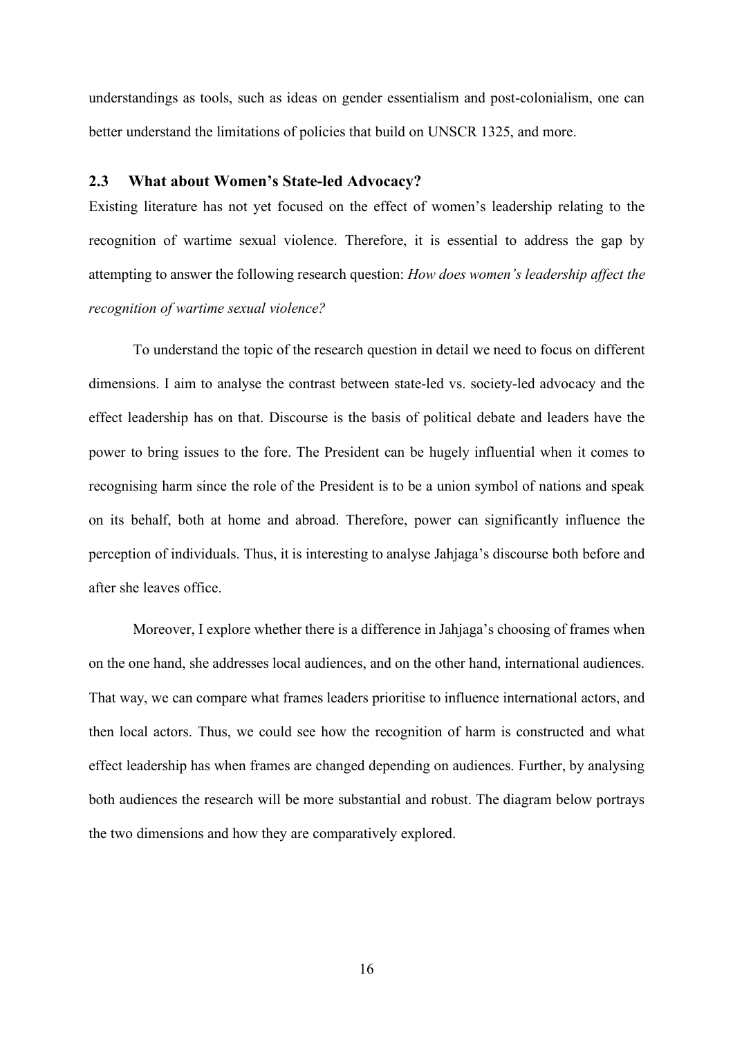understandings as tools, such as ideas on gender essentialism and post-colonialism, one can better understand the limitations of policies that build on UNSCR 1325, and more.

## 2.3 What about Women's State-led Advocacy?

Existing literature has not yet focused on the effect of women's leadership relating to the recognition of wartime sexual violence. Therefore, it is essential to address the gap by attempting to answer the following research question: *How does women's leadership affect the recognition of wartime sexual violence?*

To understand the topic of the research question in detail we need to focus on different dimensions. I aim to analyse the contrast between state-led vs. society-led advocacy and the effect leadership has on that. Discourse is the basis of political debate and leaders have the power to bring issues to the fore. The President can be hugely influential when it comes to recognising harm since the role of the President is to be a union symbol of nations and speak on its behalf, both at home and abroad. Therefore, power can significantly influence the perception of individuals. Thus, it is interesting to analyse Jahjaga's discourse both before and after she leaves office.

Moreover, I explore whether there is a difference in Jahjaga's choosing of frames when on the one hand, she addresses local audiences, and on the other hand, international audiences. That way, we can compare what frames leaders prioritise to influence international actors, and then local actors. Thus, we could see how the recognition of harm is constructed and what effect leadership has when frames are changed depending on audiences. Further, by analysing both audiences the research will be more substantial and robust. The diagram below portrays the two dimensions and how they are comparatively explored.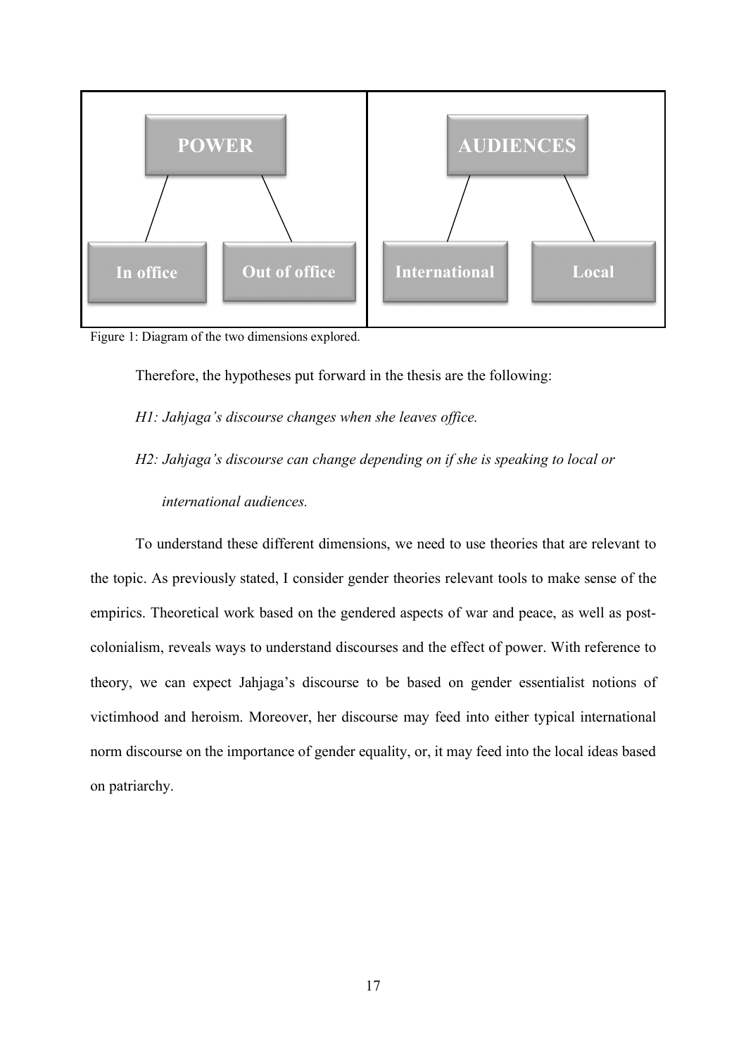| POWER | | AUDIENCES | |
|---|---|---|---|
| In office | Out of office | International | Local |

Figure 1: Diagram of the two dimensions explored.

Therefore, the hypotheses put forward in the thesis are the following:

*H1: Jahjaga's discourse changes when she leaves office.*

*H2: Jahjaga's discourse can change depending on if she is speaking to local or international audiences.*

To understand these different dimensions, we need to use theories that are relevant to the topic. As previously stated, I consider gender theories relevant tools to make sense of the empirics. Theoretical work based on the gendered aspects of war and peace, as well as post-colonialism, reveals ways to understand discourses and the effect of power. With reference to theory, we can expect Jahjaga's discourse to be based on gender essentialist notions of victimhood and heroism. Moreover, her discourse may feed into either typical international norm discourse on the importance of gender equality, or, it may feed into the local ideas based on patriarchy.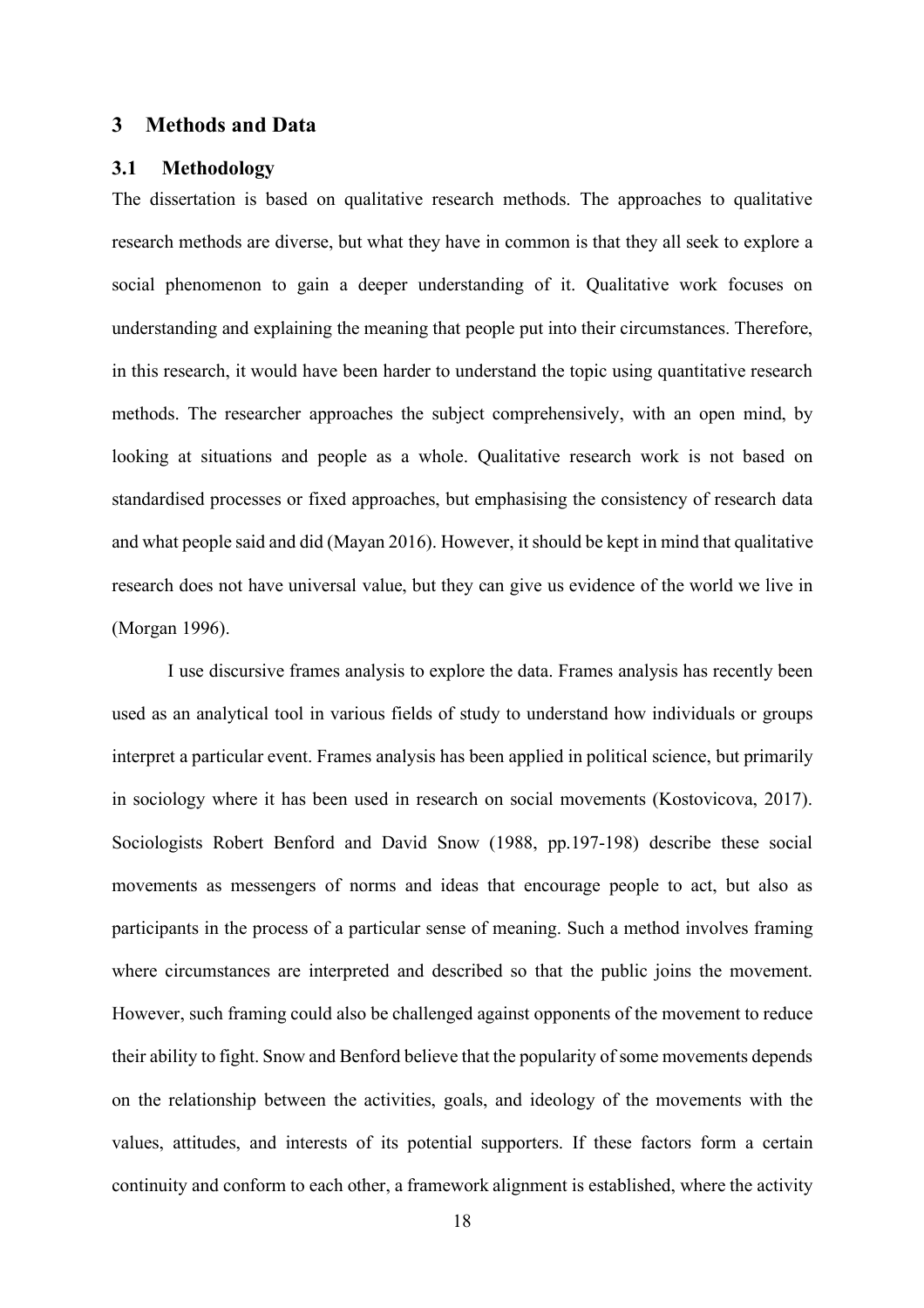# 3 Methods and Data

## 3.1 Methodology

The dissertation is based on qualitative research methods. The approaches to qualitative research methods are diverse, but what they have in common is that they all seek to explore a social phenomenon to gain a deeper understanding of it. Qualitative work focuses on understanding and explaining the meaning that people put into their circumstances. Therefore, in this research, it would have been harder to understand the topic using quantitative research methods. The researcher approaches the subject comprehensively, with an open mind, by looking at situations and people as a whole. Qualitative research work is not based on standardised processes or fixed approaches, but emphasising the consistency of research data and what people said and did (Mayan 2016). However, it should be kept in mind that qualitative research does not have universal value, but they can give us evidence of the world we live in (Morgan 1996).

I use discursive frames analysis to explore the data. Frames analysis has recently been used as an analytical tool in various fields of study to understand how individuals or groups interpret a particular event. Frames analysis has been applied in political science, but primarily in sociology where it has been used in research on social movements (Kostovicova, 2017). Sociologists Robert Benford and David Snow (1988, pp.197-198) describe these social movements as messengers of norms and ideas that encourage people to act, but also as participants in the process of a particular sense of meaning. Such a method involves framing where circumstances are interpreted and described so that the public joins the movement. However, such framing could also be challenged against opponents of the movement to reduce their ability to fight. Snow and Benford believe that the popularity of some movements depends on the relationship between the activities, goals, and ideology of the movements with the values, attitudes, and interests of its potential supporters. If these factors form a certain continuity and conform to each other, a framework alignment is established, where the activity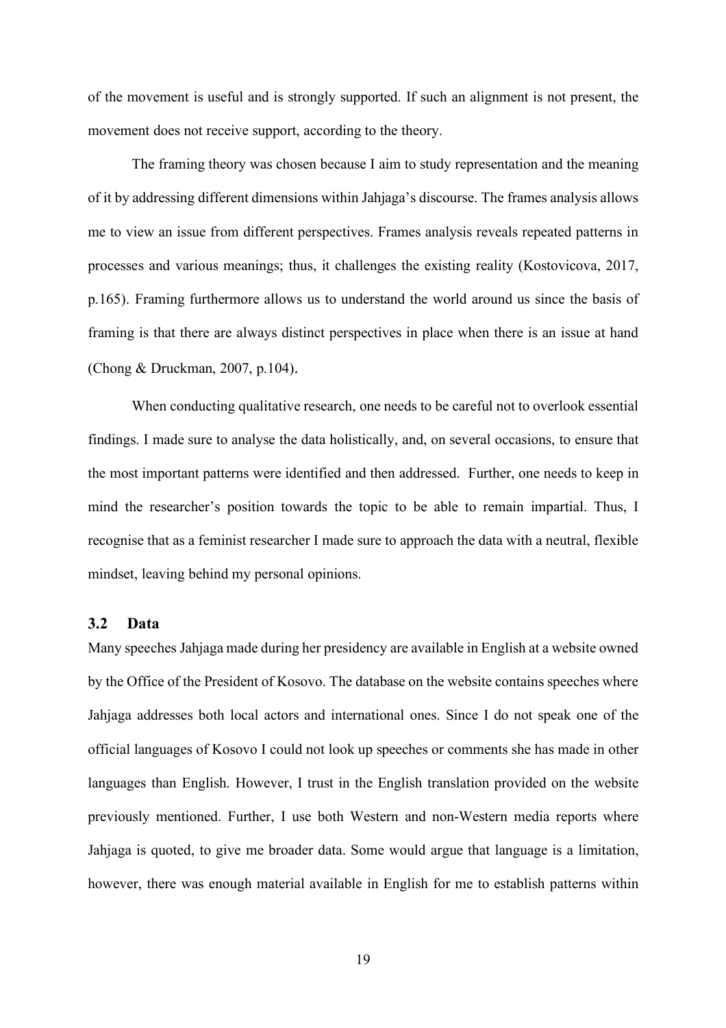of the movement is useful and is strongly supported. If such an alignment is not present, the movement does not receive support, according to the theory.

The framing theory was chosen because I aim to study representation and the meaning of it by addressing different dimensions within Jahjaga's discourse. The frames analysis allows me to view an issue from different perspectives. Frames analysis reveals repeated patterns in processes and various meanings; thus, it challenges the existing reality (Kostovicova, 2017, p.165). Framing furthermore allows us to understand the world around us since the basis of framing is that there are always distinct perspectives in place when there is an issue at hand (Chong & Druckman, 2007, p.104).

When conducting qualitative research, one needs to be careful not to overlook essential findings. I made sure to analyse the data holistically, and, on several occasions, to ensure that the most important patterns were identified and then addressed. Further, one needs to keep in mind the researcher's position towards the topic to be able to remain impartial. Thus, I recognise that as a feminist researcher I made sure to approach the data with a neutral, flexible mindset, leaving behind my personal opinions.

### 3.2 Data

Many speeches Jahjaga made during her presidency are available in English at a website owned by the Office of the President of Kosovo. The database on the website contains speeches where Jahjaga addresses both local actors and international ones. Since I do not speak one of the official languages of Kosovo I could not look up speeches or comments she has made in other languages than English. However, I trust in the English translation provided on the website previously mentioned. Further, I use both Western and non-Western media reports where Jahjaga is quoted, to give me broader data. Some would argue that language is a limitation, however, there was enough material available in English for me to establish patterns within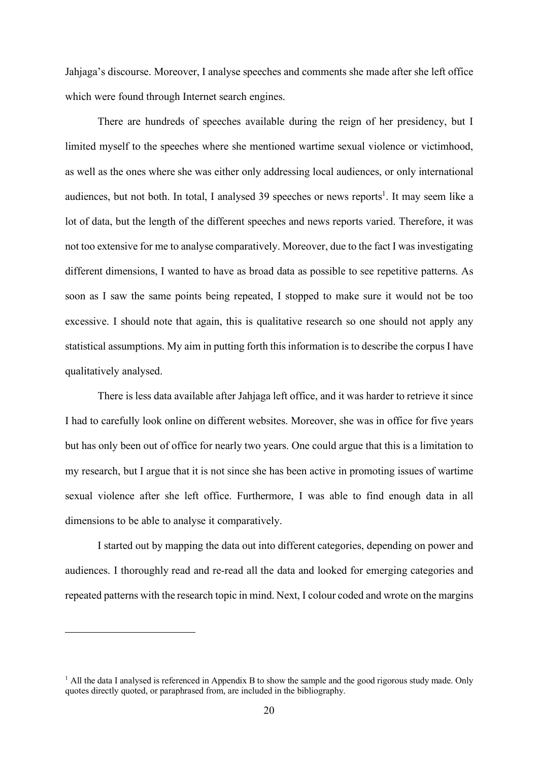Jahjaga's discourse. Moreover, I analyse speeches and comments she made after she left office which were found through Internet search engines.

There are hundreds of speeches available during the reign of her presidency, but I limited myself to the speeches where she mentioned wartime sexual violence or victimhood, as well as the ones where she was either only addressing local audiences, or only international audiences, but not both. In total, I analysed 39 speeches or news reports[1]. It may seem like a lot of data, but the length of the different speeches and news reports varied. Therefore, it was not too extensive for me to analyse comparatively. Moreover, due to the fact I was investigating different dimensions, I wanted to have as broad data as possible to see repetitive patterns. As soon as I saw the same points being repeated, I stopped to make sure it would not be too excessive. I should note that again, this is qualitative research so one should not apply any statistical assumptions. My aim in putting forth this information is to describe the corpus I have qualitatively analysed.

There is less data available after Jahjaga left office, and it was harder to retrieve it since I had to carefully look online on different websites. Moreover, she was in office for five years but has only been out of office for nearly two years. One could argue that this is a limitation to my research, but I argue that it is not since she has been active in promoting issues of wartime sexual violence after she left office. Furthermore, I was able to find enough data in all dimensions to be able to analyse it comparatively.

I started out by mapping the data out into different categories, depending on power and audiences. I thoroughly read and re-read all the data and looked for emerging categories and repeated patterns with the research topic in mind. Next, I colour coded and wrote on the margins

[1] All the data I analysed is referenced in Appendix B to show the sample and the good rigorous study made. Only quotes directly quoted, or paraphrased from, are included in the bibliography.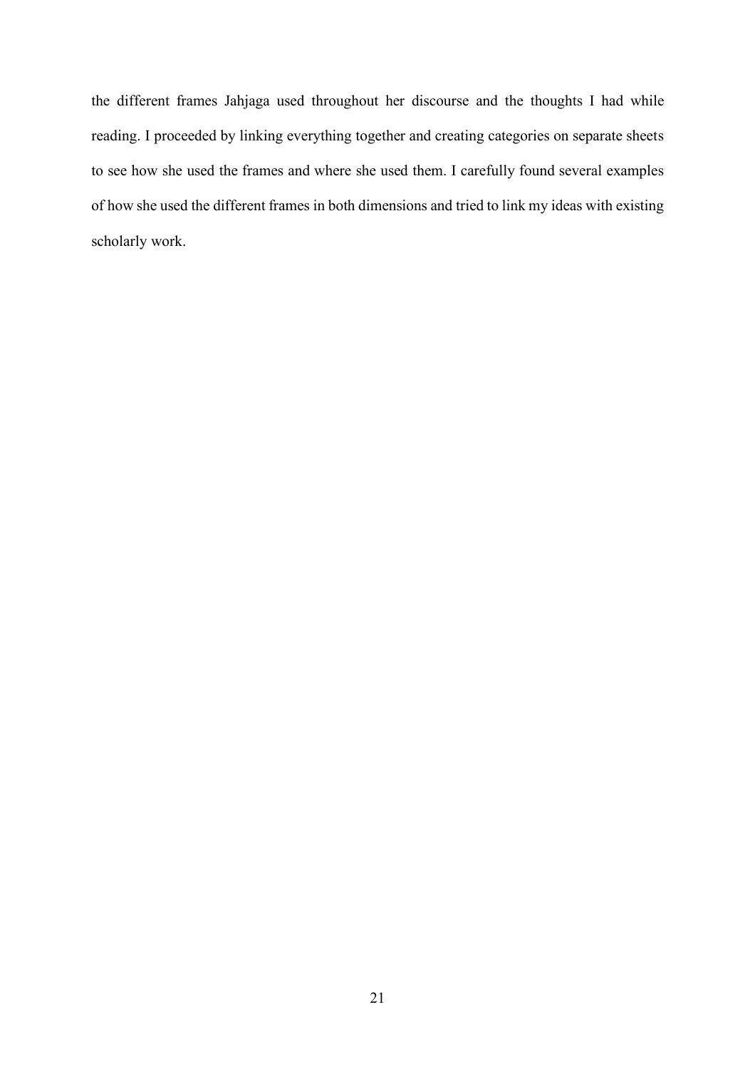the different frames Jahjaga used throughout her discourse and the thoughts I had while reading. I proceeded by linking everything together and creating categories on separate sheets to see how she used the frames and where she used them. I carefully found several examples of how she used the different frames in both dimensions and tried to link my ideas with existing scholarly work.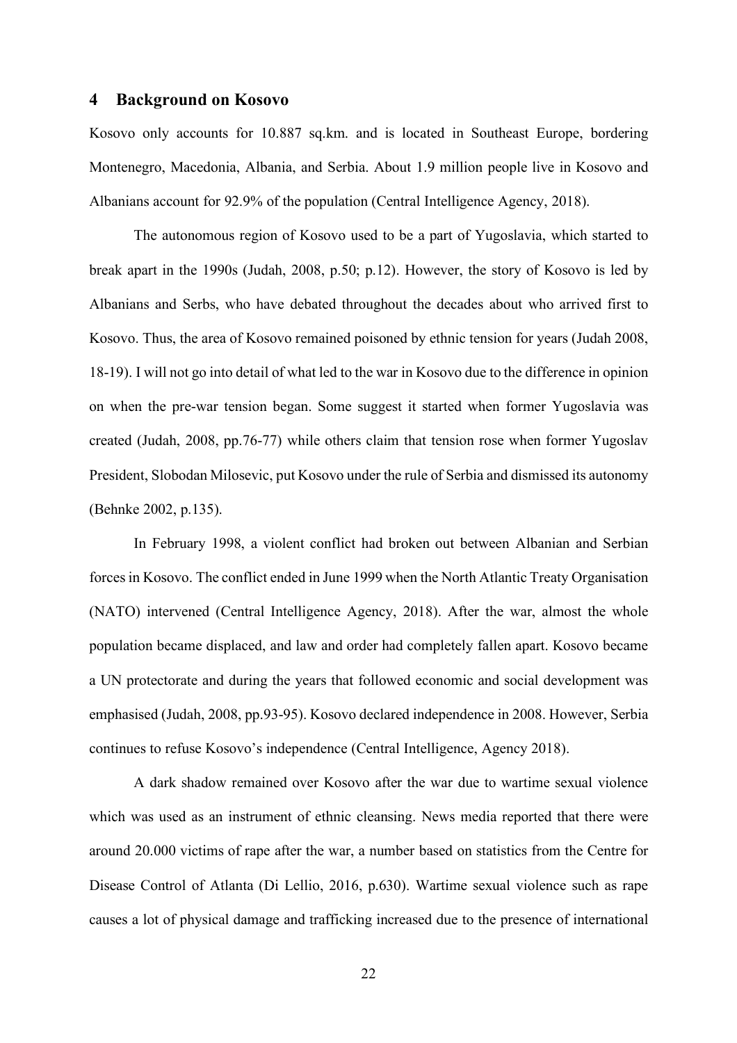## 4 Background on Kosovo

Kosovo only accounts for 10.887 sq.km. and is located in Southeast Europe, bordering Montenegro, Macedonia, Albania, and Serbia. About 1.9 million people live in Kosovo and Albanians account for 92.9% of the population (Central Intelligence Agency, 2018).

The autonomous region of Kosovo used to be a part of Yugoslavia, which started to break apart in the 1990s (Judah, 2008, p.50; p.12). However, the story of Kosovo is led by Albanians and Serbs, who have debated throughout the decades about who arrived first to Kosovo. Thus, the area of Kosovo remained poisoned by ethnic tension for years (Judah 2008, 18-19). I will not go into detail of what led to the war in Kosovo due to the difference in opinion on when the pre-war tension began. Some suggest it started when former Yugoslavia was created (Judah, 2008, pp.76-77) while others claim that tension rose when former Yugoslav President, Slobodan Milosevic, put Kosovo under the rule of Serbia and dismissed its autonomy (Behnke 2002, p.135).

In February 1998, a violent conflict had broken out between Albanian and Serbian forces in Kosovo. The conflict ended in June 1999 when the North Atlantic Treaty Organisation (NATO) intervened (Central Intelligence Agency, 2018). After the war, almost the whole population became displaced, and law and order had completely fallen apart. Kosovo became a UN protectorate and during the years that followed economic and social development was emphasised (Judah, 2008, pp.93-95). Kosovo declared independence in 2008. However, Serbia continues to refuse Kosovo's independence (Central Intelligence, Agency 2018).

A dark shadow remained over Kosovo after the war due to wartime sexual violence which was used as an instrument of ethnic cleansing. News media reported that there were around 20.000 victims of rape after the war, a number based on statistics from the Centre for Disease Control of Atlanta (Di Lellio, 2016, p.630). Wartime sexual violence such as rape causes a lot of physical damage and trafficking increased due to the presence of international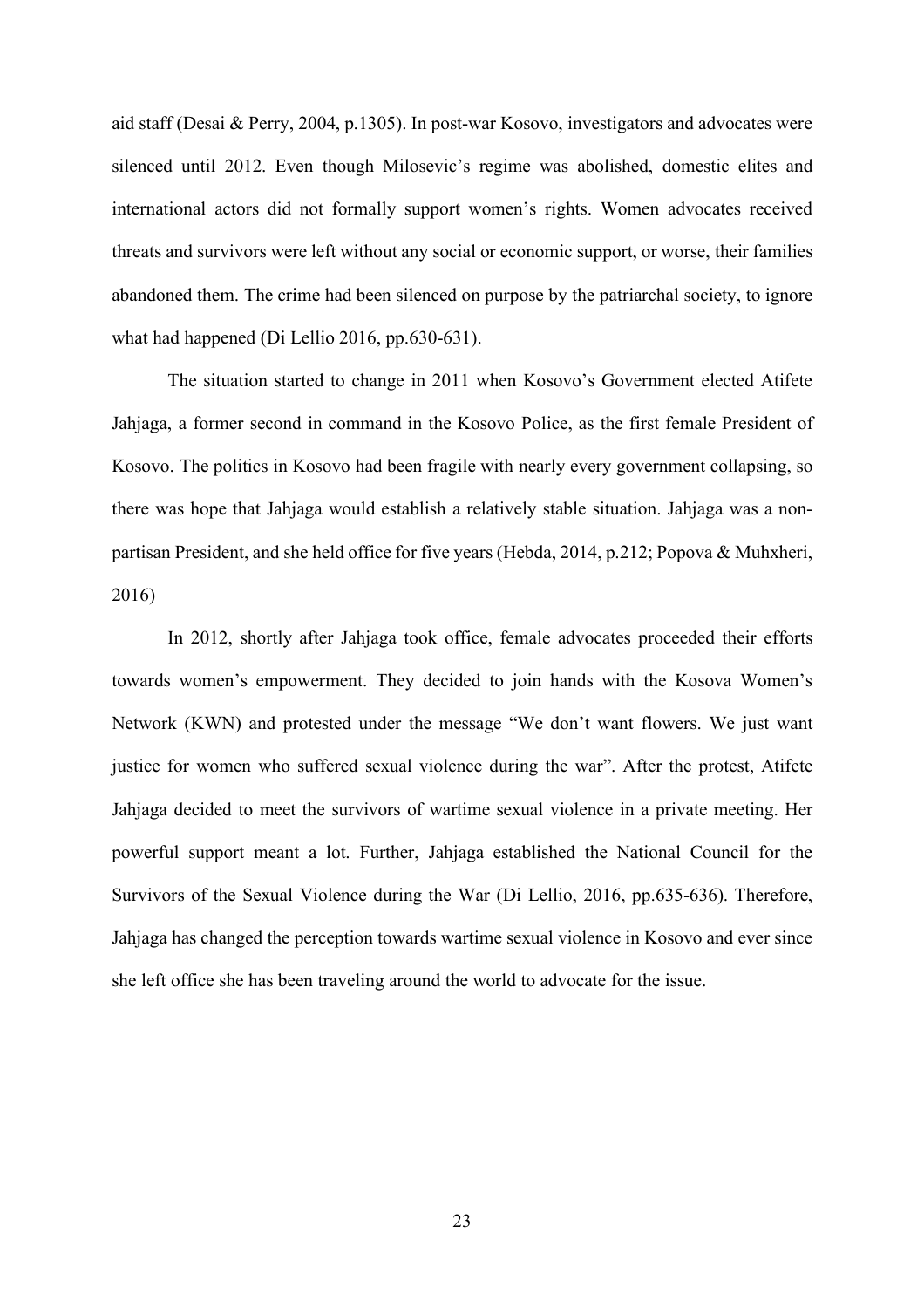aid staff (Desai & Perry, 2004, p.1305). In post-war Kosovo, investigators and advocates were silenced until 2012. Even though Milosevic's regime was abolished, domestic elites and international actors did not formally support women's rights. Women advocates received threats and survivors were left without any social or economic support, or worse, their families abandoned them. The crime had been silenced on purpose by the patriarchal society, to ignore what had happened (Di Lellio 2016, pp.630-631).

The situation started to change in 2011 when Kosovo's Government elected Atifete Jahjaga, a former second in command in the Kosovo Police, as the first female President of Kosovo. The politics in Kosovo had been fragile with nearly every government collapsing, so there was hope that Jahjaga would establish a relatively stable situation. Jahjaga was a non-partisan President, and she held office for five years (Hebda, 2014, p.212; Popova & Muhxheri, 2016)

In 2012, shortly after Jahjaga took office, female advocates proceeded their efforts towards women's empowerment. They decided to join hands with the Kosova Women's Network (KWN) and protested under the message "We don't want flowers. We just want justice for women who suffered sexual violence during the war". After the protest, Atifete Jahjaga decided to meet the survivors of wartime sexual violence in a private meeting. Her powerful support meant a lot. Further, Jahjaga established the National Council for the Survivors of the Sexual Violence during the War (Di Lellio, 2016, pp.635-636). Therefore, Jahjaga has changed the perception towards wartime sexual violence in Kosovo and ever since she left office she has been traveling around the world to advocate for the issue.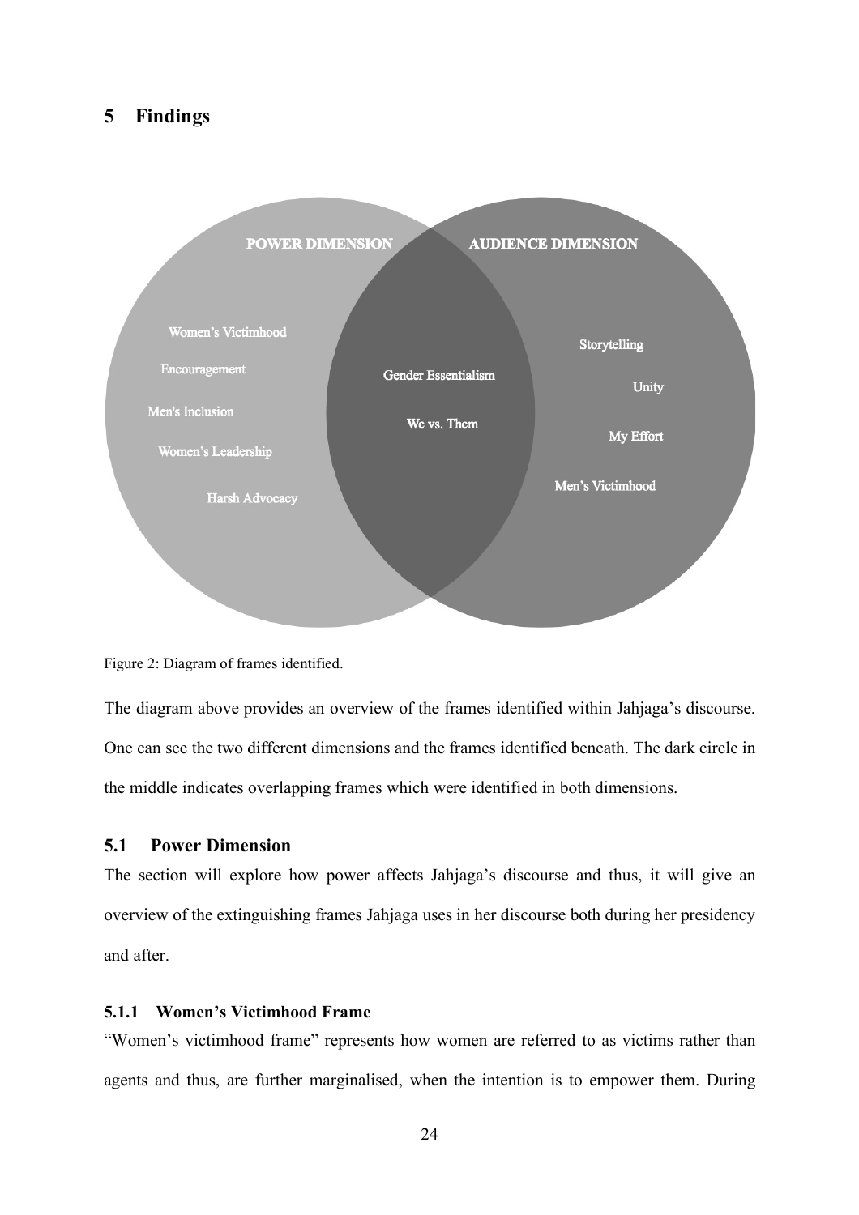## 5 Findings

**POWER DIMENSION**

- Women's Victimhood
- Encouragement
- Men's Inclusion
- Women's Leadership
- Harsh Advocacy

**Overlap**

- Gender Essentialism
- We vs. Them

**AUDIENCE DIMENSION**

- Storytelling
- Unity
- My Effort
- Men's Victimhood

Figure 2: Diagram of frames identified.

The diagram above provides an overview of the frames identified within Jahjaga's discourse. One can see the two different dimensions and the frames identified beneath. The dark circle in the middle indicates overlapping frames which were identified in both dimensions.

### 5.1 Power Dimension

The section will explore how power affects Jahjaga's discourse and thus, it will give an overview of the extinguishing frames Jahjaga uses in her discourse both during her presidency and after.

#### 5.1.1 Women's Victimhood Frame

"Women's victimhood frame" represents how women are referred to as victims rather than agents and thus, are further marginalised, when the intention is to empower them. During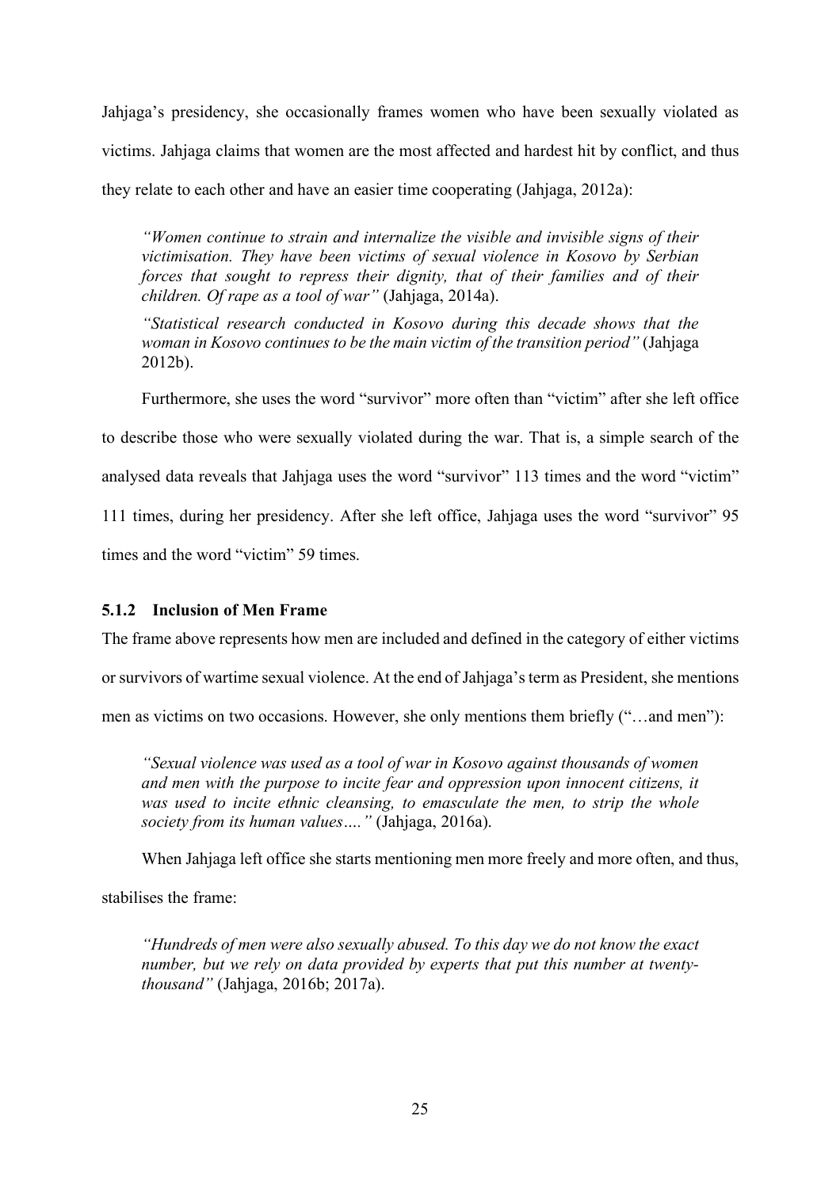Jahjaga's presidency, she occasionally frames women who have been sexually violated as victims. Jahjaga claims that women are the most affected and hardest hit by conflict, and thus they relate to each other and have an easier time cooperating (Jahjaga, 2012a):

> *"Women continue to strain and internalize the visible and invisible signs of their victimisation. They have been victims of sexual violence in Kosovo by Serbian forces that sought to repress their dignity, that of their families and of their children. Of rape as a tool of war"* (Jahjaga, 2014a).
>
> *"Statistical research conducted in Kosovo during this decade shows that the woman in Kosovo continues to be the main victim of the transition period"* (Jahjaga 2012b).

Furthermore, she uses the word "survivor" more often than "victim" after she left office to describe those who were sexually violated during the war. That is, a simple search of the analysed data reveals that Jahjaga uses the word "survivor" 113 times and the word "victim" 111 times, during her presidency. After she left office, Jahjaga uses the word "survivor" 95 times and the word "victim" 59 times.

### 5.1.2 Inclusion of Men Frame

The frame above represents how men are included and defined in the category of either victims or survivors of wartime sexual violence. At the end of Jahjaga's term as President, she mentions men as victims on two occasions. However, she only mentions them briefly ("…and men"):

> *"Sexual violence was used as a tool of war in Kosovo against thousands of women and men with the purpose to incite fear and oppression upon innocent citizens, it was used to incite ethnic cleansing, to emasculate the men, to strip the whole society from its human values…."* (Jahjaga, 2016a).

When Jahjaga left office she starts mentioning men more freely and more often, and thus, stabilises the frame:

> *"Hundreds of men were also sexually abused. To this day we do not know the exact number, but we rely on data provided by experts that put this number at twenty-thousand"* (Jahjaga, 2016b; 2017a).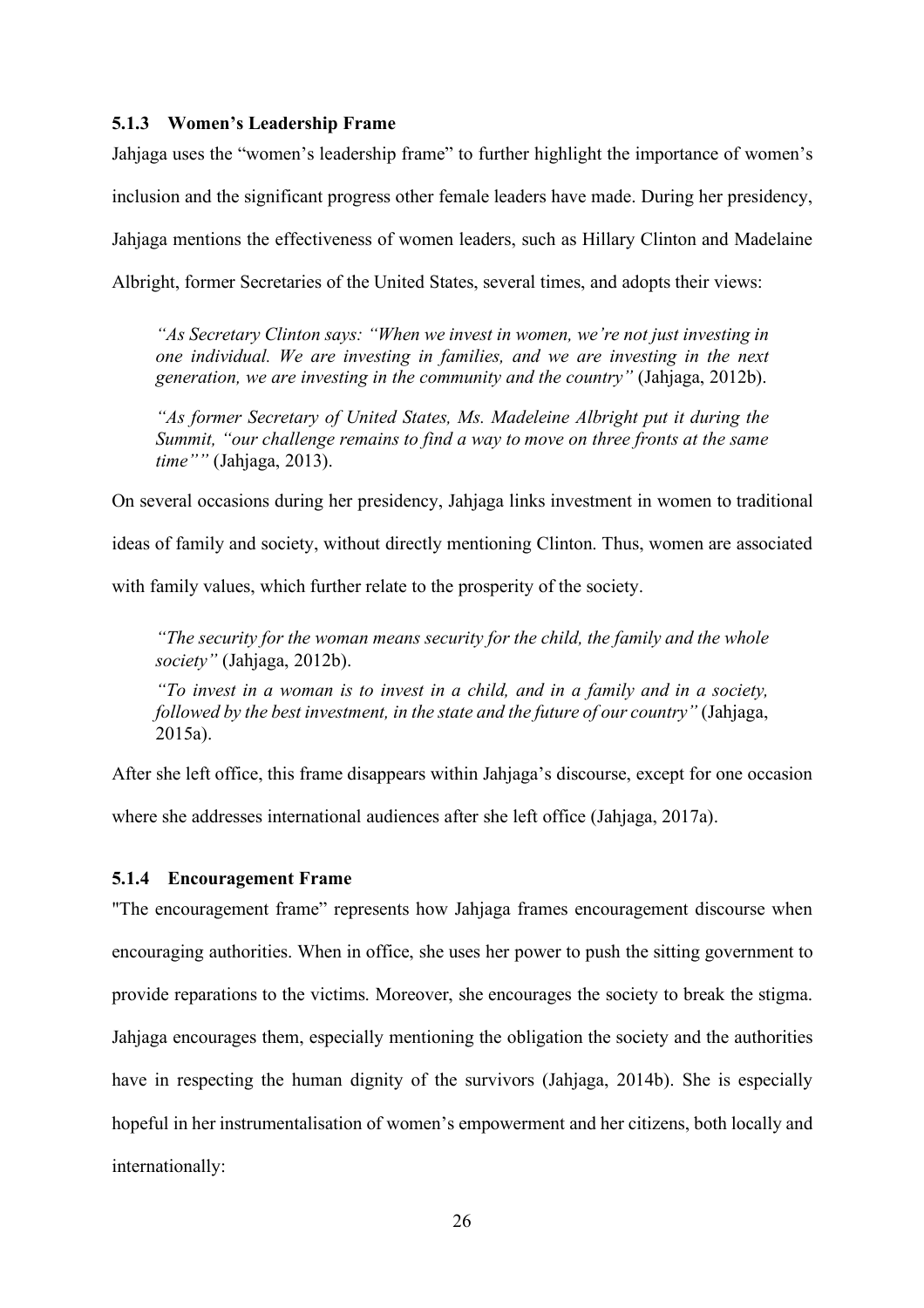### 5.1.3 Women's Leadership Frame

Jahjaga uses the "women's leadership frame" to further highlight the importance of women's inclusion and the significant progress other female leaders have made. During her presidency, Jahjaga mentions the effectiveness of women leaders, such as Hillary Clinton and Madelaine Albright, former Secretaries of the United States, several times, and adopts their views:

> *"As Secretary Clinton says: "When we invest in women, we're not just investing in one individual. We are investing in families, and we are investing in the next generation, we are investing in the community and the country"* (Jahjaga, 2012b).

> *"As former Secretary of United States, Ms. Madeleine Albright put it during the Summit, "our challenge remains to find a way to move on three fronts at the same time""* (Jahjaga, 2013).

On several occasions during her presidency, Jahjaga links investment in women to traditional ideas of family and society, without directly mentioning Clinton. Thus, women are associated with family values, which further relate to the prosperity of the society.

> *"The security for the woman means security for the child, the family and the whole society"* (Jahjaga, 2012b).
>
> *"To invest in a woman is to invest in a child, and in a family and in a society, followed by the best investment, in the state and the future of our country"* (Jahjaga, 2015a).

After she left office, this frame disappears within Jahjaga's discourse, except for one occasion where she addresses international audiences after she left office (Jahjaga, 2017a).

### 5.1.4 Encouragement Frame

"The encouragement frame" represents how Jahjaga frames encouragement discourse when encouraging authorities. When in office, she uses her power to push the sitting government to provide reparations to the victims. Moreover, she encourages the society to break the stigma. Jahjaga encourages them, especially mentioning the obligation the society and the authorities have in respecting the human dignity of the survivors (Jahjaga, 2014b). She is especially hopeful in her instrumentalisation of women's empowerment and her citizens, both locally and internationally: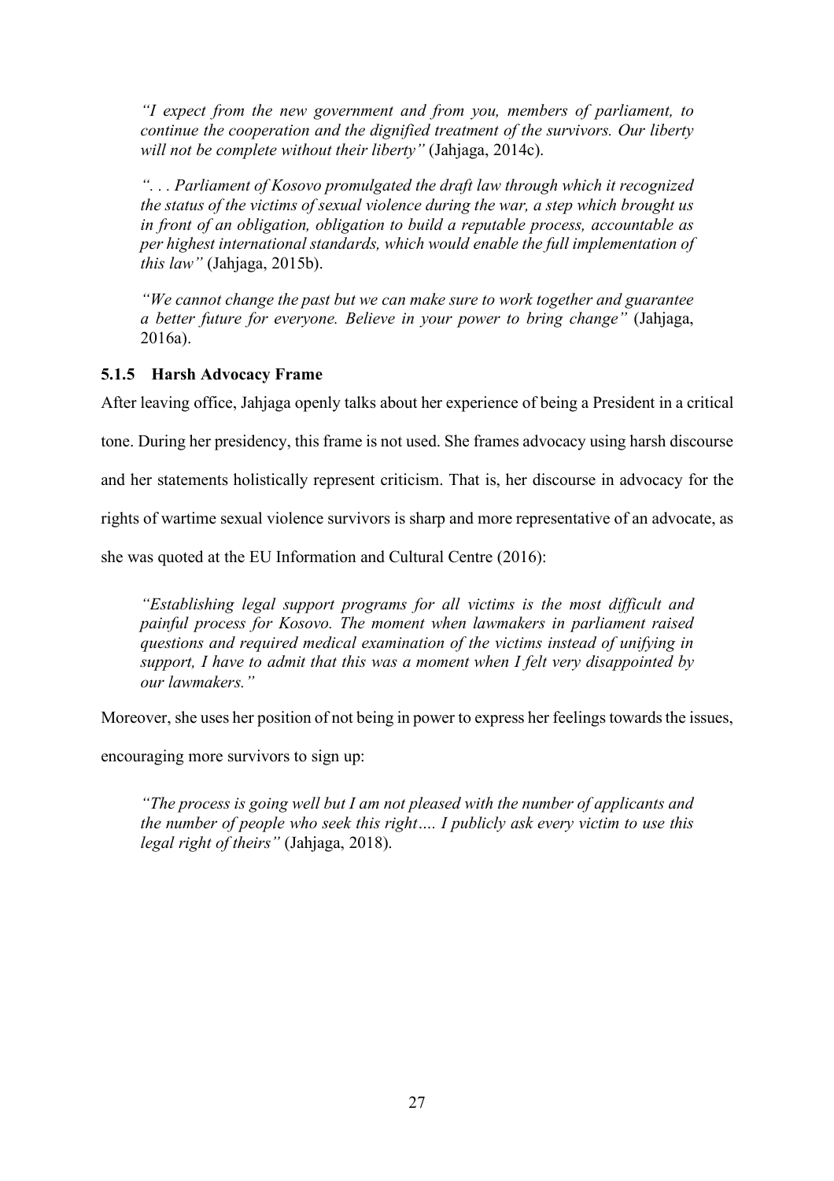*"I expect from the new government and from you, members of parliament, to continue the cooperation and the dignified treatment of the survivors. Our liberty will not be complete without their liberty"* (Jahjaga, 2014c).

*". . . Parliament of Kosovo promulgated the draft law through which it recognized the status of the victims of sexual violence during the war, a step which brought us in front of an obligation, obligation to build a reputable process, accountable as per highest international standards, which would enable the full implementation of this law"* (Jahjaga, 2015b).

*"We cannot change the past but we can make sure to work together and guarantee a better future for everyone. Believe in your power to bring change"* (Jahjaga, 2016a).

### 5.1.5 Harsh Advocacy Frame

After leaving office, Jahjaga openly talks about her experience of being a President in a critical tone. During her presidency, this frame is not used. She frames advocacy using harsh discourse and her statements holistically represent criticism. That is, her discourse in advocacy for the rights of wartime sexual violence survivors is sharp and more representative of an advocate, as she was quoted at the EU Information and Cultural Centre (2016):

*"Establishing legal support programs for all victims is the most difficult and painful process for Kosovo. The moment when lawmakers in parliament raised questions and required medical examination of the victims instead of unifying in support, I have to admit that this was a moment when I felt very disappointed by our lawmakers."*

Moreover, she uses her position of not being in power to express her feelings towards the issues, encouraging more survivors to sign up:

*"The process is going well but I am not pleased with the number of applicants and the number of people who seek this right…. I publicly ask every victim to use this legal right of theirs"* (Jahjaga, 2018).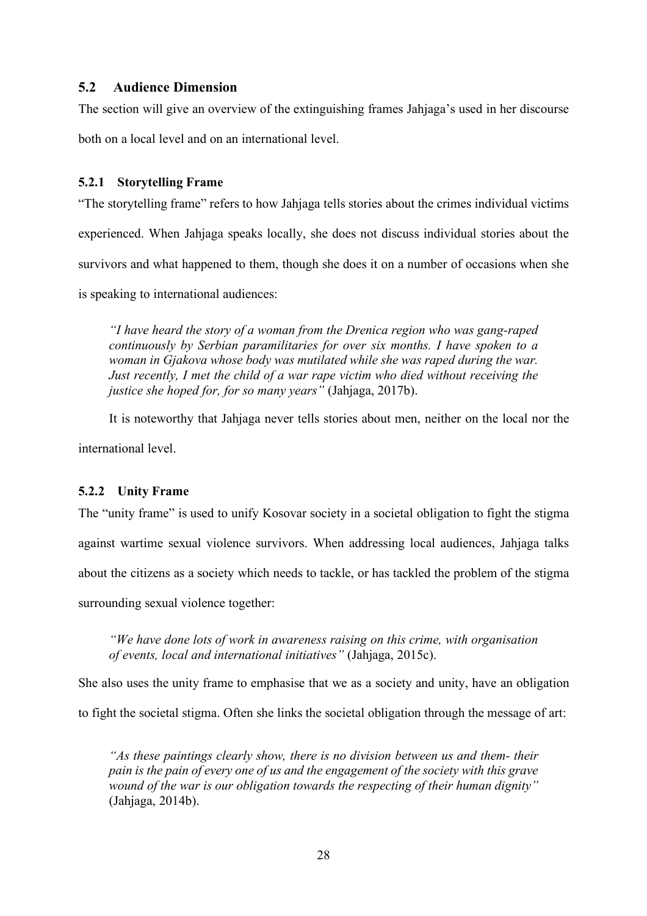## 5.2 Audience Dimension

The section will give an overview of the extinguishing frames Jahjaga's used in her discourse both on a local level and on an international level.

### 5.2.1 Storytelling Frame

"The storytelling frame" refers to how Jahjaga tells stories about the crimes individual victims experienced. When Jahjaga speaks locally, she does not discuss individual stories about the survivors and what happened to them, though she does it on a number of occasions when she is speaking to international audiences:

> *"I have heard the story of a woman from the Drenica region who was gang-raped continuously by Serbian paramilitaries for over six months. I have spoken to a woman in Gjakova whose body was mutilated while she was raped during the war. Just recently, I met the child of a war rape victim who died without receiving the justice she hoped for, for so many years"* (Jahjaga, 2017b).

It is noteworthy that Jahjaga never tells stories about men, neither on the local nor the international level.

### 5.2.2 Unity Frame

The "unity frame" is used to unify Kosovar society in a societal obligation to fight the stigma against wartime sexual violence survivors. When addressing local audiences, Jahjaga talks about the citizens as a society which needs to tackle, or has tackled the problem of the stigma surrounding sexual violence together:

> *"We have done lots of work in awareness raising on this crime, with organisation of events, local and international initiatives"* (Jahjaga, 2015c).

She also uses the unity frame to emphasise that we as a society and unity, have an obligation to fight the societal stigma. Often she links the societal obligation through the message of art:

> *"As these paintings clearly show, there is no division between us and them- their pain is the pain of every one of us and the engagement of the society with this grave wound of the war is our obligation towards the respecting of their human dignity"* (Jahjaga, 2014b).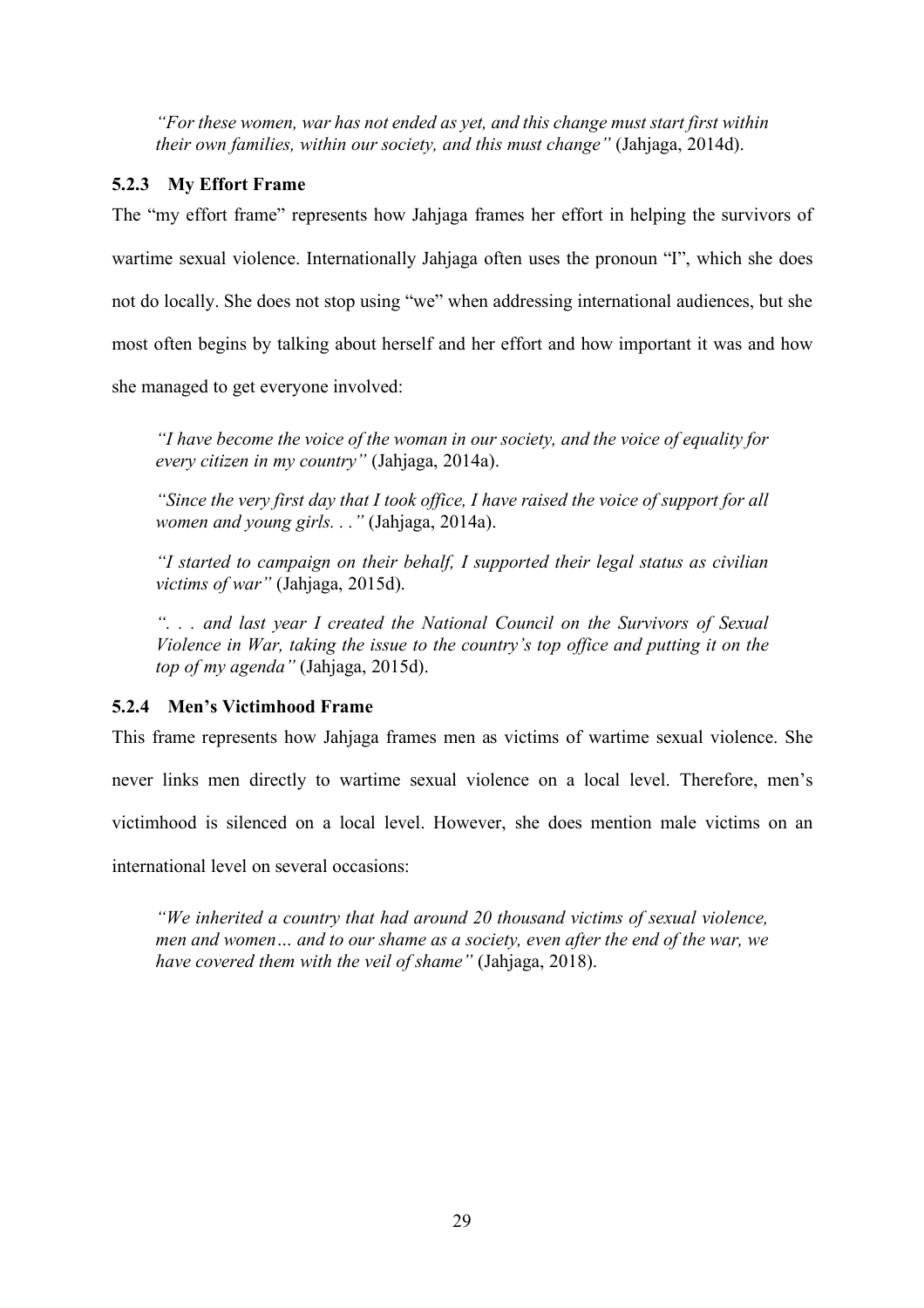*"For these women, war has not ended as yet, and this change must start first within their own families, within our society, and this must change"* (Jahjaga, 2014d).

### 5.2.3 My Effort Frame

The "my effort frame" represents how Jahjaga frames her effort in helping the survivors of wartime sexual violence. Internationally Jahjaga often uses the pronoun "I", which she does not do locally. She does not stop using "we" when addressing international audiences, but she most often begins by talking about herself and her effort and how important it was and how she managed to get everyone involved:

*"I have become the voice of the woman in our society, and the voice of equality for every citizen in my country"* (Jahjaga, 2014a).

*"Since the very first day that I took office, I have raised the voice of support for all women and young girls. . ."* (Jahjaga, 2014a).

*"I started to campaign on their behalf, I supported their legal status as civilian victims of war"* (Jahjaga, 2015d).

*". . . and last year I created the National Council on the Survivors of Sexual Violence in War, taking the issue to the country's top office and putting it on the top of my agenda"* (Jahjaga, 2015d).

### 5.2.4 Men's Victimhood Frame

This frame represents how Jahjaga frames men as victims of wartime sexual violence. She never links men directly to wartime sexual violence on a local level. Therefore, men's victimhood is silenced on a local level. However, she does mention male victims on an international level on several occasions:

*"We inherited a country that had around 20 thousand victims of sexual violence, men and women… and to our shame as a society, even after the end of the war, we have covered them with the veil of shame"* (Jahjaga, 2018).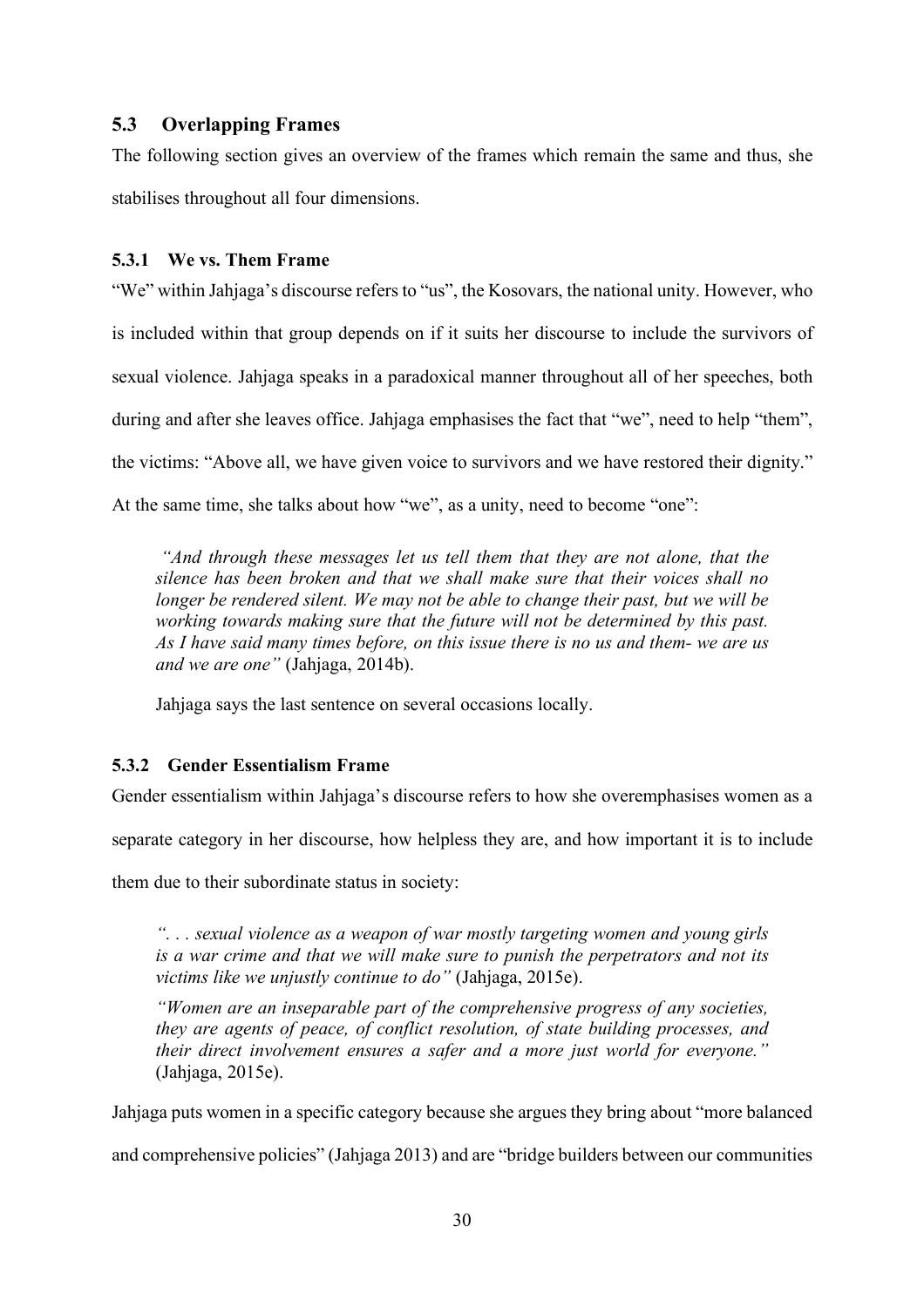## 5.3 Overlapping Frames

The following section gives an overview of the frames which remain the same and thus, she stabilises throughout all four dimensions.

### 5.3.1 We vs. Them Frame

"We" within Jahjaga's discourse refers to "us", the Kosovars, the national unity. However, who is included within that group depends on if it suits her discourse to include the survivors of sexual violence. Jahjaga speaks in a paradoxical manner throughout all of her speeches, both during and after she leaves office. Jahjaga emphasises the fact that "we", need to help "them", the victims: "Above all, we have given voice to survivors and we have restored their dignity." At the same time, she talks about how "we", as a unity, need to become "one":

> *"And through these messages let us tell them that they are not alone, that the silence has been broken and that we shall make sure that their voices shall no longer be rendered silent. We may not be able to change their past, but we will be working towards making sure that the future will not be determined by this past. As I have said many times before, on this issue there is no us and them- we are us and we are one"* (Jahjaga, 2014b).

Jahjaga says the last sentence on several occasions locally.

### 5.3.2 Gender Essentialism Frame

Gender essentialism within Jahjaga's discourse refers to how she overemphasises women as a separate category in her discourse, how helpless they are, and how important it is to include them due to their subordinate status in society:

> *". . . sexual violence as a weapon of war mostly targeting women and young girls is a war crime and that we will make sure to punish the perpetrators and not its victims like we unjustly continue to do"* (Jahjaga, 2015e).
>
> *"Women are an inseparable part of the comprehensive progress of any societies, they are agents of peace, of conflict resolution, of state building processes, and their direct involvement ensures a safer and a more just world for everyone."* (Jahjaga, 2015e).

Jahjaga puts women in a specific category because she argues they bring about "more balanced and comprehensive policies" (Jahjaga 2013) and are "bridge builders between our communities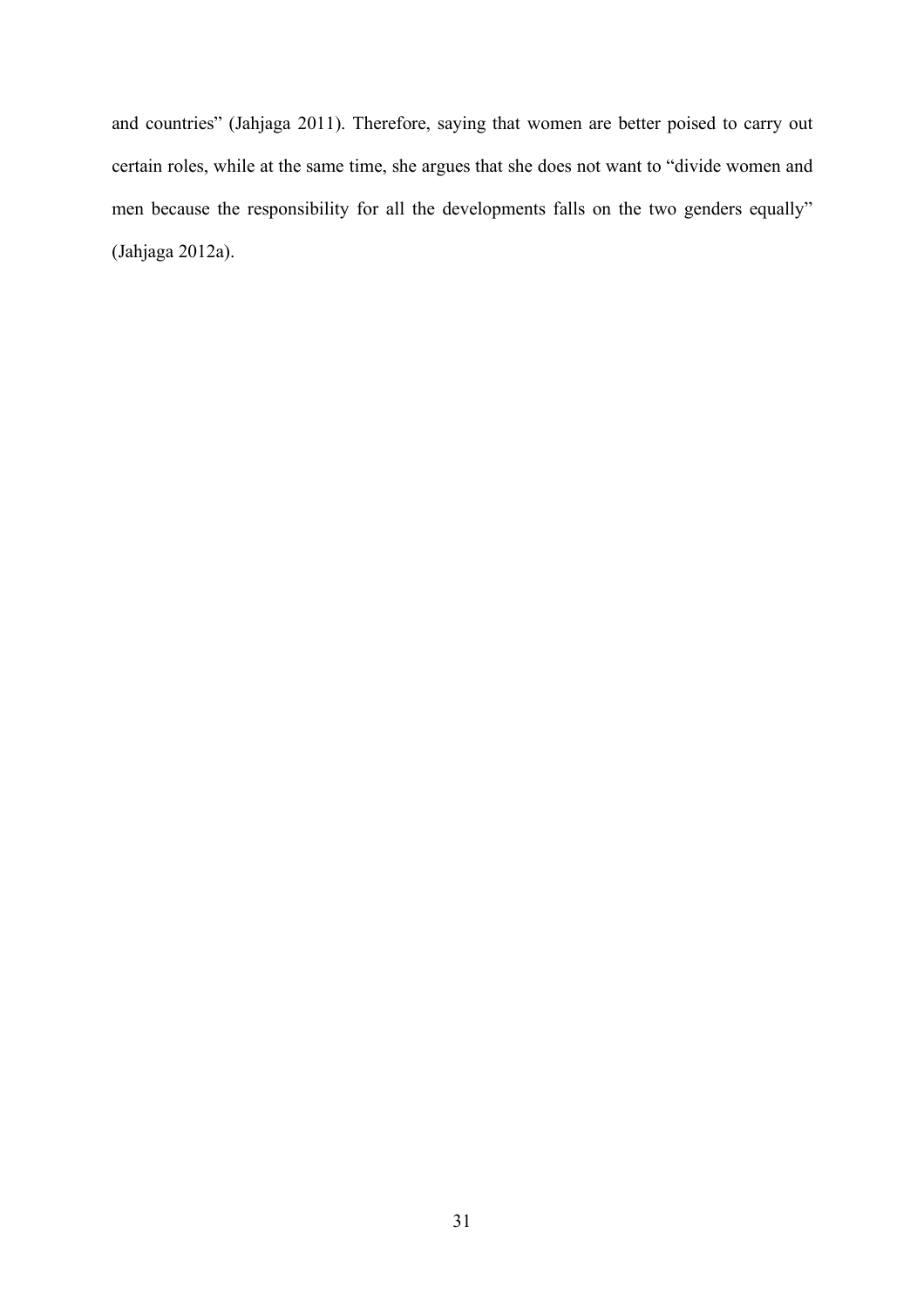and countries" (Jahjaga 2011). Therefore, saying that women are better poised to carry out certain roles, while at the same time, she argues that she does not want to "divide women and men because the responsibility for all the developments falls on the two genders equally" (Jahjaga 2012a).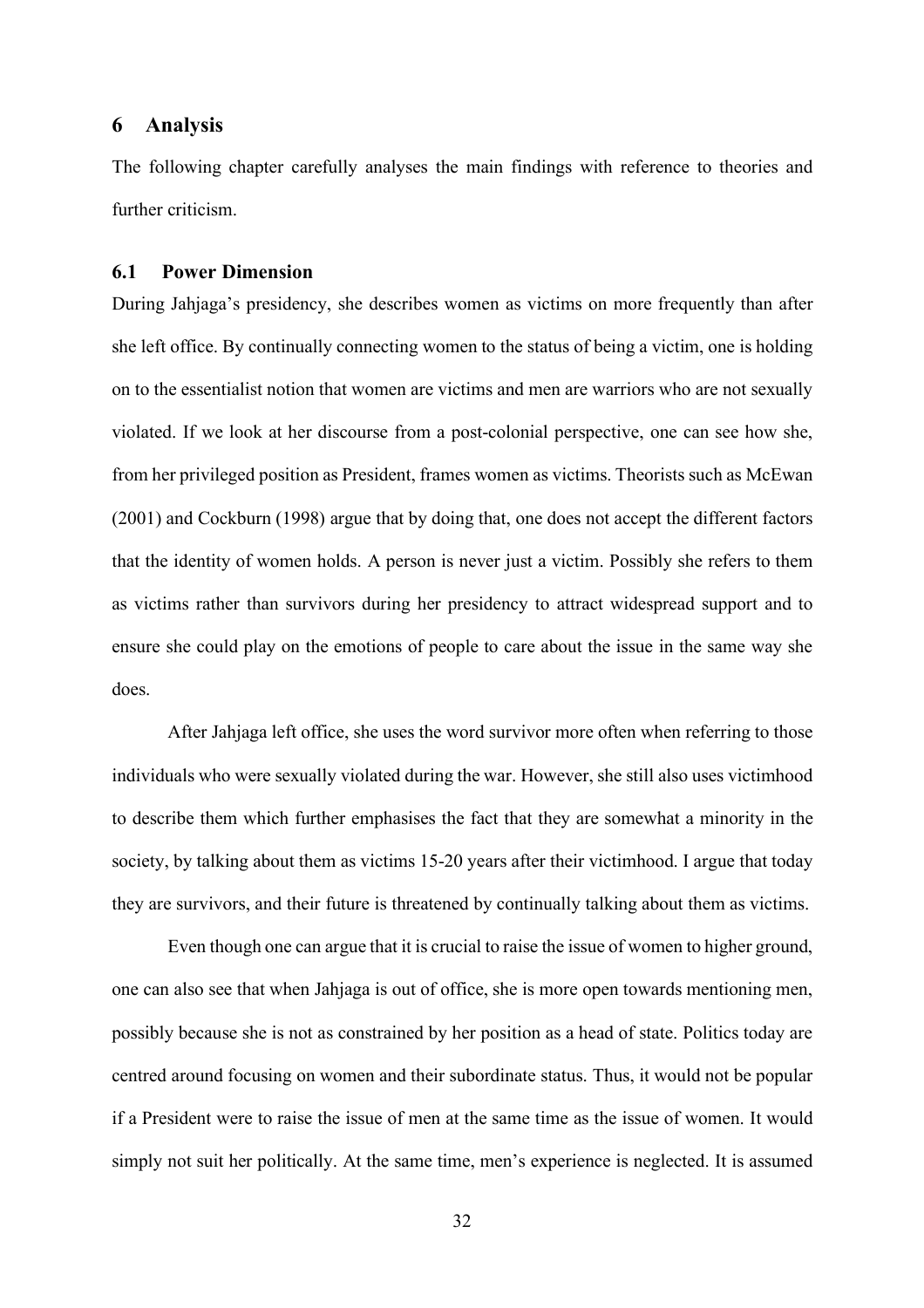# 6 Analysis

The following chapter carefully analyses the main findings with reference to theories and further criticism.

## 6.1 Power Dimension

During Jahjaga's presidency, she describes women as victims on more frequently than after she left office. By continually connecting women to the status of being a victim, one is holding on to the essentialist notion that women are victims and men are warriors who are not sexually violated. If we look at her discourse from a post-colonial perspective, one can see how she, from her privileged position as President, frames women as victims. Theorists such as McEwan (2001) and Cockburn (1998) argue that by doing that, one does not accept the different factors that the identity of women holds. A person is never just a victim. Possibly she refers to them as victims rather than survivors during her presidency to attract widespread support and to ensure she could play on the emotions of people to care about the issue in the same way she does.

After Jahjaga left office, she uses the word survivor more often when referring to those individuals who were sexually violated during the war. However, she still also uses victimhood to describe them which further emphasises the fact that they are somewhat a minority in the society, by talking about them as victims 15-20 years after their victimhood. I argue that today they are survivors, and their future is threatened by continually talking about them as victims.

Even though one can argue that it is crucial to raise the issue of women to higher ground, one can also see that when Jahjaga is out of office, she is more open towards mentioning men, possibly because she is not as constrained by her position as a head of state. Politics today are centred around focusing on women and their subordinate status. Thus, it would not be popular if a President were to raise the issue of men at the same time as the issue of women. It would simply not suit her politically. At the same time, men's experience is neglected. It is assumed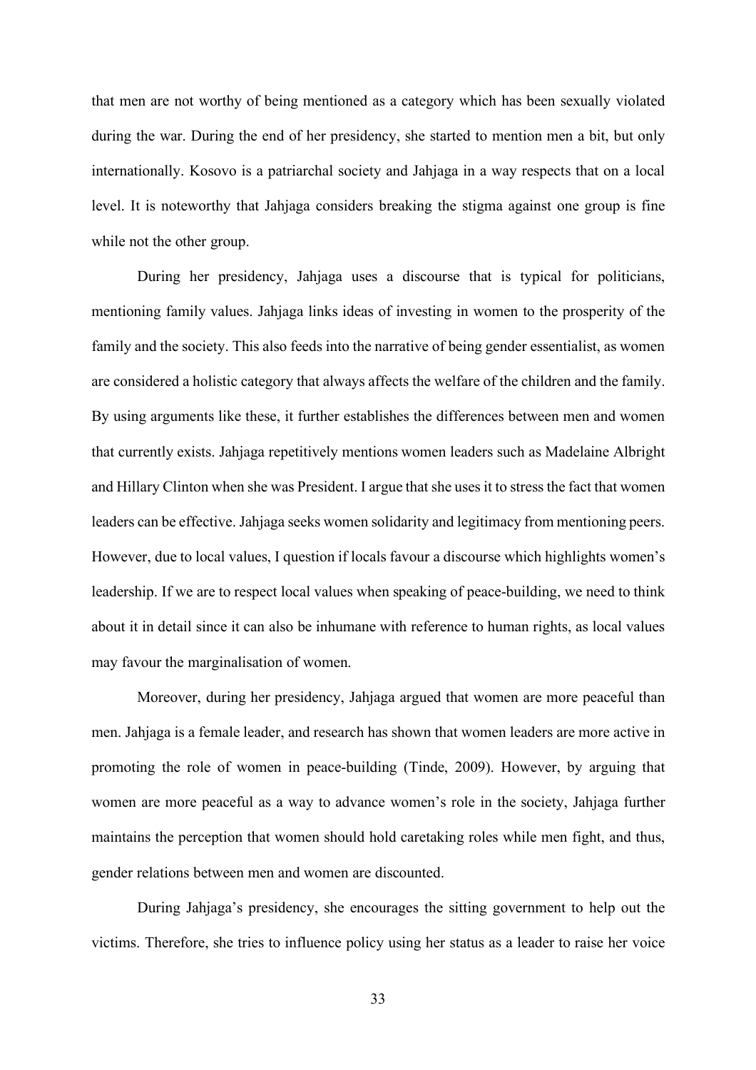that men are not worthy of being mentioned as a category which has been sexually violated during the war. During the end of her presidency, she started to mention men a bit, but only internationally. Kosovo is a patriarchal society and Jahjaga in a way respects that on a local level. It is noteworthy that Jahjaga considers breaking the stigma against one group is fine while not the other group.

During her presidency, Jahjaga uses a discourse that is typical for politicians, mentioning family values. Jahjaga links ideas of investing in women to the prosperity of the family and the society. This also feeds into the narrative of being gender essentialist, as women are considered a holistic category that always affects the welfare of the children and the family. By using arguments like these, it further establishes the differences between men and women that currently exists. Jahjaga repetitively mentions women leaders such as Madelaine Albright and Hillary Clinton when she was President. I argue that she uses it to stress the fact that women leaders can be effective. Jahjaga seeks women solidarity and legitimacy from mentioning peers. However, due to local values, I question if locals favour a discourse which highlights women's leadership. If we are to respect local values when speaking of peace-building, we need to think about it in detail since it can also be inhumane with reference to human rights, as local values may favour the marginalisation of women.

Moreover, during her presidency, Jahjaga argued that women are more peaceful than men. Jahjaga is a female leader, and research has shown that women leaders are more active in promoting the role of women in peace-building (Tinde, 2009). However, by arguing that women are more peaceful as a way to advance women's role in the society, Jahjaga further maintains the perception that women should hold caretaking roles while men fight, and thus, gender relations between men and women are discounted.

During Jahjaga's presidency, she encourages the sitting government to help out the victims. Therefore, she tries to influence policy using her status as a leader to raise her voice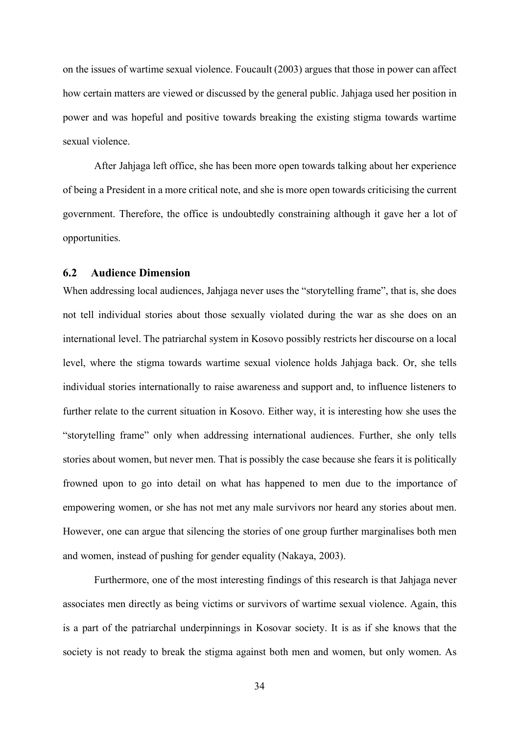on the issues of wartime sexual violence. Foucault (2003) argues that those in power can affect how certain matters are viewed or discussed by the general public. Jahjaga used her position in power and was hopeful and positive towards breaking the existing stigma towards wartime sexual violence.

After Jahjaga left office, she has been more open towards talking about her experience of being a President in a more critical note, and she is more open towards criticising the current government. Therefore, the office is undoubtedly constraining although it gave her a lot of opportunities.

## 6.2 Audience Dimension

When addressing local audiences, Jahjaga never uses the "storytelling frame", that is, she does not tell individual stories about those sexually violated during the war as she does on an international level. The patriarchal system in Kosovo possibly restricts her discourse on a local level, where the stigma towards wartime sexual violence holds Jahjaga back. Or, she tells individual stories internationally to raise awareness and support and, to influence listeners to further relate to the current situation in Kosovo. Either way, it is interesting how she uses the "storytelling frame" only when addressing international audiences. Further, she only tells stories about women, but never men. That is possibly the case because she fears it is politically frowned upon to go into detail on what has happened to men due to the importance of empowering women, or she has not met any male survivors nor heard any stories about men. However, one can argue that silencing the stories of one group further marginalises both men and women, instead of pushing for gender equality (Nakaya, 2003).

Furthermore, one of the most interesting findings of this research is that Jahjaga never associates men directly as being victims or survivors of wartime sexual violence. Again, this is a part of the patriarchal underpinnings in Kosovar society. It is as if she knows that the society is not ready to break the stigma against both men and women, but only women. As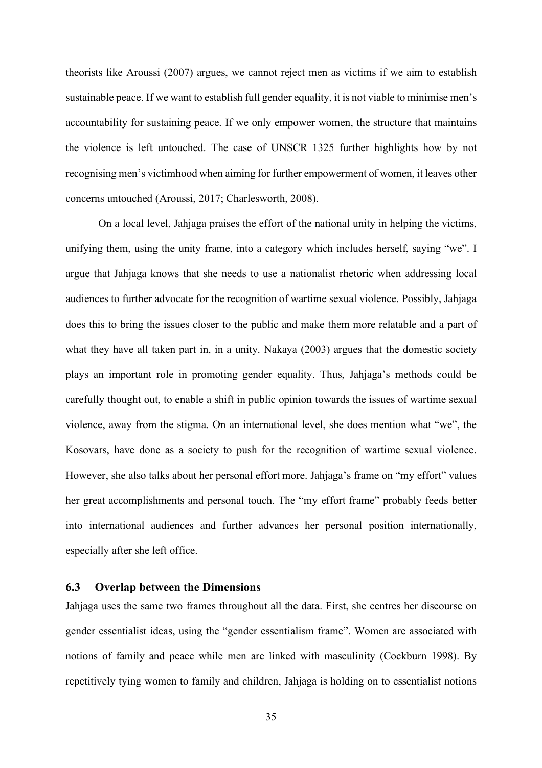theorists like Aroussi (2007) argues, we cannot reject men as victims if we aim to establish sustainable peace. If we want to establish full gender equality, it is not viable to minimise men's accountability for sustaining peace. If we only empower women, the structure that maintains the violence is left untouched. The case of UNSCR 1325 further highlights how by not recognising men's victimhood when aiming for further empowerment of women, it leaves other concerns untouched (Aroussi, 2017; Charlesworth, 2008).

On a local level, Jahjaga praises the effort of the national unity in helping the victims, unifying them, using the unity frame, into a category which includes herself, saying "we". I argue that Jahjaga knows that she needs to use a nationalist rhetoric when addressing local audiences to further advocate for the recognition of wartime sexual violence. Possibly, Jahjaga does this to bring the issues closer to the public and make them more relatable and a part of what they have all taken part in, in a unity. Nakaya (2003) argues that the domestic society plays an important role in promoting gender equality. Thus, Jahjaga's methods could be carefully thought out, to enable a shift in public opinion towards the issues of wartime sexual violence, away from the stigma. On an international level, she does mention what "we", the Kosovars, have done as a society to push for the recognition of wartime sexual violence. However, she also talks about her personal effort more. Jahjaga's frame on "my effort" values her great accomplishments and personal touch. The "my effort frame" probably feeds better into international audiences and further advances her personal position internationally, especially after she left office.

### 6.3 Overlap between the Dimensions

Jahjaga uses the same two frames throughout all the data. First, she centres her discourse on gender essentialist ideas, using the "gender essentialism frame". Women are associated with notions of family and peace while men are linked with masculinity (Cockburn 1998). By repetitively tying women to family and children, Jahjaga is holding on to essentialist notions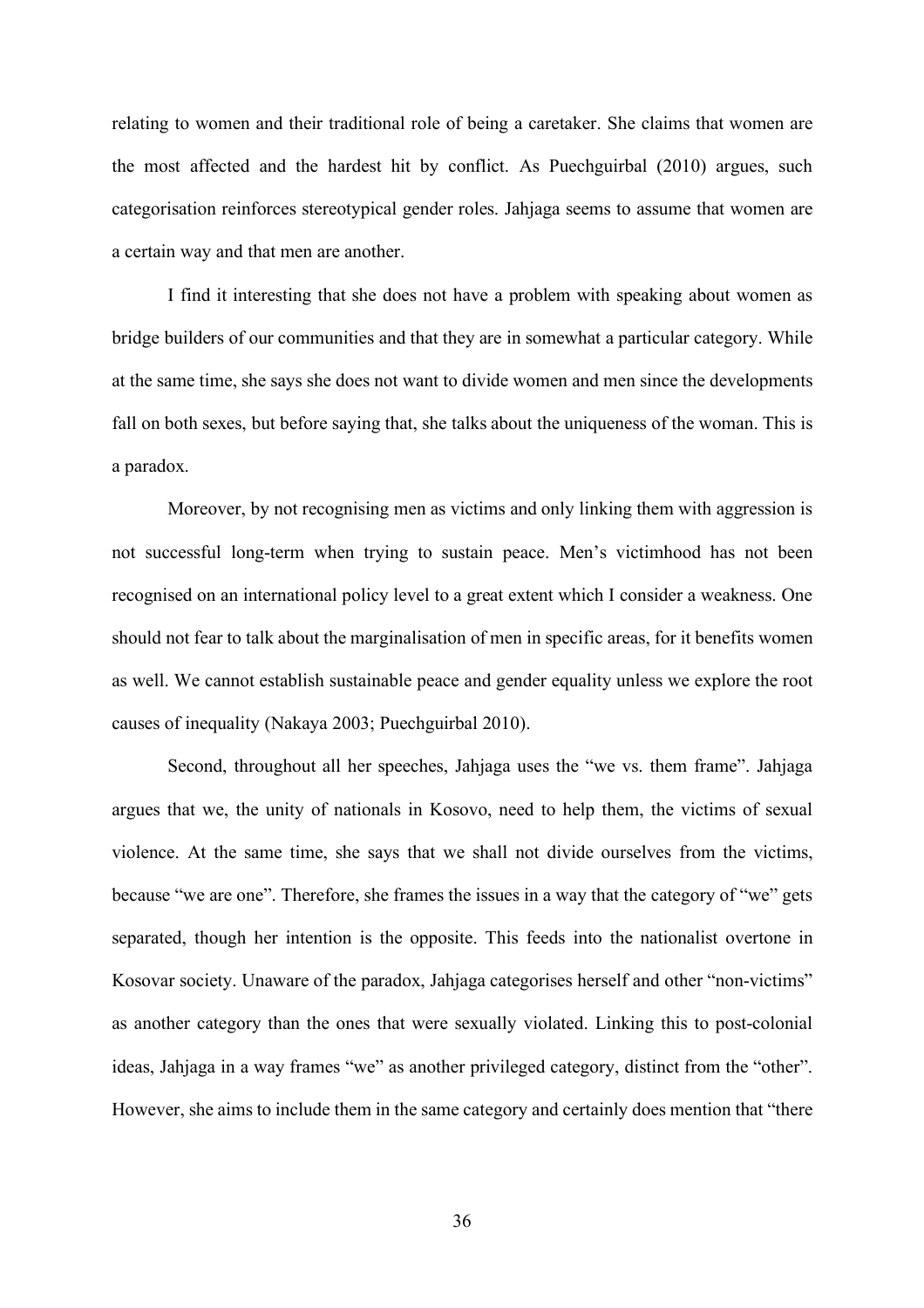relating to women and their traditional role of being a caretaker. She claims that women are the most affected and the hardest hit by conflict. As Puechguirbal (2010) argues, such categorisation reinforces stereotypical gender roles. Jahjaga seems to assume that women are a certain way and that men are another.

I find it interesting that she does not have a problem with speaking about women as bridge builders of our communities and that they are in somewhat a particular category. While at the same time, she says she does not want to divide women and men since the developments fall on both sexes, but before saying that, she talks about the uniqueness of the woman. This is a paradox.

Moreover, by not recognising men as victims and only linking them with aggression is not successful long-term when trying to sustain peace. Men's victimhood has not been recognised on an international policy level to a great extent which I consider a weakness. One should not fear to talk about the marginalisation of men in specific areas, for it benefits women as well. We cannot establish sustainable peace and gender equality unless we explore the root causes of inequality (Nakaya 2003; Puechguirbal 2010).

Second, throughout all her speeches, Jahjaga uses the "we vs. them frame". Jahjaga argues that we, the unity of nationals in Kosovo, need to help them, the victims of sexual violence. At the same time, she says that we shall not divide ourselves from the victims, because "we are one". Therefore, she frames the issues in a way that the category of "we" gets separated, though her intention is the opposite. This feeds into the nationalist overtone in Kosovar society. Unaware of the paradox, Jahjaga categorises herself and other "non-victims" as another category than the ones that were sexually violated. Linking this to post-colonial ideas, Jahjaga in a way frames "we" as another privileged category, distinct from the "other". However, she aims to include them in the same category and certainly does mention that "there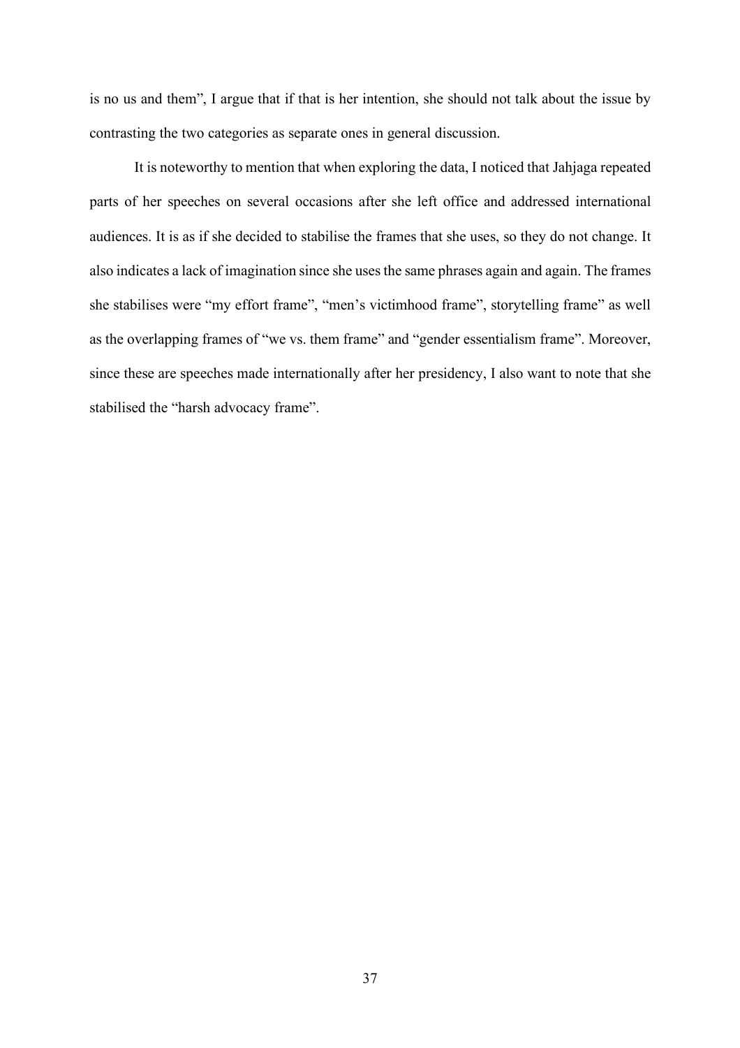is no us and them", I argue that if that is her intention, she should not talk about the issue by contrasting the two categories as separate ones in general discussion.

It is noteworthy to mention that when exploring the data, I noticed that Jahjaga repeated parts of her speeches on several occasions after she left office and addressed international audiences. It is as if she decided to stabilise the frames that she uses, so they do not change. It also indicates a lack of imagination since she uses the same phrases again and again. The frames she stabilises were "my effort frame", "men's victimhood frame", storytelling frame" as well as the overlapping frames of "we vs. them frame" and "gender essentialism frame". Moreover, since these are speeches made internationally after her presidency, I also want to note that she stabilised the "harsh advocacy frame".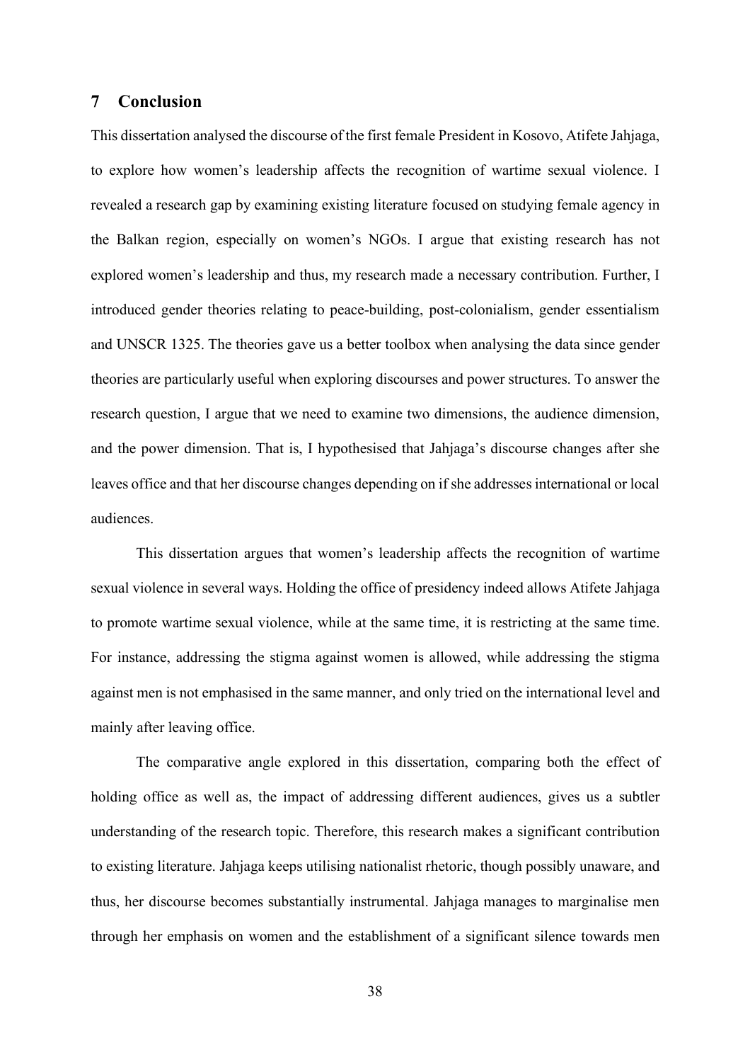## 7 Conclusion

This dissertation analysed the discourse of the first female President in Kosovo, Atifete Jahjaga, to explore how women's leadership affects the recognition of wartime sexual violence. I revealed a research gap by examining existing literature focused on studying female agency in the Balkan region, especially on women's NGOs. I argue that existing research has not explored women's leadership and thus, my research made a necessary contribution. Further, I introduced gender theories relating to peace-building, post-colonialism, gender essentialism and UNSCR 1325. The theories gave us a better toolbox when analysing the data since gender theories are particularly useful when exploring discourses and power structures. To answer the research question, I argue that we need to examine two dimensions, the audience dimension, and the power dimension. That is, I hypothesised that Jahjaga's discourse changes after she leaves office and that her discourse changes depending on if she addresses international or local audiences.

This dissertation argues that women's leadership affects the recognition of wartime sexual violence in several ways. Holding the office of presidency indeed allows Atifete Jahjaga to promote wartime sexual violence, while at the same time, it is restricting at the same time. For instance, addressing the stigma against women is allowed, while addressing the stigma against men is not emphasised in the same manner, and only tried on the international level and mainly after leaving office.

The comparative angle explored in this dissertation, comparing both the effect of holding office as well as, the impact of addressing different audiences, gives us a subtler understanding of the research topic. Therefore, this research makes a significant contribution to existing literature. Jahjaga keeps utilising nationalist rhetoric, though possibly unaware, and thus, her discourse becomes substantially instrumental. Jahjaga manages to marginalise men through her emphasis on women and the establishment of a significant silence towards men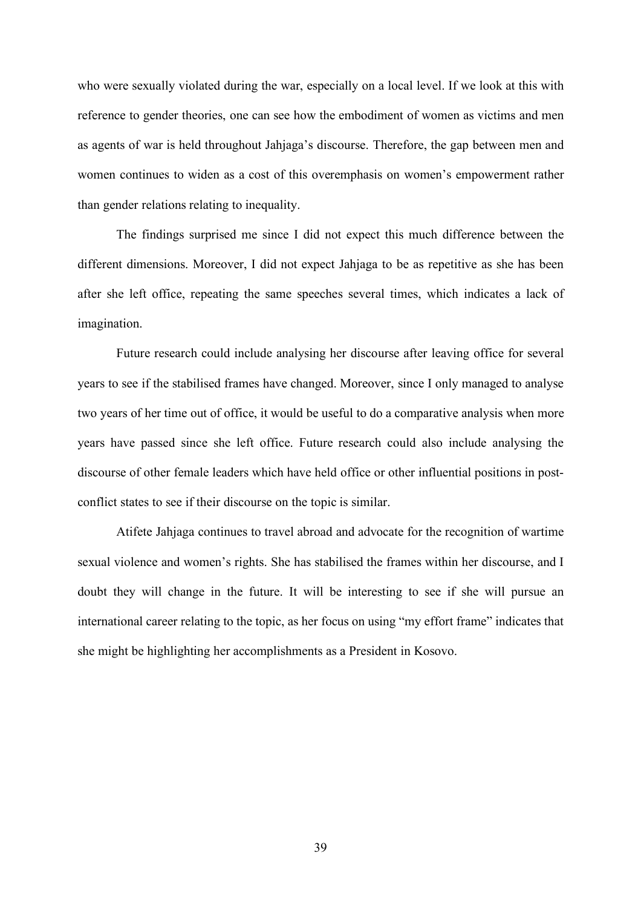who were sexually violated during the war, especially on a local level. If we look at this with reference to gender theories, one can see how the embodiment of women as victims and men as agents of war is held throughout Jahjaga's discourse. Therefore, the gap between men and women continues to widen as a cost of this overemphasis on women's empowerment rather than gender relations relating to inequality.

The findings surprised me since I did not expect this much difference between the different dimensions. Moreover, I did not expect Jahjaga to be as repetitive as she has been after she left office, repeating the same speeches several times, which indicates a lack of imagination.

Future research could include analysing her discourse after leaving office for several years to see if the stabilised frames have changed. Moreover, since I only managed to analyse two years of her time out of office, it would be useful to do a comparative analysis when more years have passed since she left office. Future research could also include analysing the discourse of other female leaders which have held office or other influential positions in post-conflict states to see if their discourse on the topic is similar.

Atifete Jahjaga continues to travel abroad and advocate for the recognition of wartime sexual violence and women's rights. She has stabilised the frames within her discourse, and I doubt they will change in the future. It will be interesting to see if she will pursue an international career relating to the topic, as her focus on using "my effort frame" indicates that she might be highlighting her accomplishments as a President in Kosovo.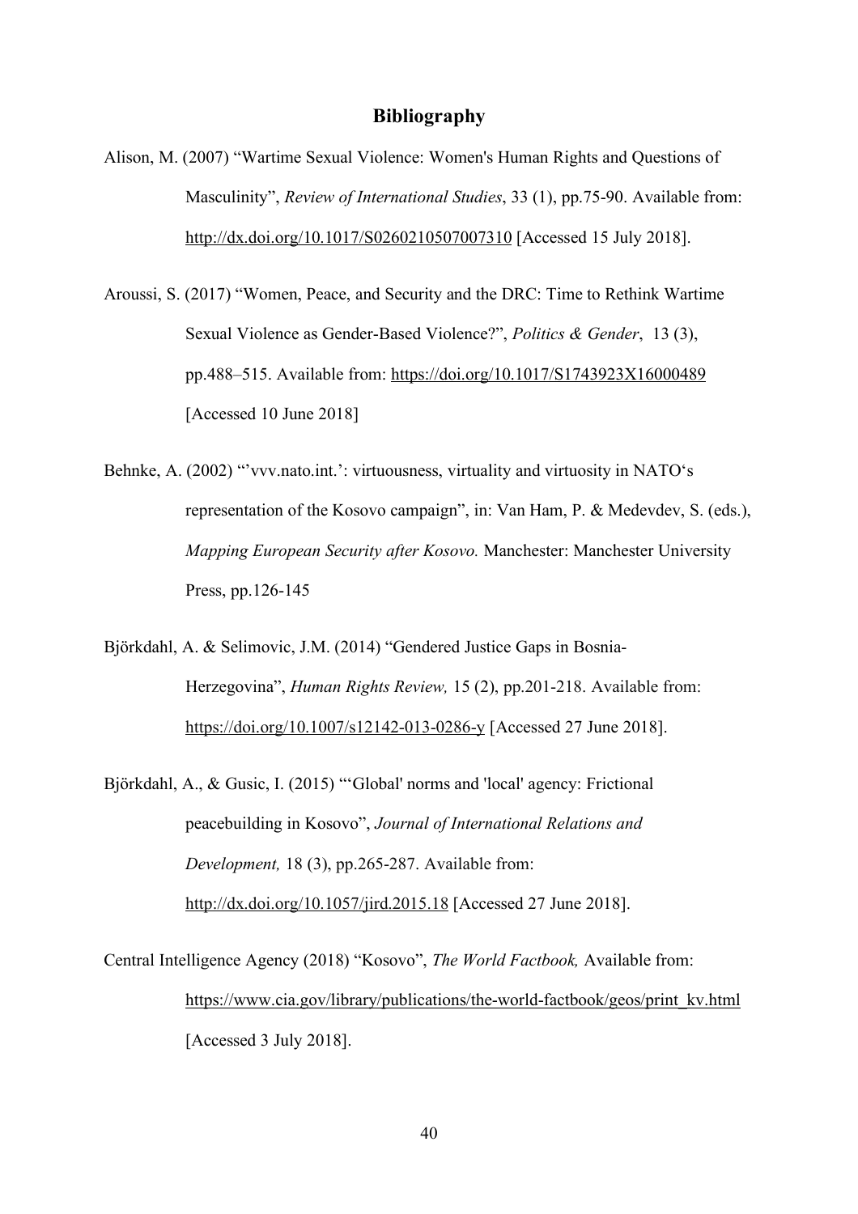## Bibliography

Alison, M. (2007) "Wartime Sexual Violence: Women's Human Rights and Questions of Masculinity", *Review of International Studies*, 33 (1), pp.75-90. Available from: http://dx.doi.org/10.1017/S0260210507007310 [Accessed 15 July 2018].

Aroussi, S. (2017) "Women, Peace, and Security and the DRC: Time to Rethink Wartime Sexual Violence as Gender-Based Violence?", *Politics & Gender*, 13 (3), pp.488–515. Available from: https://doi.org/10.1017/S1743923X16000489 [Accessed 10 June 2018]

Behnke, A. (2002) "'vvv.nato.int.': virtuousness, virtuality and virtuosity in NATO's representation of the Kosovo campaign", in: Van Ham, P. & Medevdev, S. (eds.), *Mapping European Security after Kosovo.* Manchester: Manchester University Press, pp.126-145

Björkdahl, A. & Selimovic, J.M. (2014) "Gendered Justice Gaps in Bosnia-Herzegovina", *Human Rights Review,* 15 (2), pp.201-218. Available from: https://doi.org/10.1007/s12142-013-0286-y [Accessed 27 June 2018].

Björkdahl, A., & Gusic, I. (2015) "'Global' norms and 'local' agency: Frictional peacebuilding in Kosovo", *Journal of International Relations and Development,* 18 (3), pp.265-287. Available from: http://dx.doi.org/10.1057/jird.2015.18 [Accessed 27 June 2018].

Central Intelligence Agency (2018) "Kosovo", *The World Factbook,* Available from: https://www.cia.gov/library/publications/the-world-factbook/geos/print_kv.html [Accessed 3 July 2018].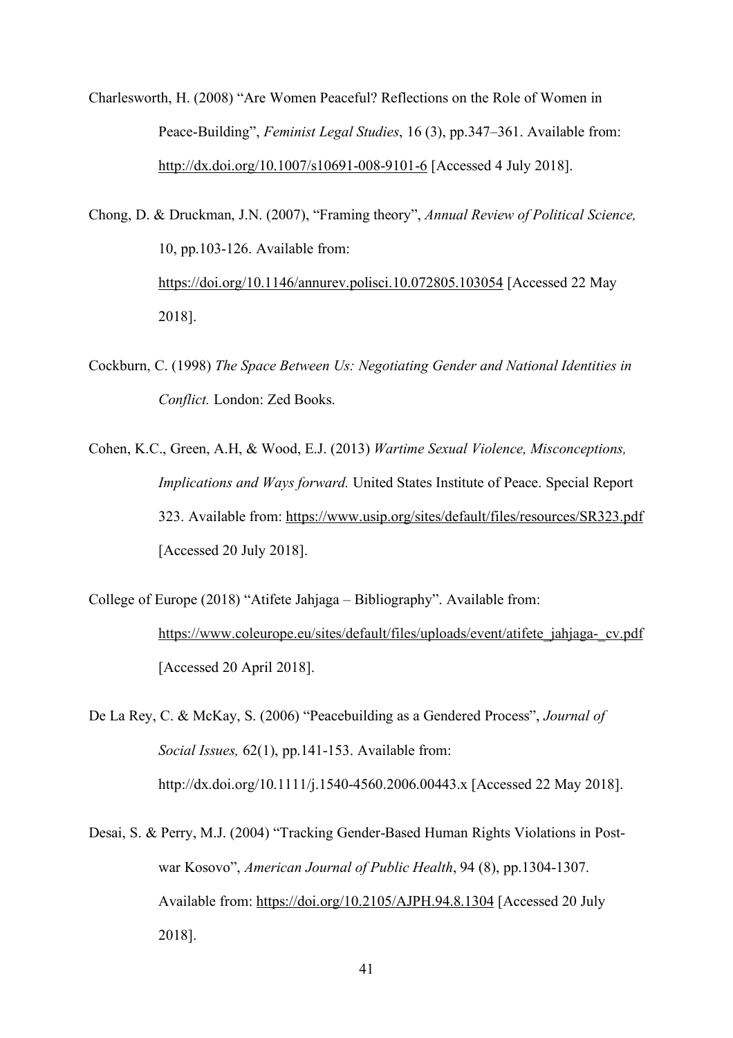Charlesworth, H. (2008) "Are Women Peaceful? Reflections on the Role of Women in Peace-Building", *Feminist Legal Studies*, 16 (3), pp.347–361. Available from: http://dx.doi.org/10.1007/s10691-008-9101-6 [Accessed 4 July 2018].

Chong, D. & Druckman, J.N. (2007), "Framing theory", *Annual Review of Political Science,* 10, pp.103-126. Available from: https://doi.org/10.1146/annurev.polisci.10.072805.103054 [Accessed 22 May 2018].

Cockburn, C. (1998) *The Space Between Us: Negotiating Gender and National Identities in Conflict.* London: Zed Books.

Cohen, K.C., Green, A.H, & Wood, E.J. (2013) *Wartime Sexual Violence, Misconceptions, Implications and Ways forward.* United States Institute of Peace. Special Report 323. Available from: https://www.usip.org/sites/default/files/resources/SR323.pdf [Accessed 20 July 2018].

College of Europe (2018) "Atifete Jahjaga – Bibliography". Available from: https://www.coleurope.eu/sites/default/files/uploads/event/atifete_jahjaga-_cv.pdf [Accessed 20 April 2018].

De La Rey, C. & McKay, S. (2006) "Peacebuilding as a Gendered Process", *Journal of Social Issues,* 62(1), pp.141-153. Available from: http://dx.doi.org/10.1111/j.1540-4560.2006.00443.x [Accessed 22 May 2018].

Desai, S. & Perry, M.J. (2004) "Tracking Gender-Based Human Rights Violations in Post-war Kosovo", *American Journal of Public Health*, 94 (8), pp.1304-1307. Available from: https://doi.org/10.2105/AJPH.94.8.1304 [Accessed 20 July 2018].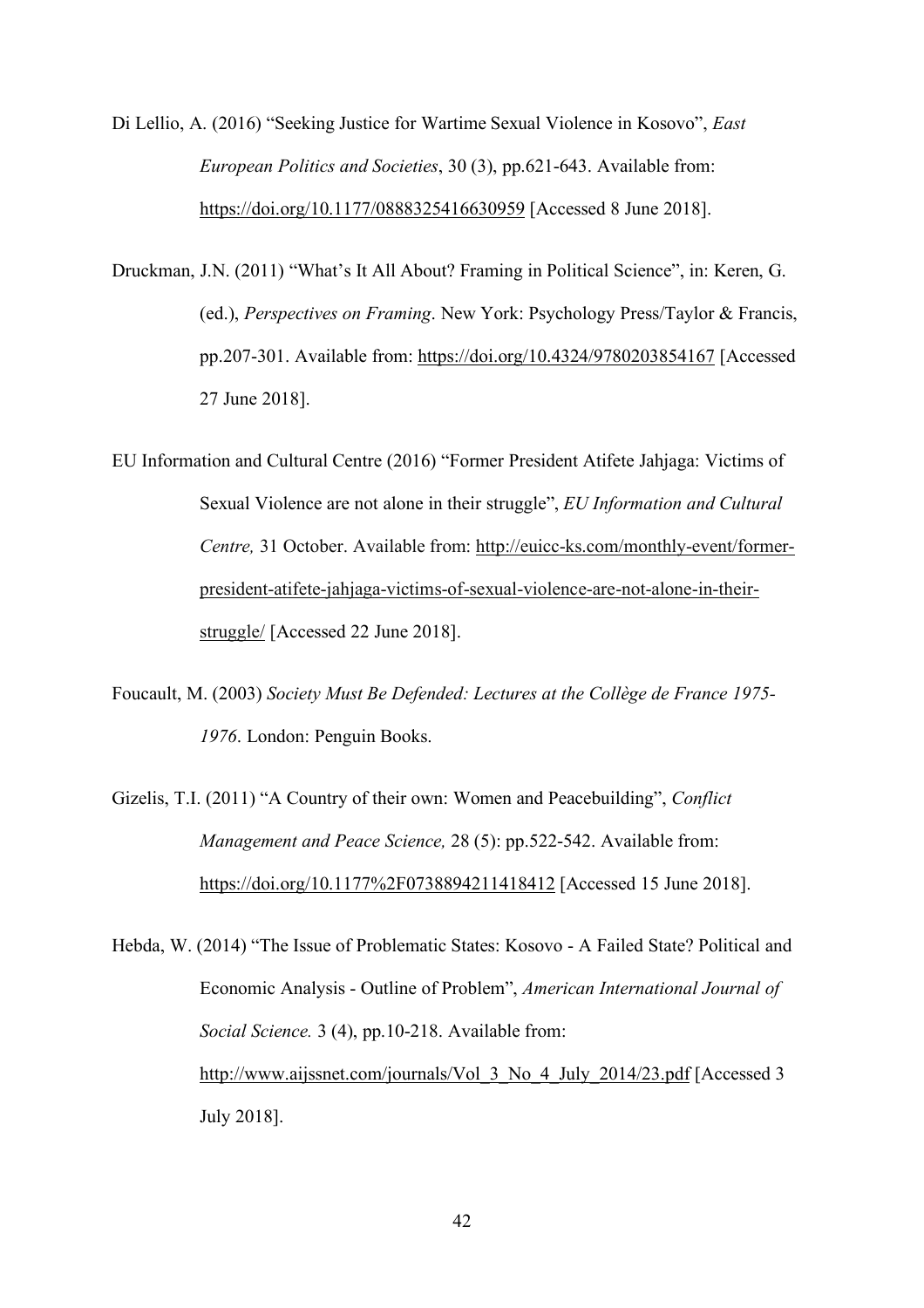Di Lellio, A. (2016) "Seeking Justice for Wartime Sexual Violence in Kosovo", *East European Politics and Societies*, 30 (3), pp.621-643. Available from: https://doi.org/10.1177/0888325416630959 [Accessed 8 June 2018].

Druckman, J.N. (2011) "What's It All About? Framing in Political Science", in: Keren, G. (ed.), *Perspectives on Framing*. New York: Psychology Press/Taylor & Francis, pp.207-301. Available from: https://doi.org/10.4324/9780203854167 [Accessed 27 June 2018].

EU Information and Cultural Centre (2016) "Former President Atifete Jahjaga: Victims of Sexual Violence are not alone in their struggle", *EU Information and Cultural Centre,* 31 October. Available from: http://euicc-ks.com/monthly-event/former-president-atifete-jahjaga-victims-of-sexual-violence-are-not-alone-in-their-struggle/ [Accessed 22 June 2018].

Foucault, M. (2003) *Society Must Be Defended: Lectures at the Collège de France 1975-1976*. London: Penguin Books.

Gizelis, T.I. (2011) "A Country of their own: Women and Peacebuilding", *Conflict Management and Peace Science,* 28 (5): pp.522-542. Available from: https://doi.org/10.1177%2F0738894211418412 [Accessed 15 June 2018].

Hebda, W. (2014) "The Issue of Problematic States: Kosovo - A Failed State? Political and Economic Analysis - Outline of Problem", *American International Journal of Social Science.* 3 (4), pp.10-218. Available from: http://www.aijssnet.com/journals/Vol_3_No_4_July_2014/23.pdf [Accessed 3 July 2018].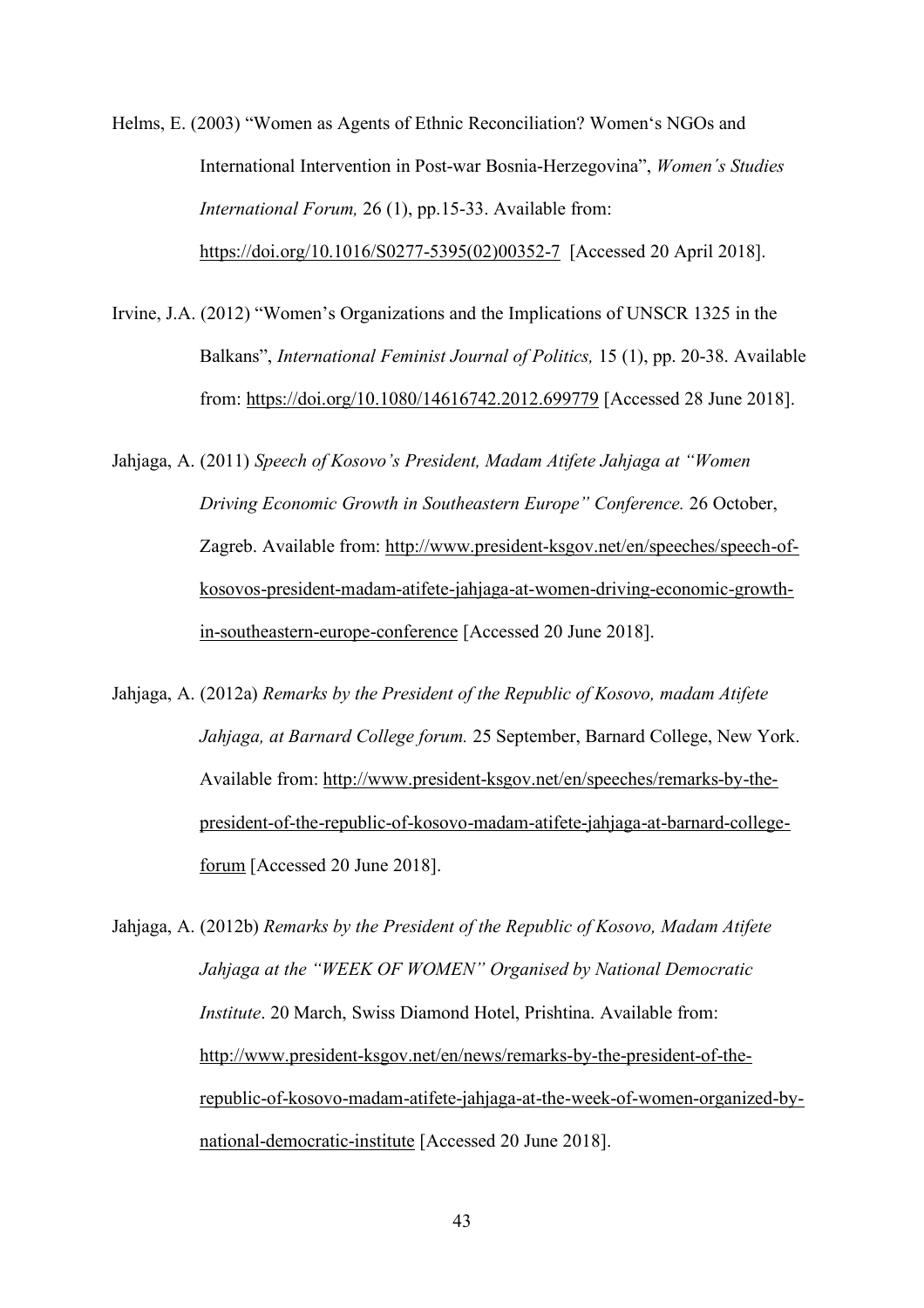Helms, E. (2003) "Women as Agents of Ethnic Reconciliation? Women's NGOs and International Intervention in Post-war Bosnia-Herzegovina", *Women´s Studies International Forum,* 26 (1), pp.15-33. Available from: https://doi.org/10.1016/S0277-5395(02)00352-7 [Accessed 20 April 2018].

Irvine, J.A. (2012) "Women's Organizations and the Implications of UNSCR 1325 in the Balkans", *International Feminist Journal of Politics,* 15 (1), pp. 20-38. Available from: https://doi.org/10.1080/14616742.2012.699779 [Accessed 28 June 2018].

Jahjaga, A. (2011) *Speech of Kosovo's President, Madam Atifete Jahjaga at "Women Driving Economic Growth in Southeastern Europe" Conference.* 26 October, Zagreb. Available from: http://www.president-ksgov.net/en/speeches/speech-of-kosovos-president-madam-atifete-jahjaga-at-women-driving-economic-growth-in-southeastern-europe-conference [Accessed 20 June 2018].

Jahjaga, A. (2012a) *Remarks by the President of the Republic of Kosovo, madam Atifete Jahjaga, at Barnard College forum.* 25 September, Barnard College, New York. Available from: http://www.president-ksgov.net/en/speeches/remarks-by-the-president-of-the-republic-of-kosovo-madam-atifete-jahjaga-at-barnard-college-forum [Accessed 20 June 2018].

Jahjaga, A. (2012b) *Remarks by the President of the Republic of Kosovo, Madam Atifete Jahjaga at the "WEEK OF WOMEN" Organised by National Democratic Institute*. 20 March, Swiss Diamond Hotel, Prishtina. Available from: http://www.president-ksgov.net/en/news/remarks-by-the-president-of-the-republic-of-kosovo-madam-atifete-jahjaga-at-the-week-of-women-organized-by-national-democratic-institute [Accessed 20 June 2018].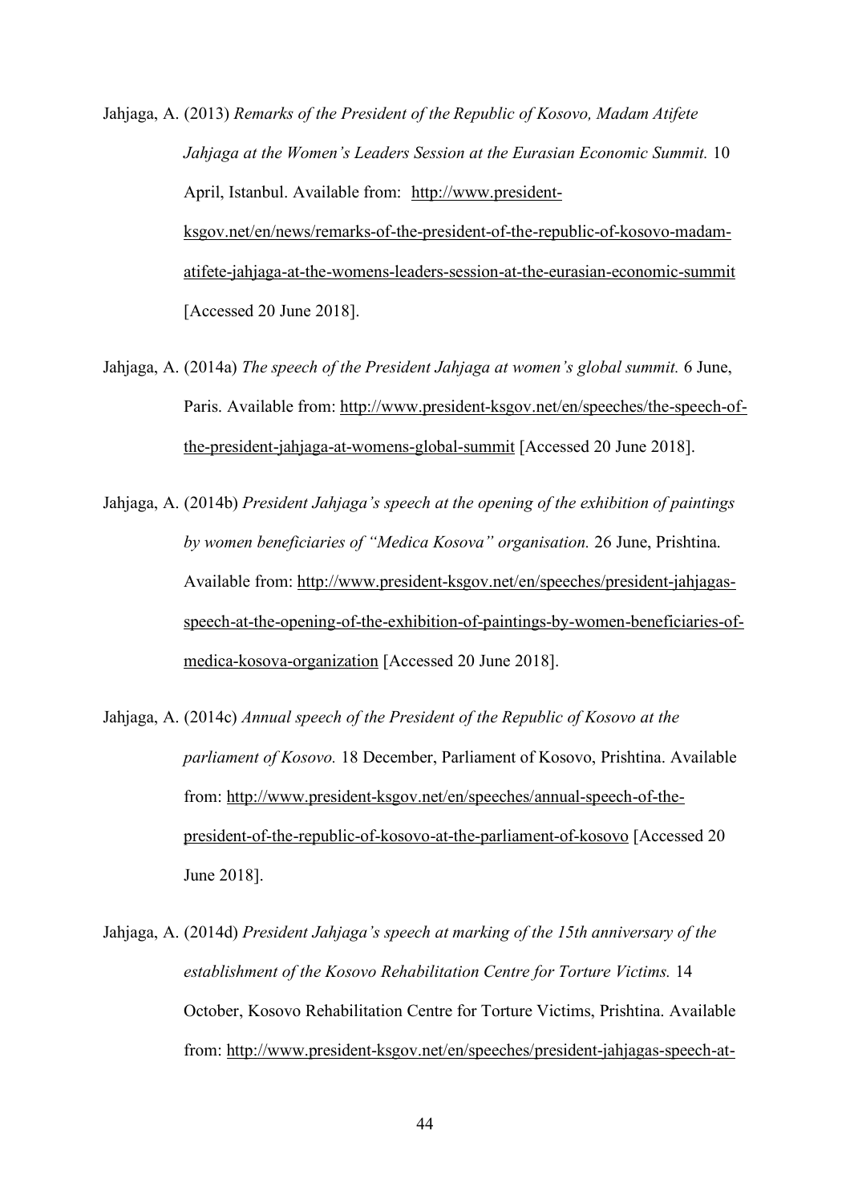Jahjaga, A. (2013) *Remarks of the President of the Republic of Kosovo, Madam Atifete Jahjaga at the Women's Leaders Session at the Eurasian Economic Summit.* 10 April, Istanbul. Available from: http://www.president-ksgov.net/en/news/remarks-of-the-president-of-the-republic-of-kosovo-madam-atifete-jahjaga-at-the-womens-leaders-session-at-the-eurasian-economic-summit [Accessed 20 June 2018].

Jahjaga, A. (2014a) *The speech of the President Jahjaga at women's global summit.* 6 June, Paris. Available from: http://www.president-ksgov.net/en/speeches/the-speech-of-the-president-jahjaga-at-womens-global-summit [Accessed 20 June 2018].

Jahjaga, A. (2014b) *President Jahjaga's speech at the opening of the exhibition of paintings by women beneficiaries of "Medica Kosova" organisation.* 26 June, Prishtina. Available from: http://www.president-ksgov.net/en/speeches/president-jahjagas-speech-at-the-opening-of-the-exhibition-of-paintings-by-women-beneficiaries-of-medica-kosova-organization [Accessed 20 June 2018].

Jahjaga, A. (2014c) *Annual speech of the President of the Republic of Kosovo at the parliament of Kosovo.* 18 December, Parliament of Kosovo, Prishtina. Available from: http://www.president-ksgov.net/en/speeches/annual-speech-of-the-president-of-the-republic-of-kosovo-at-the-parliament-of-kosovo [Accessed 20 June 2018].

Jahjaga, A. (2014d) *President Jahjaga's speech at marking of the 15th anniversary of the establishment of the Kosovo Rehabilitation Centre for Torture Victims.* 14 October, Kosovo Rehabilitation Centre for Torture Victims, Prishtina. Available from: http://www.president-ksgov.net/en/speeches/president-jahjagas-speech-at-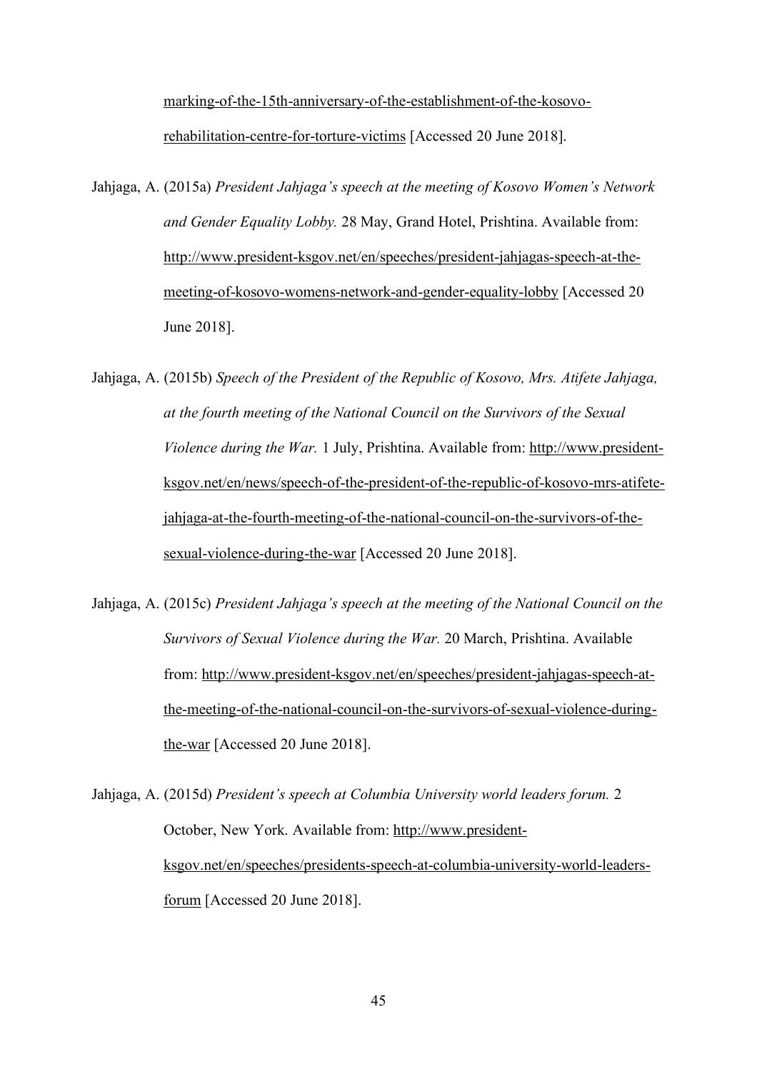marking-of-the-15th-anniversary-of-the-establishment-of-the-kosovo-rehabilitation-centre-for-torture-victims [Accessed 20 June 2018].

Jahjaga, A. (2015a) *President Jahjaga's speech at the meeting of Kosovo Women's Network and Gender Equality Lobby.* 28 May, Grand Hotel, Prishtina. Available from: http://www.president-ksgov.net/en/speeches/president-jahjagas-speech-at-the-meeting-of-kosovo-womens-network-and-gender-equality-lobby [Accessed 20 June 2018].

Jahjaga, A. (2015b) *Speech of the President of the Republic of Kosovo, Mrs. Atifete Jahjaga, at the fourth meeting of the National Council on the Survivors of the Sexual Violence during the War.* 1 July, Prishtina. Available from: http://www.president-ksgov.net/en/news/speech-of-the-president-of-the-republic-of-kosovo-mrs-atifete-jahjaga-at-the-fourth-meeting-of-the-national-council-on-the-survivors-of-the-sexual-violence-during-the-war [Accessed 20 June 2018].

Jahjaga, A. (2015c) *President Jahjaga's speech at the meeting of the National Council on the Survivors of Sexual Violence during the War.* 20 March, Prishtina. Available from: http://www.president-ksgov.net/en/speeches/president-jahjagas-speech-at-the-meeting-of-the-national-council-on-the-survivors-of-sexual-violence-during-the-war [Accessed 20 June 2018].

Jahjaga, A. (2015d) *President's speech at Columbia University world leaders forum.* 2 October, New York. Available from: http://www.president-ksgov.net/en/speeches/presidents-speech-at-columbia-university-world-leaders-forum [Accessed 20 June 2018].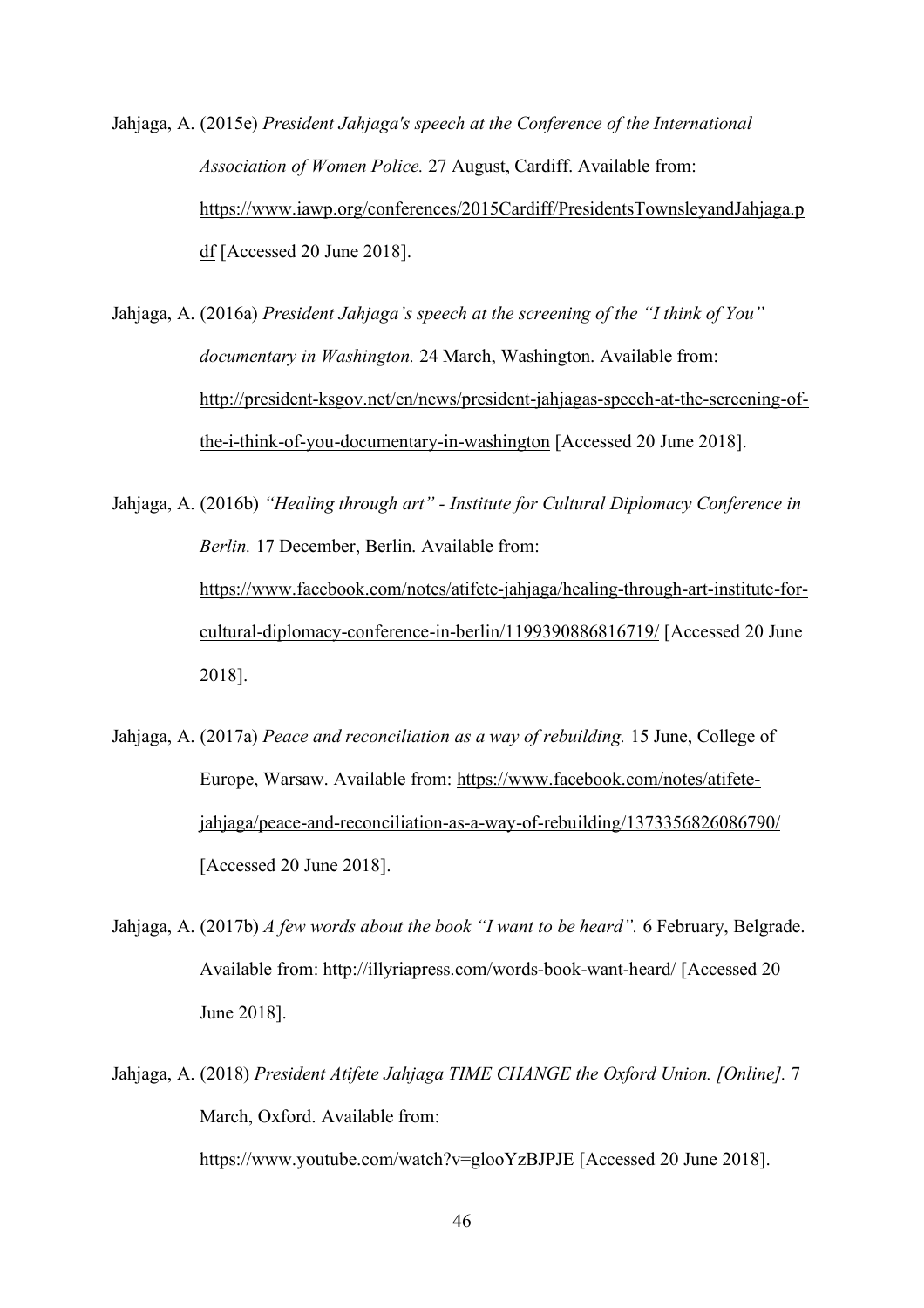Jahjaga, A. (2015e) *President Jahjaga's speech at the Conference of the International Association of Women Police.* 27 August, Cardiff. Available from: https://www.iawp.org/conferences/2015Cardiff/PresidentsTownsleyandJahjaga.pdf [Accessed 20 June 2018].

Jahjaga, A. (2016a) *President Jahjaga's speech at the screening of the "I think of You" documentary in Washington.* 24 March, Washington. Available from: http://president-ksgov.net/en/news/president-jahjagas-speech-at-the-screening-of-the-i-think-of-you-documentary-in-washington [Accessed 20 June 2018].

Jahjaga, A. (2016b) *"Healing through art" - Institute for Cultural Diplomacy Conference in Berlin.* 17 December, Berlin. Available from: https://www.facebook.com/notes/atifete-jahjaga/healing-through-art-institute-for-cultural-diplomacy-conference-in-berlin/1199390886816719/ [Accessed 20 June 2018].

Jahjaga, A. (2017a) *Peace and reconciliation as a way of rebuilding.* 15 June, College of Europe, Warsaw. Available from: https://www.facebook.com/notes/atifete-jahjaga/peace-and-reconciliation-as-a-way-of-rebuilding/1373356826086790/ [Accessed 20 June 2018].

Jahjaga, A. (2017b) *A few words about the book "I want to be heard".* 6 February, Belgrade. Available from: http://illyriapress.com/words-book-want-heard/ [Accessed 20 June 2018].

Jahjaga, A. (2018) *President Atifete Jahjaga TIME CHANGE the Oxford Union. [Online].* 7 March, Oxford. Available from: https://www.youtube.com/watch?v=glooYzBJPJE [Accessed 20 June 2018].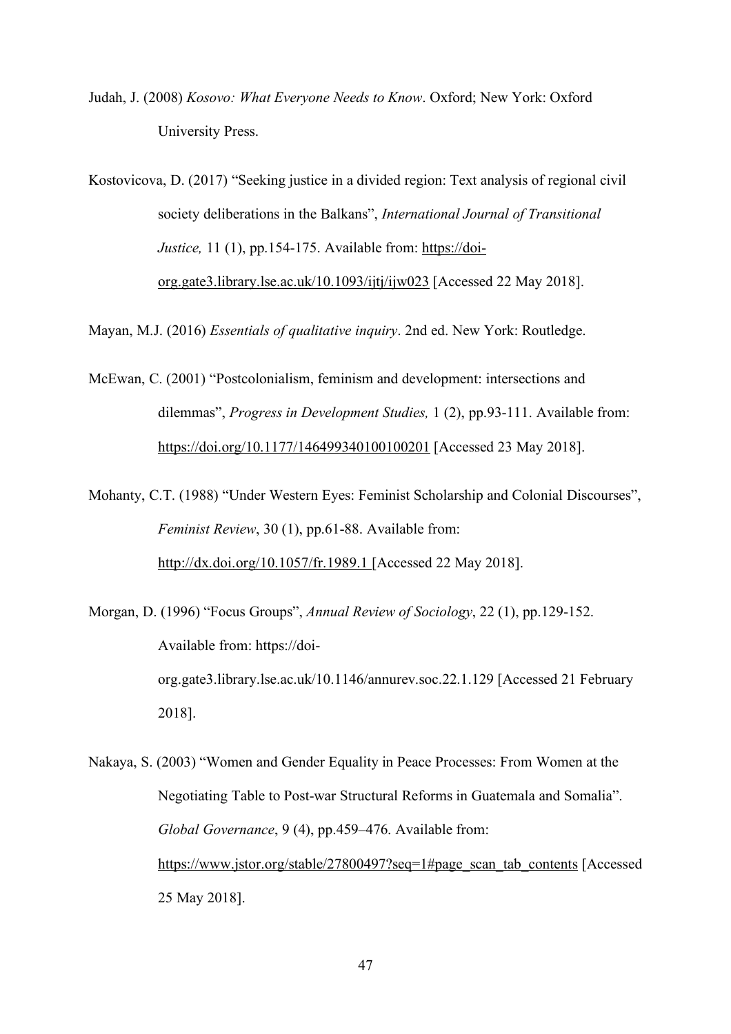Judah, J. (2008) *Kosovo: What Everyone Needs to Know*. Oxford; New York: Oxford University Press.

Kostovicova, D. (2017) "Seeking justice in a divided region: Text analysis of regional civil society deliberations in the Balkans", *International Journal of Transitional Justice,* 11 (1), pp.154-175. Available from: https://doi-org.gate3.library.lse.ac.uk/10.1093/ijtj/ijw023 [Accessed 22 May 2018].

Mayan, M.J. (2016) *Essentials of qualitative inquiry*. 2nd ed. New York: Routledge.

McEwan, C. (2001) "Postcolonialism, feminism and development: intersections and dilemmas", *Progress in Development Studies,* 1 (2), pp.93-111. Available from: https://doi.org/10.1177/146499340100100201 [Accessed 23 May 2018].

Mohanty, C.T. (1988) "Under Western Eyes: Feminist Scholarship and Colonial Discourses", *Feminist Review*, 30 (1), pp.61-88. Available from: http://dx.doi.org/10.1057/fr.1989.1 [Accessed 22 May 2018].

Morgan, D. (1996) "Focus Groups", *Annual Review of Sociology*, 22 (1), pp.129-152. Available from: https://doi-org.gate3.library.lse.ac.uk/10.1146/annurev.soc.22.1.129 [Accessed 21 February 2018].

Nakaya, S. (2003) "Women and Gender Equality in Peace Processes: From Women at the Negotiating Table to Post-war Structural Reforms in Guatemala and Somalia". *Global Governance*, 9 (4), pp.459–476. Available from: https://www.jstor.org/stable/27800497?seq=1#page_scan_tab_contents [Accessed 25 May 2018].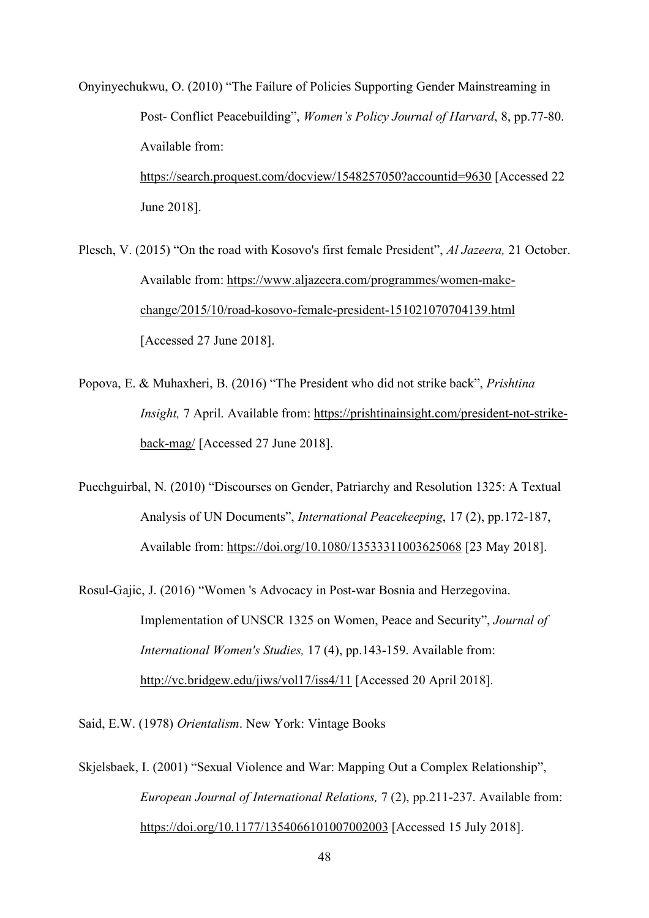Onyinyechukwu, O. (2010) “The Failure of Policies Supporting Gender Mainstreaming in Post- Conflict Peacebuilding”, *Women’s Policy Journal of Harvard*, 8, pp.77-80. Available from: https://search.proquest.com/docview/1548257050?accountid=9630 [Accessed 22 June 2018].

Plesch, V. (2015) “On the road with Kosovo's first female President”, *Al Jazeera,* 21 October. Available from: https://www.aljazeera.com/programmes/women-make-change/2015/10/road-kosovo-female-president-151021070704139.html [Accessed 27 June 2018].

Popova, E. & Muhaxheri, B. (2016) “The President who did not strike back”, *Prishtina Insight,* 7 April. Available from: https://prishtinainsight.com/president-not-strike-back-mag/ [Accessed 27 June 2018].

Puechguirbal, N. (2010) “Discourses on Gender, Patriarchy and Resolution 1325: A Textual Analysis of UN Documents”, *International Peacekeeping*, 17 (2), pp.172-187, Available from: https://doi.org/10.1080/13533311003625068 [23 May 2018].

Rosul-Gajic, J. (2016) “Women 's Advocacy in Post-war Bosnia and Herzegovina. Implementation of UNSCR 1325 on Women, Peace and Security”, *Journal of International Women's Studies,* 17 (4), pp.143-159. Available from: http://vc.bridgew.edu/jiws/vol17/iss4/11 [Accessed 20 April 2018].

Said, E.W. (1978) *Orientalism*. New York: Vintage Books

Skjelsbaek, I. (2001) “Sexual Violence and War: Mapping Out a Complex Relationship”, *European Journal of International Relations,* 7 (2), pp.211-237. Available from: https://doi.org/10.1177/1354066101007002003 [Accessed 15 July 2018].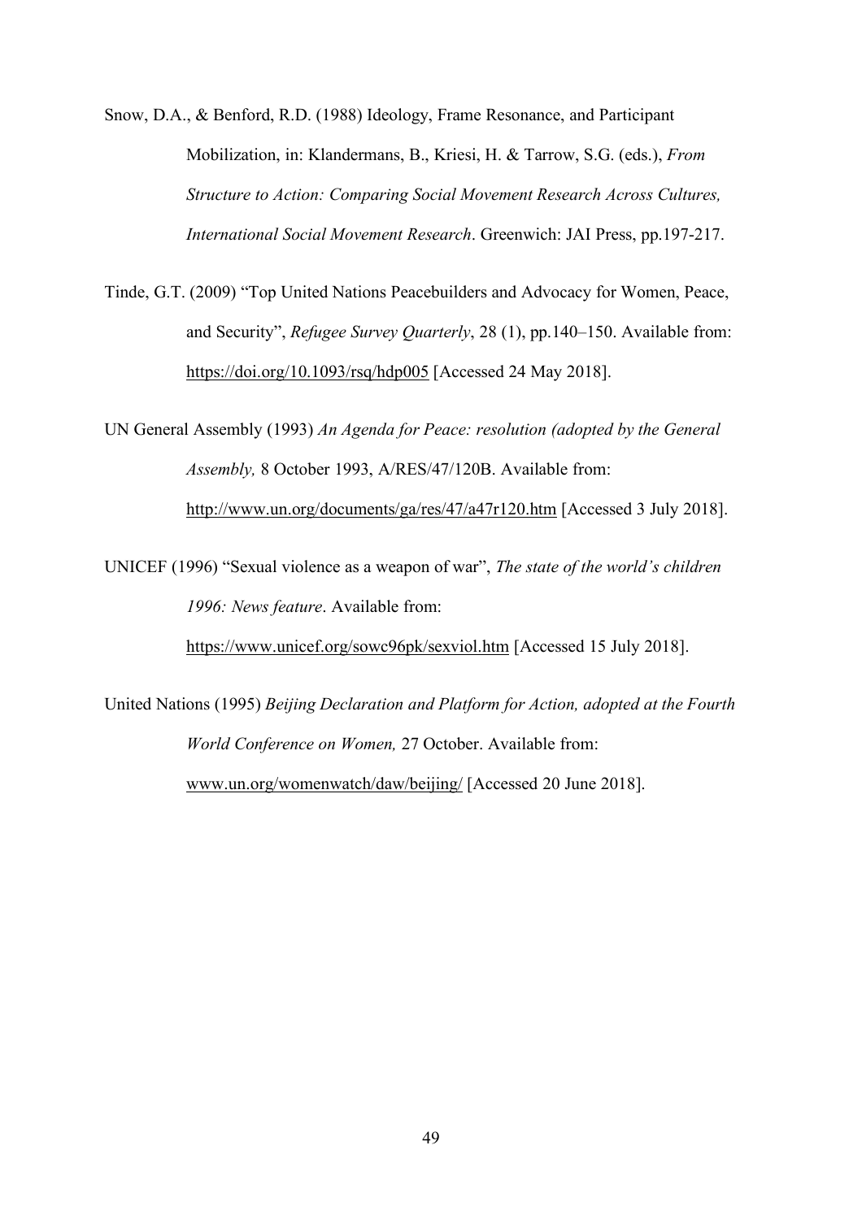Snow, D.A., & Benford, R.D. (1988) Ideology, Frame Resonance, and Participant Mobilization, in: Klandermans, B., Kriesi, H. & Tarrow, S.G. (eds.), *From Structure to Action: Comparing Social Movement Research Across Cultures, International Social Movement Research*. Greenwich: JAI Press, pp.197-217.

Tinde, G.T. (2009) "Top United Nations Peacebuilders and Advocacy for Women, Peace, and Security", *Refugee Survey Quarterly*, 28 (1), pp.140–150. Available from: https://doi.org/10.1093/rsq/hdp005 [Accessed 24 May 2018].

UN General Assembly (1993) *An Agenda for Peace: resolution (adopted by the General Assembly,* 8 October 1993, A/RES/47/120B. Available from: http://www.un.org/documents/ga/res/47/a47r120.htm [Accessed 3 July 2018].

UNICEF (1996) "Sexual violence as a weapon of war", *The state of the world's children 1996: News feature*. Available from: https://www.unicef.org/sowc96pk/sexviol.htm [Accessed 15 July 2018].

United Nations (1995) *Beijing Declaration and Platform for Action, adopted at the Fourth World Conference on Women,* 27 October. Available from: www.un.org/womenwatch/daw/beijing/ [Accessed 20 June 2018].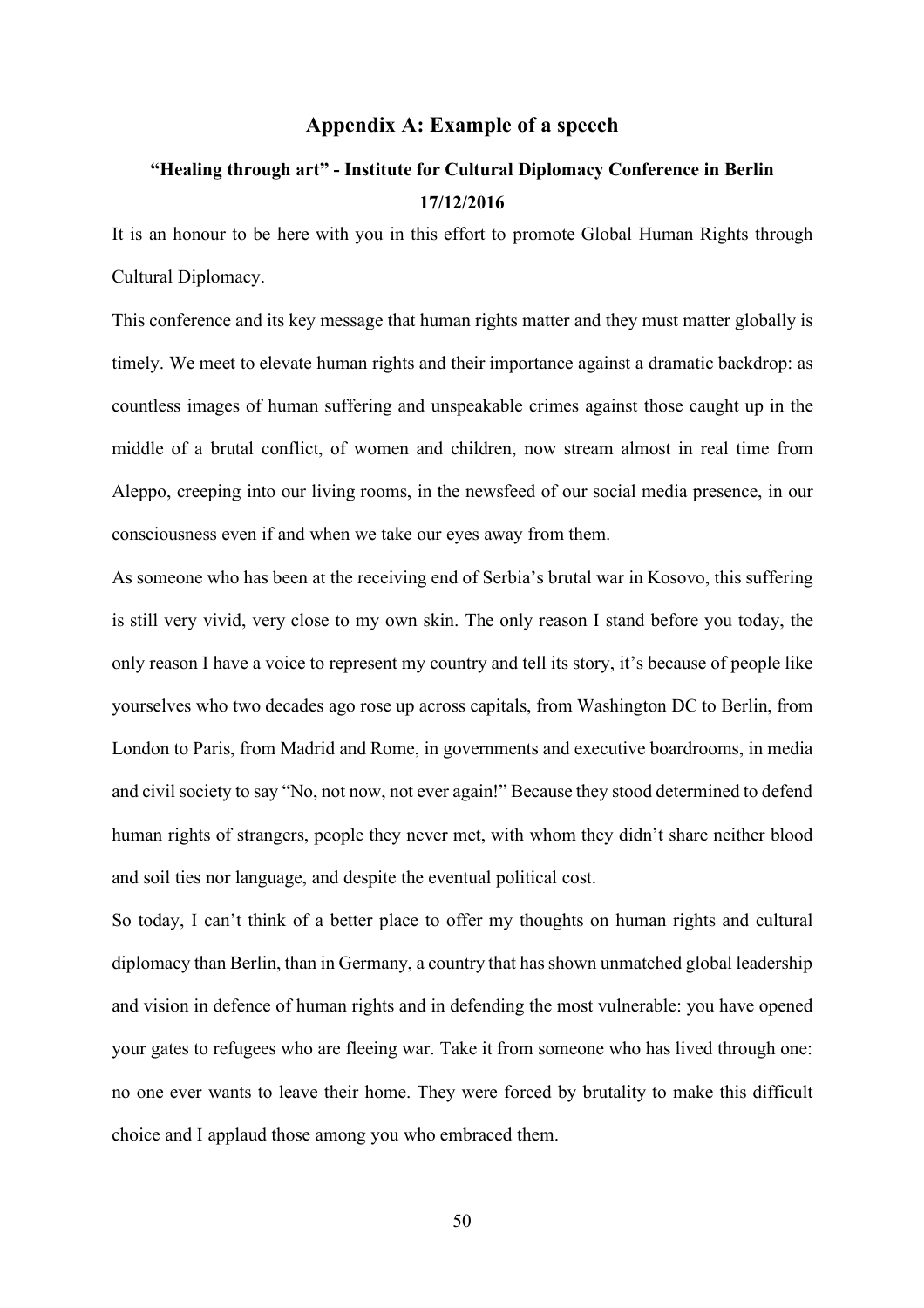## Appendix A: Example of a speech

### "Healing through art" - Institute for Cultural Diplomacy Conference in Berlin 17/12/2016

It is an honour to be here with you in this effort to promote Global Human Rights through Cultural Diplomacy.

This conference and its key message that human rights matter and they must matter globally is timely. We meet to elevate human rights and their importance against a dramatic backdrop: as countless images of human suffering and unspeakable crimes against those caught up in the middle of a brutal conflict, of women and children, now stream almost in real time from Aleppo, creeping into our living rooms, in the newsfeed of our social media presence, in our consciousness even if and when we take our eyes away from them.

As someone who has been at the receiving end of Serbia's brutal war in Kosovo, this suffering is still very vivid, very close to my own skin. The only reason I stand before you today, the only reason I have a voice to represent my country and tell its story, it's because of people like yourselves who two decades ago rose up across capitals, from Washington DC to Berlin, from London to Paris, from Madrid and Rome, in governments and executive boardrooms, in media and civil society to say "No, not now, not ever again!" Because they stood determined to defend human rights of strangers, people they never met, with whom they didn't share neither blood and soil ties nor language, and despite the eventual political cost.

So today, I can't think of a better place to offer my thoughts on human rights and cultural diplomacy than Berlin, than in Germany, a country that has shown unmatched global leadership and vision in defence of human rights and in defending the most vulnerable: you have opened your gates to refugees who are fleeing war. Take it from someone who has lived through one: no one ever wants to leave their home. They were forced by brutality to make this difficult choice and I applaud those among you who embraced them.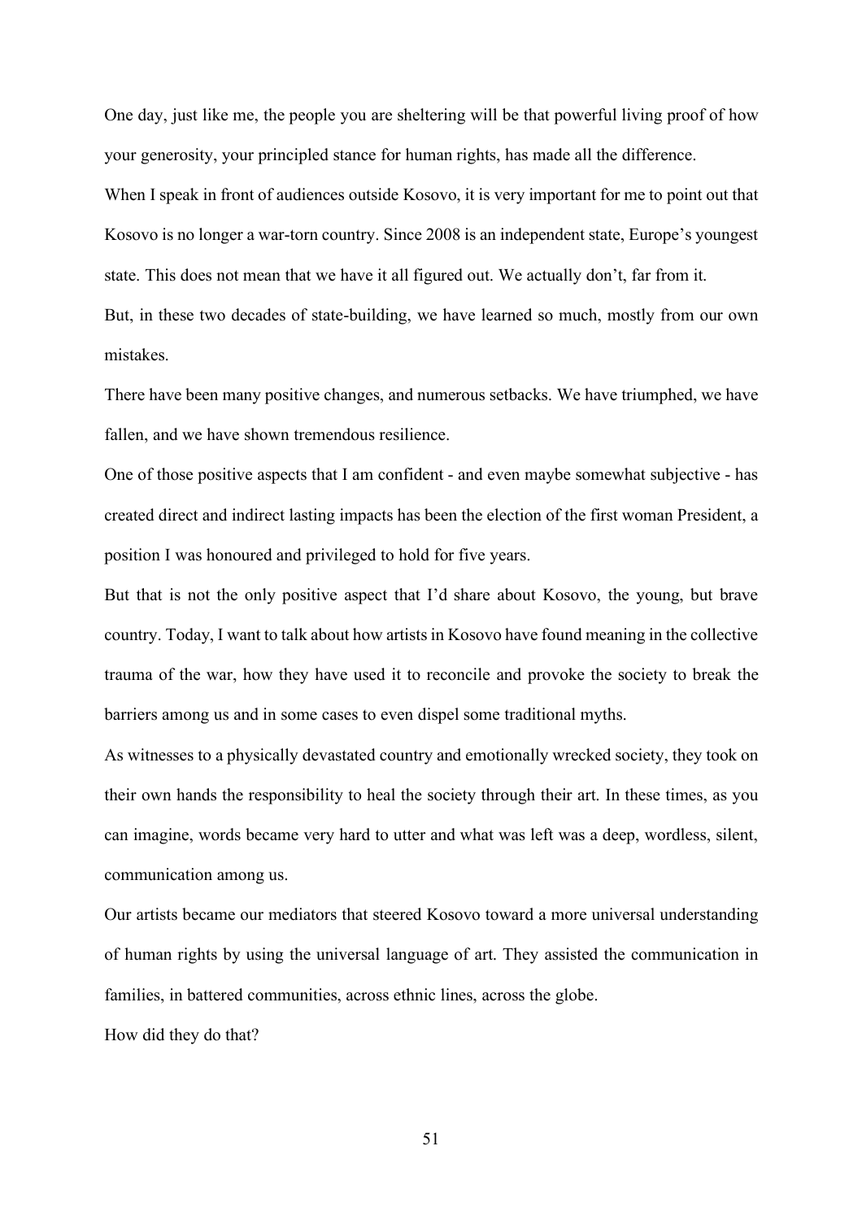One day, just like me, the people you are sheltering will be that powerful living proof of how your generosity, your principled stance for human rights, has made all the difference.

When I speak in front of audiences outside Kosovo, it is very important for me to point out that Kosovo is no longer a war-torn country. Since 2008 is an independent state, Europe's youngest state. This does not mean that we have it all figured out. We actually don't, far from it.

But, in these two decades of state-building, we have learned so much, mostly from our own mistakes.

There have been many positive changes, and numerous setbacks. We have triumphed, we have fallen, and we have shown tremendous resilience.

One of those positive aspects that I am confident - and even maybe somewhat subjective - has created direct and indirect lasting impacts has been the election of the first woman President, a position I was honoured and privileged to hold for five years.

But that is not the only positive aspect that I'd share about Kosovo, the young, but brave country. Today, I want to talk about how artists in Kosovo have found meaning in the collective trauma of the war, how they have used it to reconcile and provoke the society to break the barriers among us and in some cases to even dispel some traditional myths.

As witnesses to a physically devastated country and emotionally wrecked society, they took on their own hands the responsibility to heal the society through their art. In these times, as you can imagine, words became very hard to utter and what was left was a deep, wordless, silent, communication among us.

Our artists became our mediators that steered Kosovo toward a more universal understanding of human rights by using the universal language of art. They assisted the communication in families, in battered communities, across ethnic lines, across the globe.

How did they do that?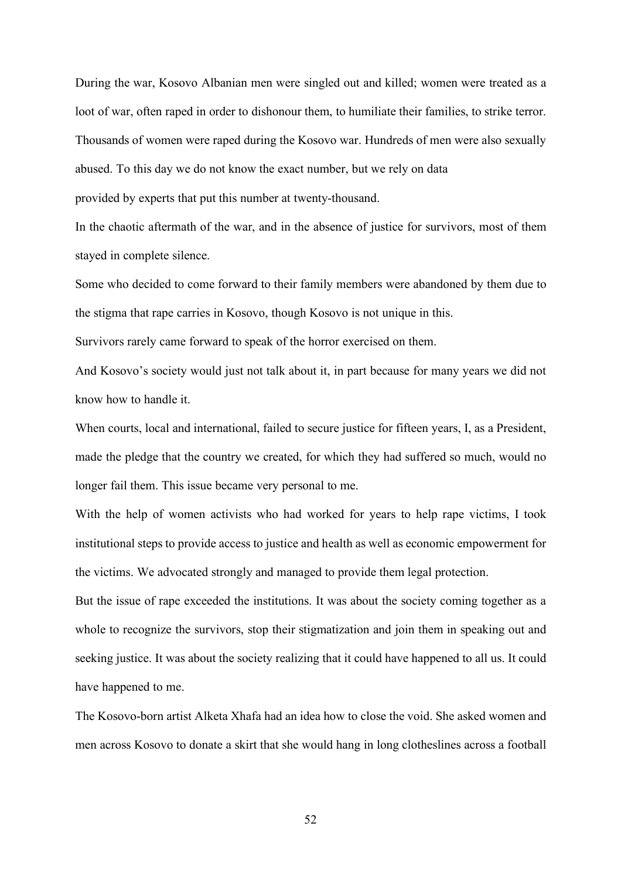During the war, Kosovo Albanian men were singled out and killed; women were treated as a loot of war, often raped in order to dishonour them, to humiliate their families, to strike terror. Thousands of women were raped during the Kosovo war. Hundreds of men were also sexually abused. To this day we do not know the exact number, but we rely on data provided by experts that put this number at twenty-thousand.

In the chaotic aftermath of the war, and in the absence of justice for survivors, most of them stayed in complete silence.

Some who decided to come forward to their family members were abandoned by them due to the stigma that rape carries in Kosovo, though Kosovo is not unique in this.

Survivors rarely came forward to speak of the horror exercised on them.

And Kosovo's society would just not talk about it, in part because for many years we did not know how to handle it.

When courts, local and international, failed to secure justice for fifteen years, I, as a President, made the pledge that the country we created, for which they had suffered so much, would no longer fail them. This issue became very personal to me.

With the help of women activists who had worked for years to help rape victims, I took institutional steps to provide access to justice and health as well as economic empowerment for the victims. We advocated strongly and managed to provide them legal protection.

But the issue of rape exceeded the institutions. It was about the society coming together as a whole to recognize the survivors, stop their stigmatization and join them in speaking out and seeking justice. It was about the society realizing that it could have happened to all us. It could have happened to me.

The Kosovo-born artist Alketa Xhafa had an idea how to close the void. She asked women and men across Kosovo to donate a skirt that she would hang in long clotheslines across a football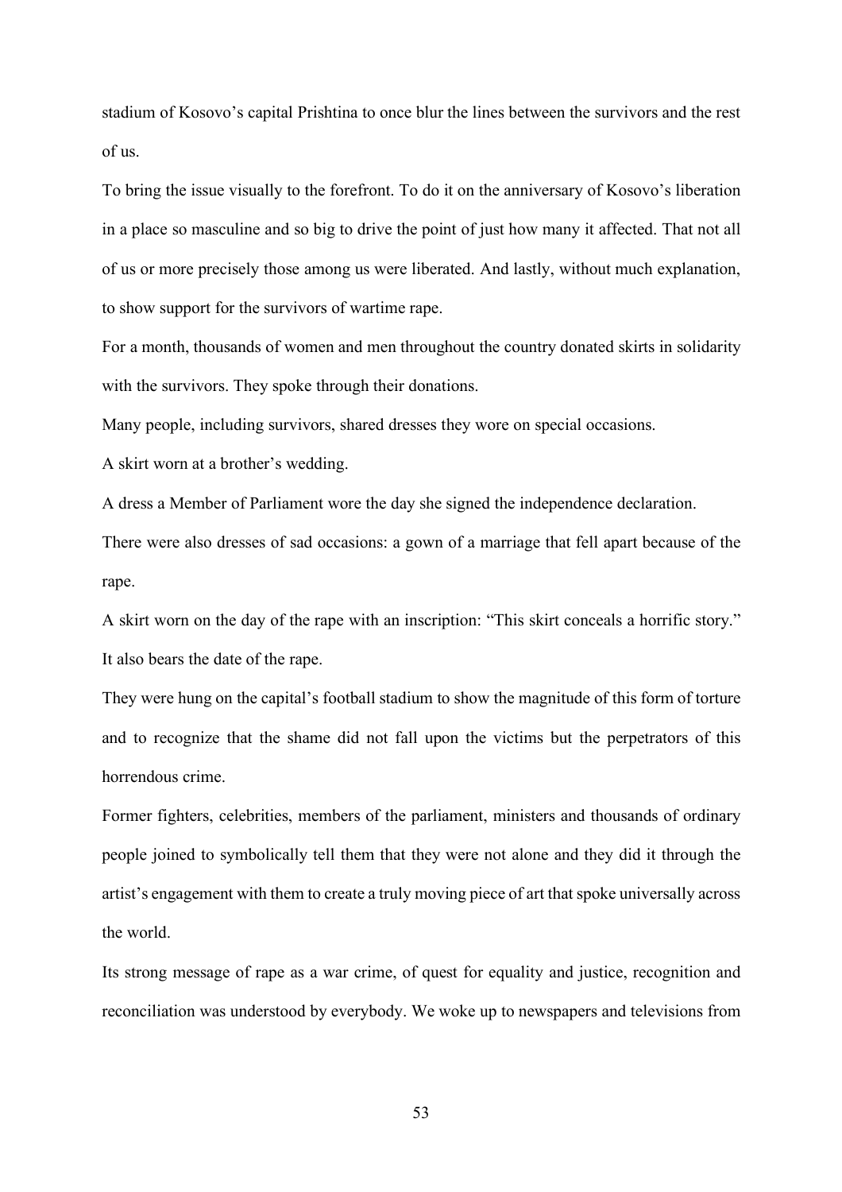stadium of Kosovo's capital Prishtina to once blur the lines between the survivors and the rest of us.

To bring the issue visually to the forefront. To do it on the anniversary of Kosovo's liberation in a place so masculine and so big to drive the point of just how many it affected. That not all of us or more precisely those among us were liberated. And lastly, without much explanation, to show support for the survivors of wartime rape.

For a month, thousands of women and men throughout the country donated skirts in solidarity with the survivors. They spoke through their donations.

Many people, including survivors, shared dresses they wore on special occasions.

A skirt worn at a brother's wedding.

A dress a Member of Parliament wore the day she signed the independence declaration.

There were also dresses of sad occasions: a gown of a marriage that fell apart because of the rape.

A skirt worn on the day of the rape with an inscription: "This skirt conceals a horrific story." It also bears the date of the rape.

They were hung on the capital's football stadium to show the magnitude of this form of torture and to recognize that the shame did not fall upon the victims but the perpetrators of this horrendous crime.

Former fighters, celebrities, members of the parliament, ministers and thousands of ordinary people joined to symbolically tell them that they were not alone and they did it through the artist's engagement with them to create a truly moving piece of art that spoke universally across the world.

Its strong message of rape as a war crime, of quest for equality and justice, recognition and reconciliation was understood by everybody. We woke up to newspapers and televisions from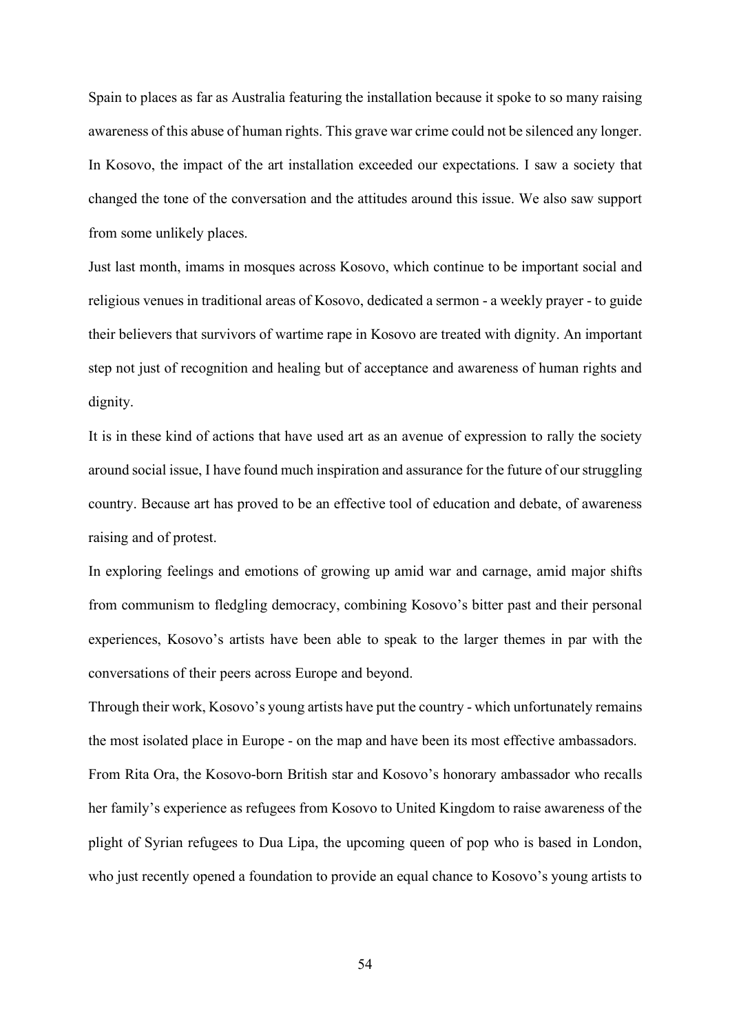Spain to places as far as Australia featuring the installation because it spoke to so many raising awareness of this abuse of human rights. This grave war crime could not be silenced any longer. In Kosovo, the impact of the art installation exceeded our expectations. I saw a society that changed the tone of the conversation and the attitudes around this issue. We also saw support from some unlikely places.

Just last month, imams in mosques across Kosovo, which continue to be important social and religious venues in traditional areas of Kosovo, dedicated a sermon - a weekly prayer - to guide their believers that survivors of wartime rape in Kosovo are treated with dignity. An important step not just of recognition and healing but of acceptance and awareness of human rights and dignity.

It is in these kind of actions that have used art as an avenue of expression to rally the society around social issue, I have found much inspiration and assurance for the future of our struggling country. Because art has proved to be an effective tool of education and debate, of awareness raising and of protest.

In exploring feelings and emotions of growing up amid war and carnage, amid major shifts from communism to fledgling democracy, combining Kosovo's bitter past and their personal experiences, Kosovo's artists have been able to speak to the larger themes in par with the conversations of their peers across Europe and beyond.

Through their work, Kosovo's young artists have put the country - which unfortunately remains the most isolated place in Europe - on the map and have been its most effective ambassadors.

From Rita Ora, the Kosovo-born British star and Kosovo's honorary ambassador who recalls her family's experience as refugees from Kosovo to United Kingdom to raise awareness of the plight of Syrian refugees to Dua Lipa, the upcoming queen of pop who is based in London, who just recently opened a foundation to provide an equal chance to Kosovo's young artists to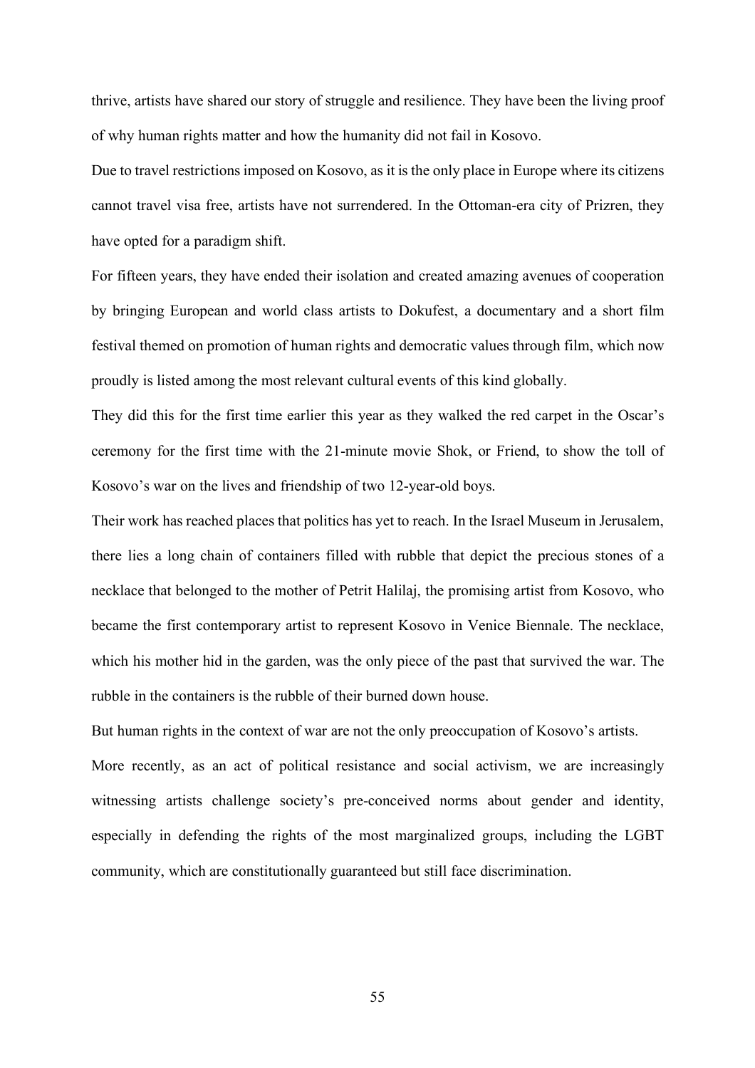thrive, artists have shared our story of struggle and resilience. They have been the living proof of why human rights matter and how the humanity did not fail in Kosovo.

Due to travel restrictions imposed on Kosovo, as it is the only place in Europe where its citizens cannot travel visa free, artists have not surrendered. In the Ottoman-era city of Prizren, they have opted for a paradigm shift.

For fifteen years, they have ended their isolation and created amazing avenues of cooperation by bringing European and world class artists to Dokufest, a documentary and a short film festival themed on promotion of human rights and democratic values through film, which now proudly is listed among the most relevant cultural events of this kind globally.

They did this for the first time earlier this year as they walked the red carpet in the Oscar's ceremony for the first time with the 21-minute movie Shok, or Friend, to show the toll of Kosovo's war on the lives and friendship of two 12-year-old boys.

Their work has reached places that politics has yet to reach. In the Israel Museum in Jerusalem, there lies a long chain of containers filled with rubble that depict the precious stones of a necklace that belonged to the mother of Petrit Halilaj, the promising artist from Kosovo, who became the first contemporary artist to represent Kosovo in Venice Biennale. The necklace, which his mother hid in the garden, was the only piece of the past that survived the war. The rubble in the containers is the rubble of their burned down house.

But human rights in the context of war are not the only preoccupation of Kosovo's artists.

More recently, as an act of political resistance and social activism, we are increasingly witnessing artists challenge society's pre-conceived norms about gender and identity, especially in defending the rights of the most marginalized groups, including the LGBT community, which are constitutionally guaranteed but still face discrimination.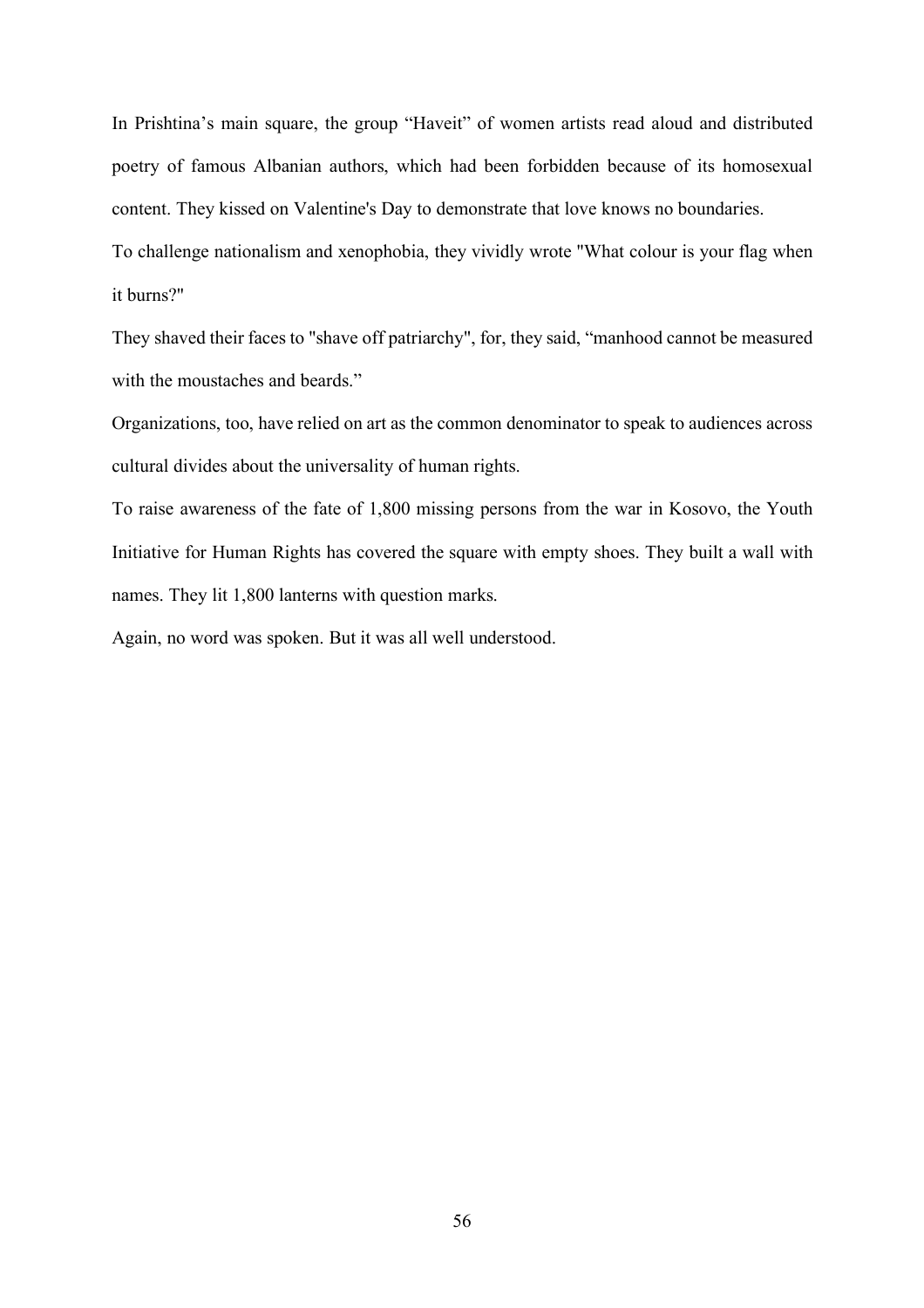In Prishtina's main square, the group "Haveit" of women artists read aloud and distributed poetry of famous Albanian authors, which had been forbidden because of its homosexual content. They kissed on Valentine's Day to demonstrate that love knows no boundaries.

To challenge nationalism and xenophobia, they vividly wrote "What colour is your flag when it burns?"

They shaved their faces to "shave off patriarchy", for, they said, "manhood cannot be measured with the moustaches and beards."

Organizations, too, have relied on art as the common denominator to speak to audiences across cultural divides about the universality of human rights.

To raise awareness of the fate of 1,800 missing persons from the war in Kosovo, the Youth Initiative for Human Rights has covered the square with empty shoes. They built a wall with names. They lit 1,800 lanterns with question marks.

Again, no word was spoken. But it was all well understood.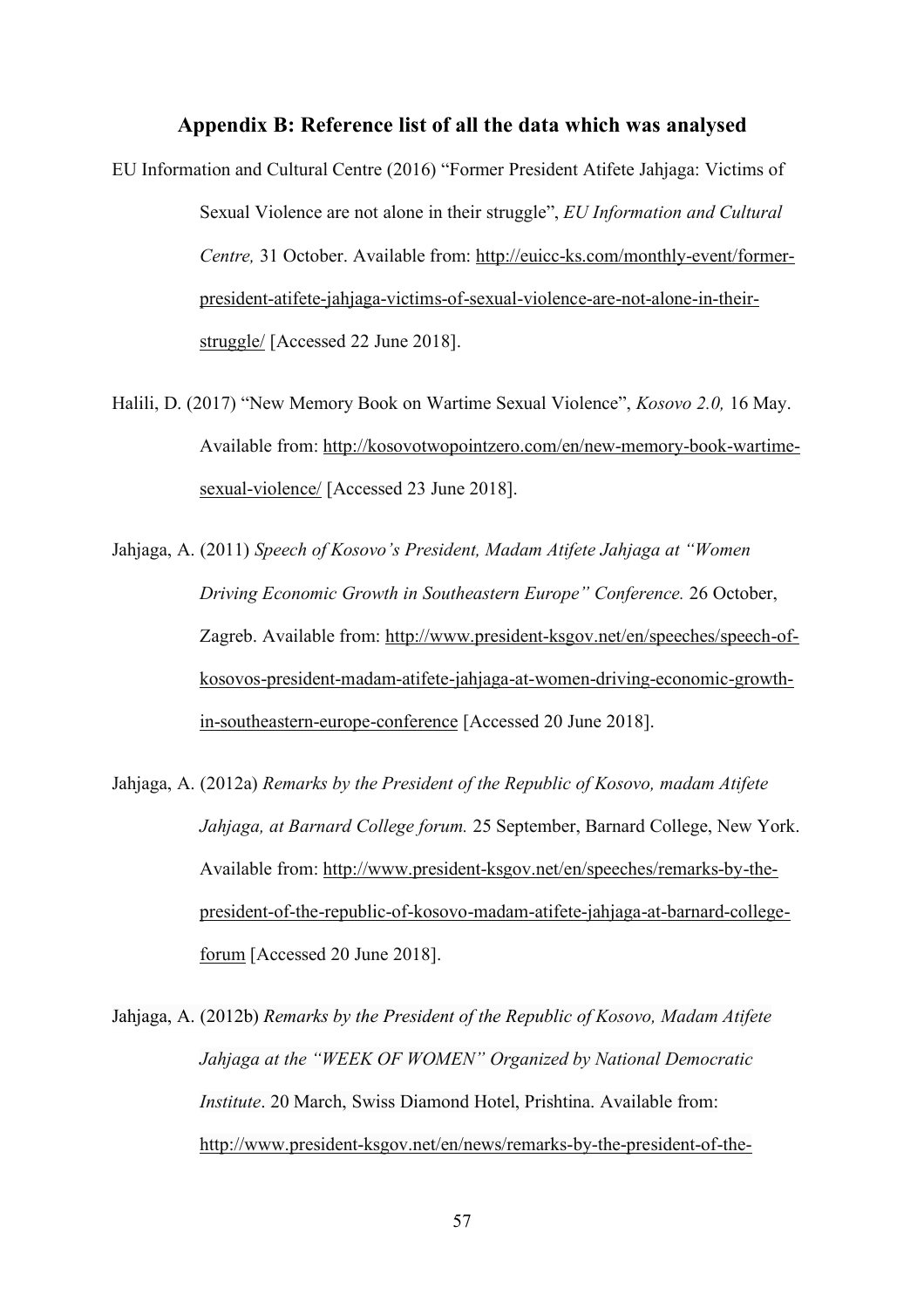## Appendix B: Reference list of all the data which was analysed

EU Information and Cultural Centre (2016) "Former President Atifete Jahjaga: Victims of Sexual Violence are not alone in their struggle", *EU Information and Cultural Centre,* 31 October. Available from: http://euicc-ks.com/monthly-event/former-president-atifete-jahjaga-victims-of-sexual-violence-are-not-alone-in-their-struggle/ [Accessed 22 June 2018].

Halili, D. (2017) "New Memory Book on Wartime Sexual Violence", *Kosovo 2.0,* 16 May. Available from: http://kosovotwopointzero.com/en/new-memory-book-wartime-sexual-violence/ [Accessed 23 June 2018].

Jahjaga, A. (2011) *Speech of Kosovo's President, Madam Atifete Jahjaga at "Women Driving Economic Growth in Southeastern Europe" Conference.* 26 October, Zagreb. Available from: http://www.president-ksgov.net/en/speeches/speech-of-kosovos-president-madam-atifete-jahjaga-at-women-driving-economic-growth-in-southeastern-europe-conference [Accessed 20 June 2018].

Jahjaga, A. (2012a) *Remarks by the President of the Republic of Kosovo, madam Atifete Jahjaga, at Barnard College forum.* 25 September, Barnard College, New York. Available from: http://www.president-ksgov.net/en/speeches/remarks-by-the-president-of-the-republic-of-kosovo-madam-atifete-jahjaga-at-barnard-college-forum [Accessed 20 June 2018].

Jahjaga, A. (2012b) *Remarks by the President of the Republic of Kosovo, Madam Atifete Jahjaga at the "WEEK OF WOMEN" Organized by National Democratic Institute*. 20 March, Swiss Diamond Hotel, Prishtina. Available from: http://www.president-ksgov.net/en/news/remarks-by-the-president-of-the-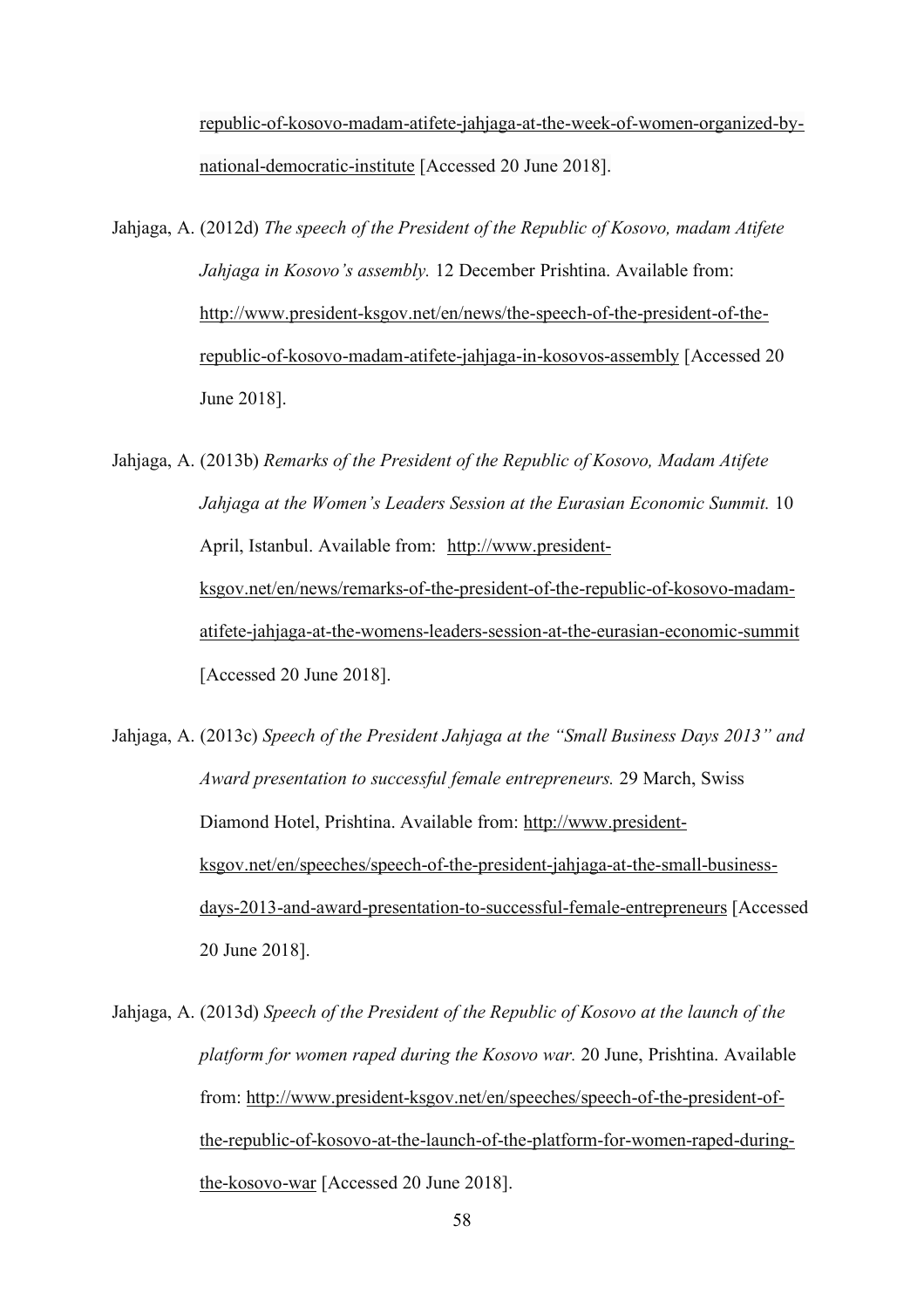republic-of-kosovo-madam-atifete-jahjaga-at-the-week-of-women-organized-by-national-democratic-institute [Accessed 20 June 2018].

Jahjaga, A. (2012d) *The speech of the President of the Republic of Kosovo, madam Atifete Jahjaga in Kosovo's assembly.* 12 December Prishtina. Available from: http://www.president-ksgov.net/en/news/the-speech-of-the-president-of-the-republic-of-kosovo-madam-atifete-jahjaga-in-kosovos-assembly [Accessed 20 June 2018].

Jahjaga, A. (2013b) *Remarks of the President of the Republic of Kosovo, Madam Atifete Jahjaga at the Women's Leaders Session at the Eurasian Economic Summit.* 10 April, Istanbul. Available from: http://www.president-ksgov.net/en/news/remarks-of-the-president-of-the-republic-of-kosovo-madam-atifete-jahjaga-at-the-womens-leaders-session-at-the-eurasian-economic-summit [Accessed 20 June 2018].

Jahjaga, A. (2013c) *Speech of the President Jahjaga at the "Small Business Days 2013" and Award presentation to successful female entrepreneurs.* 29 March, Swiss Diamond Hotel, Prishtina. Available from: http://www.president-ksgov.net/en/speeches/speech-of-the-president-jahjaga-at-the-small-business-days-2013-and-award-presentation-to-successful-female-entrepreneurs [Accessed 20 June 2018].

Jahjaga, A. (2013d) *Speech of the President of the Republic of Kosovo at the launch of the platform for women raped during the Kosovo war.* 20 June, Prishtina. Available from: http://www.president-ksgov.net/en/speeches/speech-of-the-president-of-the-republic-of-kosovo-at-the-launch-of-the-platform-for-women-raped-during-the-kosovo-war [Accessed 20 June 2018].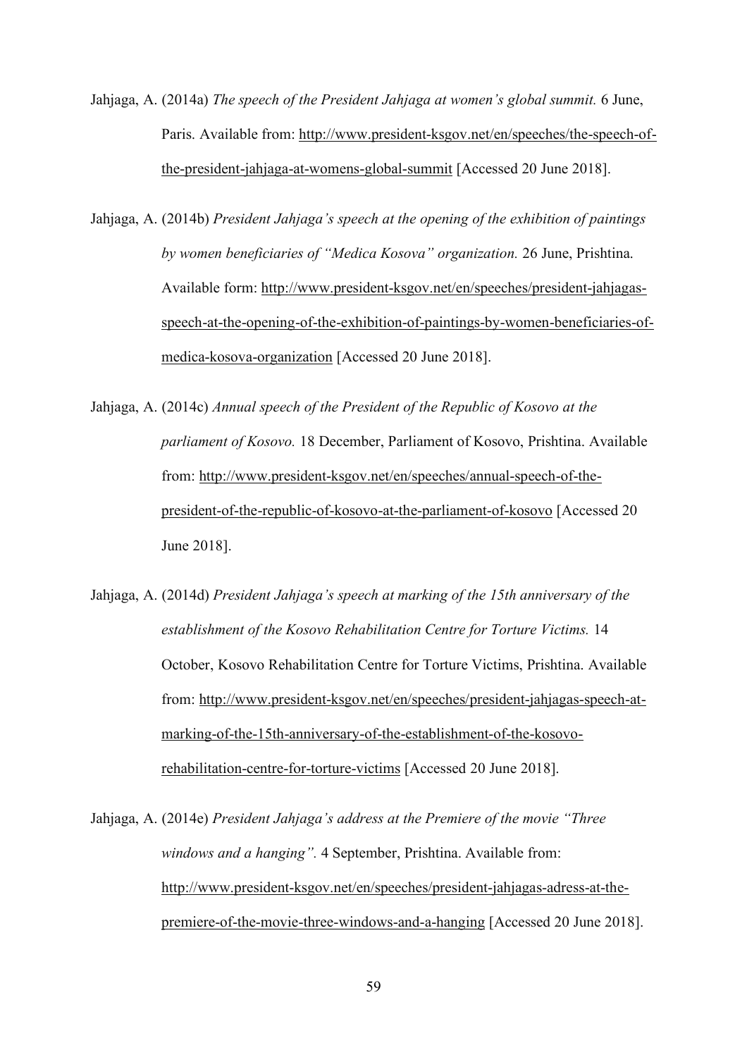Jahjaga, A. (2014a) *The speech of the President Jahjaga at women's global summit.* 6 June, Paris. Available from: http://www.president-ksgov.net/en/speeches/the-speech-of-the-president-jahjaga-at-womens-global-summit [Accessed 20 June 2018].

Jahjaga, A. (2014b) *President Jahjaga's speech at the opening of the exhibition of paintings by women beneficiaries of "Medica Kosova" organization.* 26 June, Prishtina. Available form: http://www.president-ksgov.net/en/speeches/president-jahjagas-speech-at-the-opening-of-the-exhibition-of-paintings-by-women-beneficiaries-of-medica-kosova-organization [Accessed 20 June 2018].

Jahjaga, A. (2014c) *Annual speech of the President of the Republic of Kosovo at the parliament of Kosovo.* 18 December, Parliament of Kosovo, Prishtina. Available from: http://www.president-ksgov.net/en/speeches/annual-speech-of-the-president-of-the-republic-of-kosovo-at-the-parliament-of-kosovo [Accessed 20 June 2018].

Jahjaga, A. (2014d) *President Jahjaga's speech at marking of the 15th anniversary of the establishment of the Kosovo Rehabilitation Centre for Torture Victims.* 14 October, Kosovo Rehabilitation Centre for Torture Victims, Prishtina. Available from: http://www.president-ksgov.net/en/speeches/president-jahjagas-speech-at-marking-of-the-15th-anniversary-of-the-establishment-of-the-kosovo-rehabilitation-centre-for-torture-victims [Accessed 20 June 2018].

Jahjaga, A. (2014e) *President Jahjaga's address at the Premiere of the movie "Three windows and a hanging".* 4 September, Prishtina. Available from: http://www.president-ksgov.net/en/speeches/president-jahjagas-adress-at-the-premiere-of-the-movie-three-windows-and-a-hanging [Accessed 20 June 2018].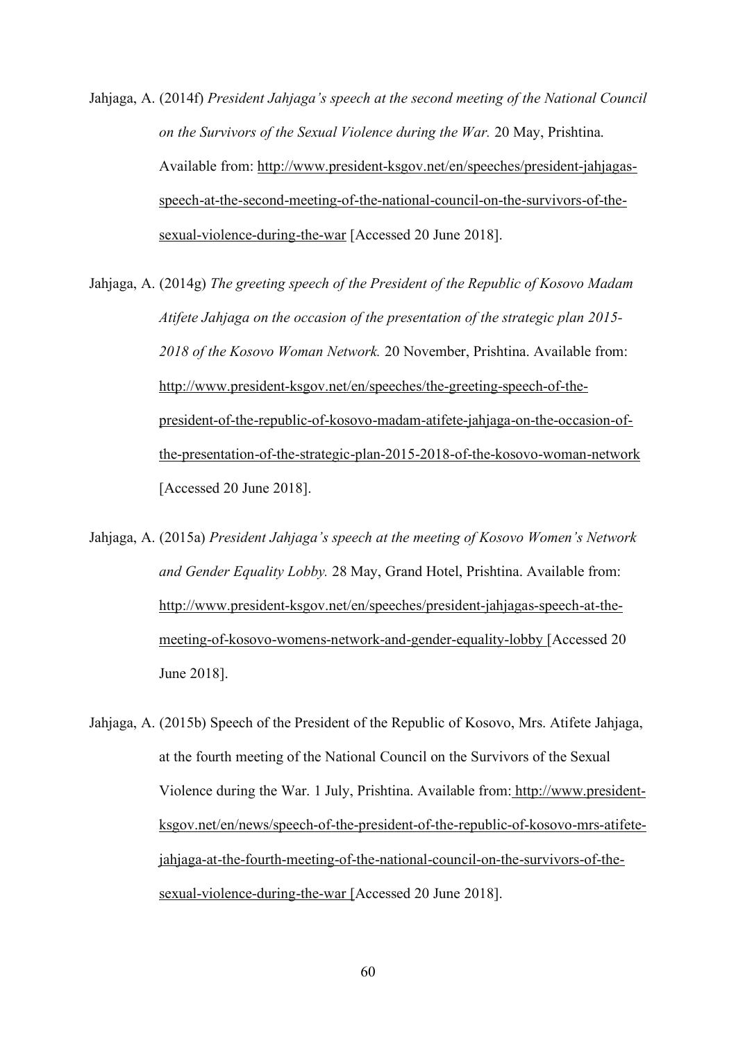Jahjaga, A. (2014f) *President Jahjaga's speech at the second meeting of the National Council on the Survivors of the Sexual Violence during the War.* 20 May, Prishtina. Available from: http://www.president-ksgov.net/en/speeches/president-jahjagas-speech-at-the-second-meeting-of-the-national-council-on-the-survivors-of-the-sexual-violence-during-the-war [Accessed 20 June 2018].

Jahjaga, A. (2014g) *The greeting speech of the President of the Republic of Kosovo Madam Atifete Jahjaga on the occasion of the presentation of the strategic plan 2015-2018 of the Kosovo Woman Network.* 20 November, Prishtina. Available from: http://www.president-ksgov.net/en/speeches/the-greeting-speech-of-the-president-of-the-republic-of-kosovo-madam-atifete-jahjaga-on-the-occasion-of-the-presentation-of-the-strategic-plan-2015-2018-of-the-kosovo-woman-network [Accessed 20 June 2018].

Jahjaga, A. (2015a) *President Jahjaga's speech at the meeting of Kosovo Women's Network and Gender Equality Lobby.* 28 May, Grand Hotel, Prishtina. Available from: http://www.president-ksgov.net/en/speeches/president-jahjagas-speech-at-the-meeting-of-kosovo-womens-network-and-gender-equality-lobby [Accessed 20 June 2018].

Jahjaga, A. (2015b) Speech of the President of the Republic of Kosovo, Mrs. Atifete Jahjaga, at the fourth meeting of the National Council on the Survivors of the Sexual Violence during the War. 1 July, Prishtina. Available from: http://www.president-ksgov.net/en/news/speech-of-the-president-of-the-republic-of-kosovo-mrs-atifete-jahjaga-at-the-fourth-meeting-of-the-national-council-on-the-survivors-of-the-sexual-violence-during-the-war [Accessed 20 June 2018].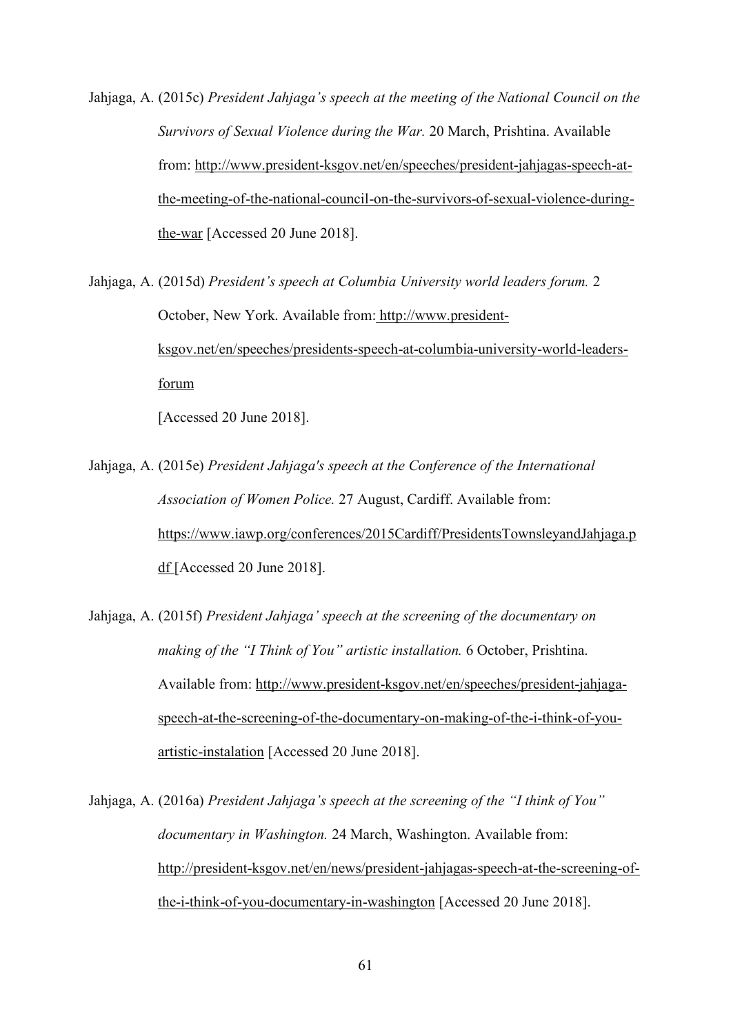Jahjaga, A. (2015c) *President Jahjaga's speech at the meeting of the National Council on the Survivors of Sexual Violence during the War.* 20 March, Prishtina. Available from: http://www.president-ksgov.net/en/speeches/president-jahjagas-speech-at-the-meeting-of-the-national-council-on-the-survivors-of-sexual-violence-during-the-war [Accessed 20 June 2018].

Jahjaga, A. (2015d) *President's speech at Columbia University world leaders forum.* 2 October, New York. Available from: http://www.president-ksgov.net/en/speeches/presidents-speech-at-columbia-university-world-leaders-forum [Accessed 20 June 2018].

Jahjaga, A. (2015e) *President Jahjaga's speech at the Conference of the International Association of Women Police.* 27 August, Cardiff. Available from: https://www.iawp.org/conferences/2015Cardiff/PresidentsTownsleyandJahjaga.pdf [Accessed 20 June 2018].

Jahjaga, A. (2015f) *President Jahjaga' speech at the screening of the documentary on making of the "I Think of You" artistic installation.* 6 October, Prishtina. Available from: http://www.president-ksgov.net/en/speeches/president-jahjaga-speech-at-the-screening-of-the-documentary-on-making-of-the-i-think-of-you-artistic-instalation [Accessed 20 June 2018].

Jahjaga, A. (2016a) *President Jahjaga's speech at the screening of the "I think of You" documentary in Washington.* 24 March, Washington. Available from: http://president-ksgov.net/en/news/president-jahjagas-speech-at-the-screening-of-the-i-think-of-you-documentary-in-washington [Accessed 20 June 2018].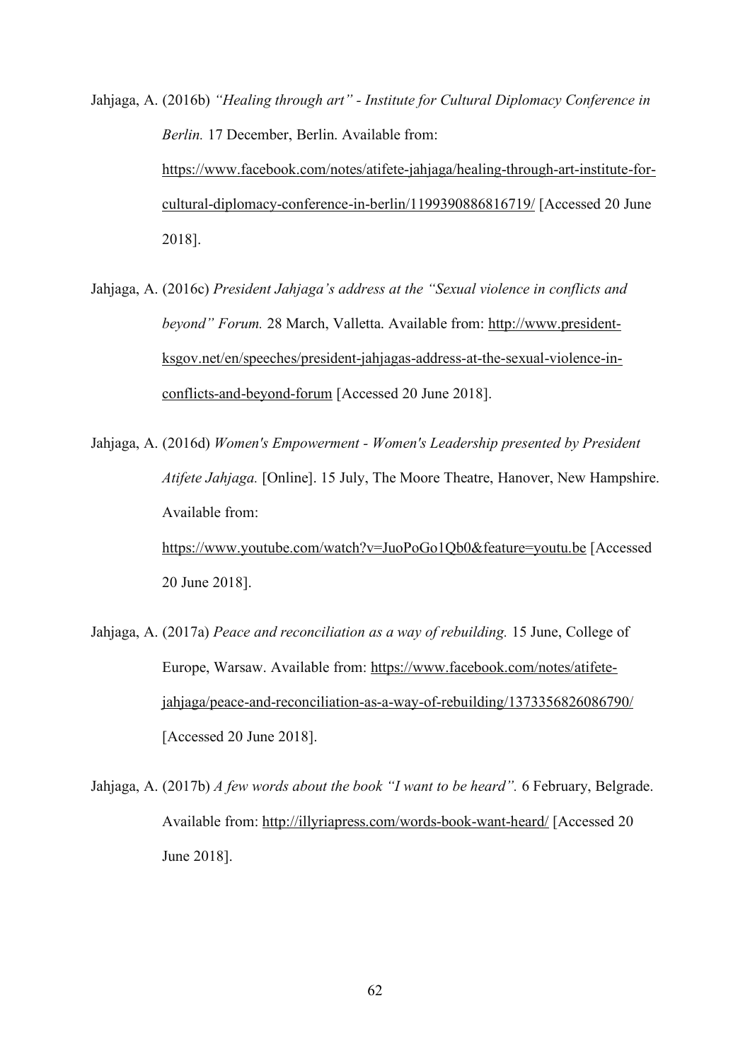Jahjaga, A. (2016b) *"Healing through art" - Institute for Cultural Diplomacy Conference in Berlin.* 17 December, Berlin. Available from: https://www.facebook.com/notes/atifete-jahjaga/healing-through-art-institute-for-cultural-diplomacy-conference-in-berlin/1199390886816719/ [Accessed 20 June 2018].

Jahjaga, A. (2016c) *President Jahjaga's address at the "Sexual violence in conflicts and beyond" Forum.* 28 March, Valletta. Available from: http://www.president-ksgov.net/en/speeches/president-jahjagas-address-at-the-sexual-violence-in-conflicts-and-beyond-forum [Accessed 20 June 2018].

Jahjaga, A. (2016d) *Women's Empowerment - Women's Leadership presented by President Atifete Jahjaga.* [Online]. 15 July, The Moore Theatre, Hanover, New Hampshire. Available from: https://www.youtube.com/watch?v=JuoPoGo1Qb0&feature=youtu.be [Accessed 20 June 2018].

Jahjaga, A. (2017a) *Peace and reconciliation as a way of rebuilding.* 15 June, College of Europe, Warsaw. Available from: https://www.facebook.com/notes/atifete-jahjaga/peace-and-reconciliation-as-a-way-of-rebuilding/1373356826086790/ [Accessed 20 June 2018].

Jahjaga, A. (2017b) *A few words about the book "I want to be heard".* 6 February, Belgrade. Available from: http://illyriapress.com/words-book-want-heard/ [Accessed 20 June 2018].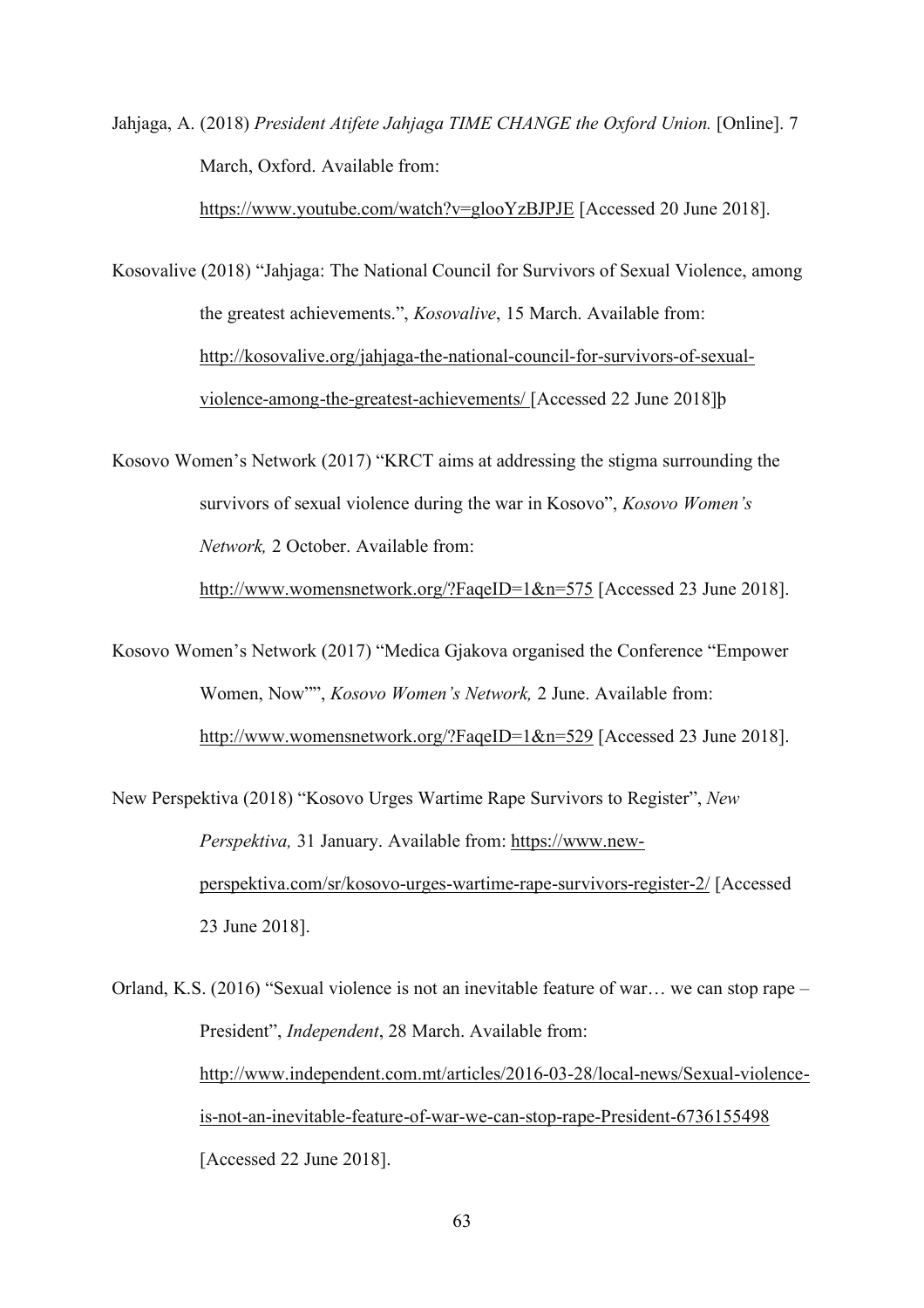Jahjaga, A. (2018) *President Atifete Jahjaga TIME CHANGE the Oxford Union.* [Online]. 7 March, Oxford. Available from: https://www.youtube.com/watch?v=glooYzBJPJE [Accessed 20 June 2018].

Kosovalive (2018) "Jahjaga: The National Council for Survivors of Sexual Violence, among the greatest achievements.", *Kosovalive*, 15 March. Available from: http://kosovalive.org/jahjaga-the-national-council-for-survivors-of-sexual-violence-among-the-greatest-achievements/ [Accessed 22 June 2018]þ

Kosovo Women's Network (2017) "KRCT aims at addressing the stigma surrounding the survivors of sexual violence during the war in Kosovo", *Kosovo Women's Network,* 2 October. Available from: http://www.womensnetwork.org/?FaqeID=1&n=575 [Accessed 23 June 2018].

Kosovo Women's Network (2017) "Medica Gjakova organised the Conference "Empower Women, Now"", *Kosovo Women's Network,* 2 June. Available from: http://www.womensnetwork.org/?FaqeID=1&n=529 [Accessed 23 June 2018].

New Perspektiva (2018) "Kosovo Urges Wartime Rape Survivors to Register", *New Perspektiva,* 31 January. Available from: https://www.new-perspektiva.com/sr/kosovo-urges-wartime-rape-survivors-register-2/ [Accessed 23 June 2018].

Orland, K.S. (2016) "Sexual violence is not an inevitable feature of war… we can stop rape – President", *Independent*, 28 March. Available from: http://www.independent.com.mt/articles/2016-03-28/local-news/Sexual-violence-is-not-an-inevitable-feature-of-war-we-can-stop-rape-President-6736155498 [Accessed 22 June 2018].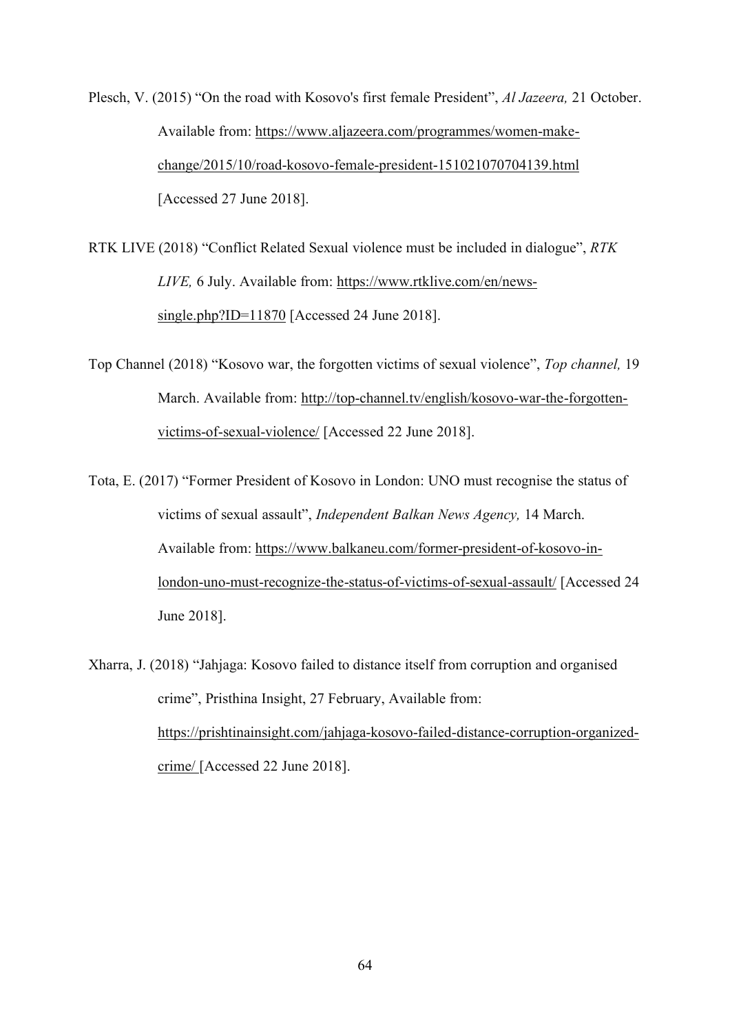Plesch, V. (2015) "On the road with Kosovo's first female President", *Al Jazeera,* 21 October. Available from: https://www.aljazeera.com/programmes/women-make-change/2015/10/road-kosovo-female-president-151021070704139.html [Accessed 27 June 2018].

RTK LIVE (2018) "Conflict Related Sexual violence must be included in dialogue", *RTK LIVE,* 6 July. Available from: https://www.rtklive.com/en/news-single.php?ID=11870 [Accessed 24 June 2018].

Top Channel (2018) "Kosovo war, the forgotten victims of sexual violence", *Top channel,* 19 March. Available from: http://top-channel.tv/english/kosovo-war-the-forgotten-victims-of-sexual-violence/ [Accessed 22 June 2018].

Tota, E. (2017) "Former President of Kosovo in London: UNO must recognise the status of victims of sexual assault", *Independent Balkan News Agency,* 14 March. Available from: https://www.balkaneu.com/former-president-of-kosovo-in-london-uno-must-recognize-the-status-of-victims-of-sexual-assault/ [Accessed 24 June 2018].

Xharra, J. (2018) "Jahjaga: Kosovo failed to distance itself from corruption and organised crime", Pristhina Insight, 27 February, Available from: https://prishtinainsight.com/jahjaga-kosovo-failed-distance-corruption-organized-crime/ [Accessed 22 June 2018].